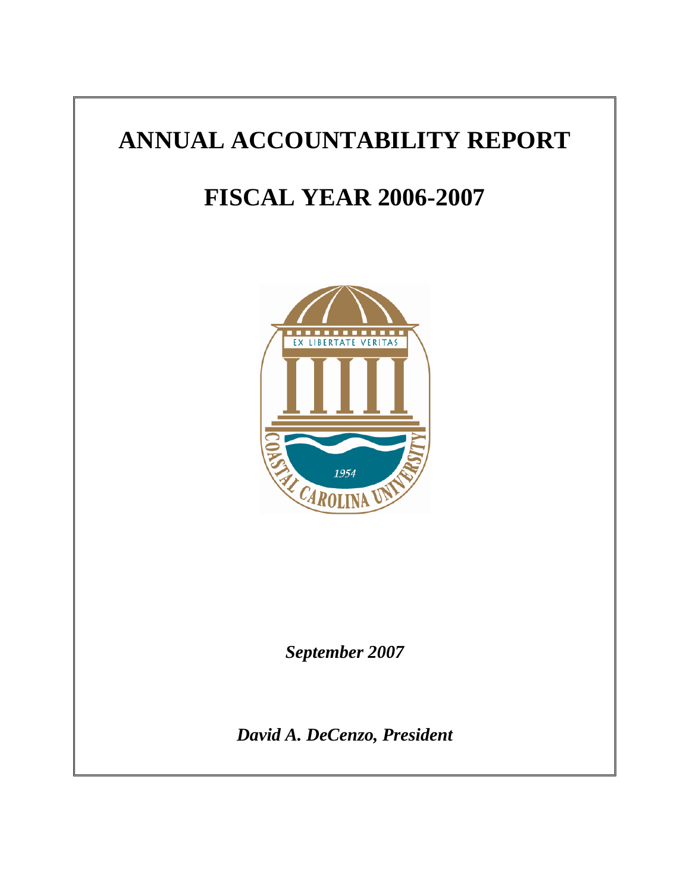# ANNUAL ACCOUNTABILITY REPORT

# FISCAL YEAR 2006-2007

***September 2007***

***David A. DeCenzo, President***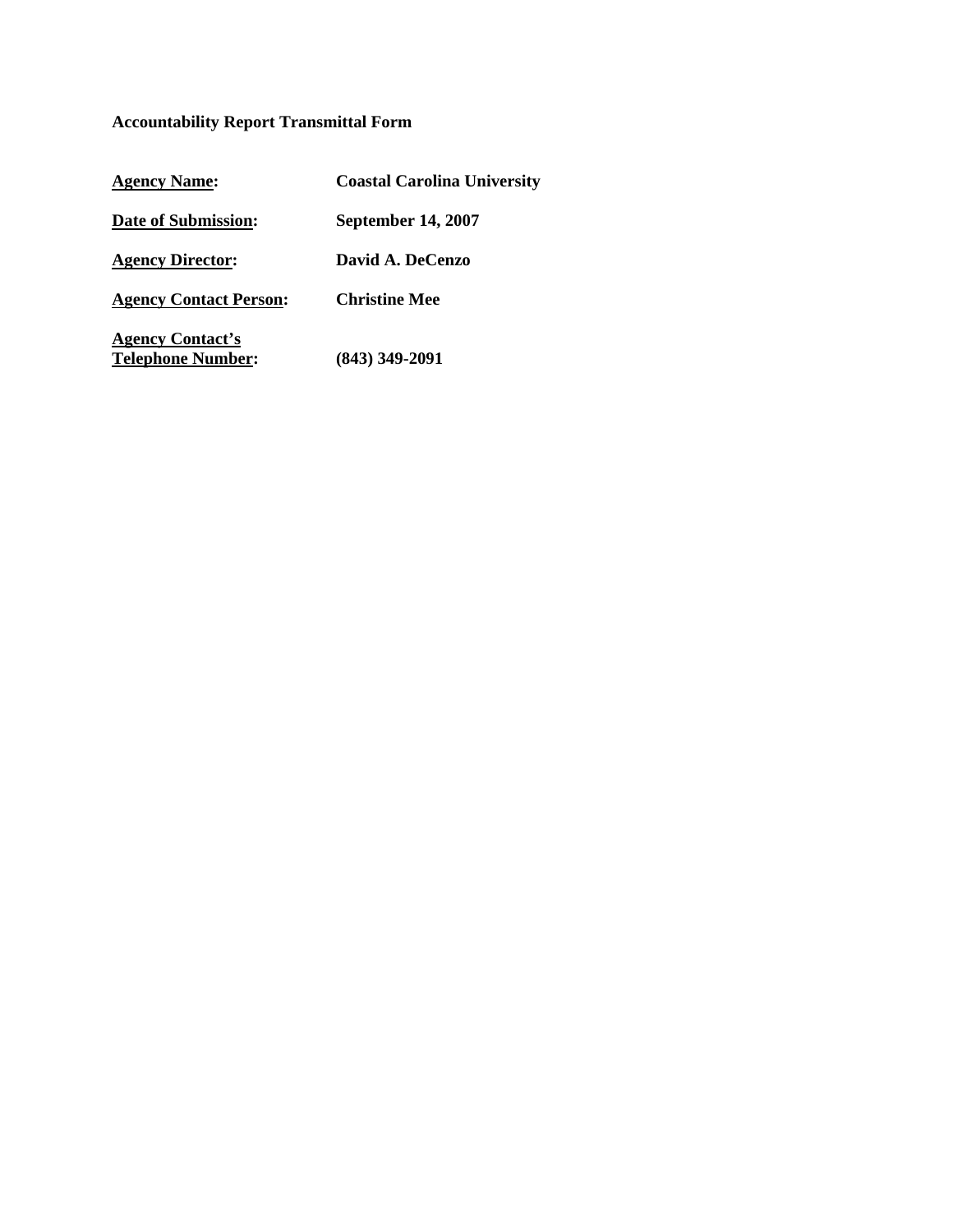**Accountability Report Transmittal Form**

| | |
|---|---|
| **Agency Name:** | **Coastal Carolina University** |
| **Date of Submission:** | **September 14, 2007** |
| **Agency Director:** | **David A. DeCenzo** |
| **Agency Contact Person:** | **Christine Mee** |
| **Agency Contact's Telephone Number:** | **(843) 349-2091** |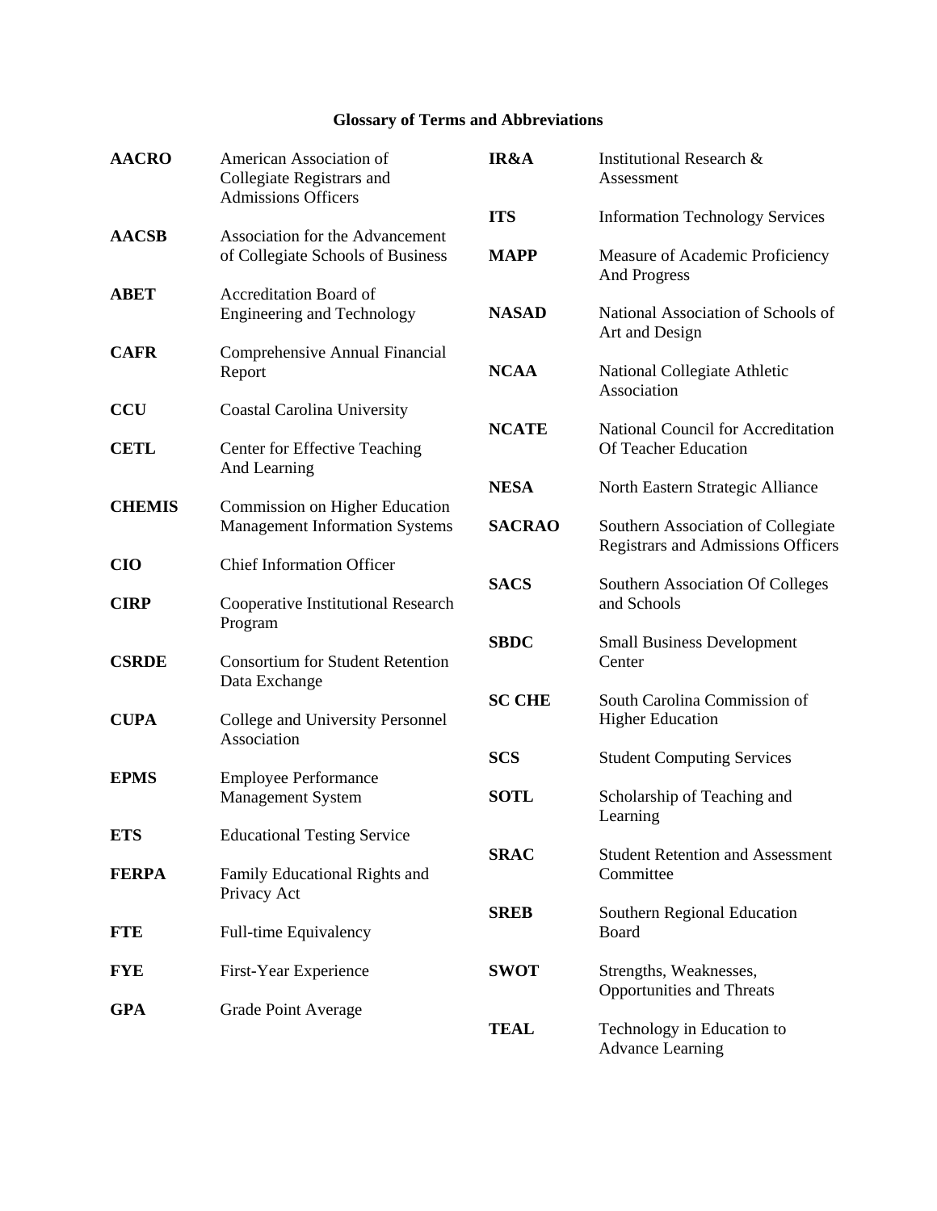## Glossary of Terms and Abbreviations

**AACRO** American Association of Collegiate Registrars and Admissions Officers

**AACSB** Association for the Advancement of Collegiate Schools of Business

**ABET** Accreditation Board of Engineering and Technology

**CAFR** Comprehensive Annual Financial Report

**CCU** Coastal Carolina University

**CETL** Center for Effective Teaching And Learning

**CHEMIS** Commission on Higher Education Management Information Systems

**CIO** Chief Information Officer

**CIRP** Cooperative Institutional Research Program

**CSRDE** Consortium for Student Retention Data Exchange

**CUPA** College and University Personnel Association

**EPMS** Employee Performance Management System

**ETS** Educational Testing Service

**FERPA** Family Educational Rights and Privacy Act

**FTE** Full-time Equivalency

**FYE** First-Year Experience

**GPA** Grade Point Average

**IR&A** Institutional Research & Assessment

**ITS** Information Technology Services

**MAPP** Measure of Academic Proficiency And Progress

**NASAD** National Association of Schools of Art and Design

**NCAA** National Collegiate Athletic Association

**NCATE** National Council for Accreditation Of Teacher Education

**NESA** North Eastern Strategic Alliance

**SACRAO** Southern Association of Collegiate Registrars and Admissions Officers

**SACS** Southern Association Of Colleges and Schools

**SBDC** Small Business Development Center

**SC CHE** South Carolina Commission of Higher Education

**SCS** Student Computing Services

**SOTL** Scholarship of Teaching and Learning

**SRAC** Student Retention and Assessment Committee

**SREB** Southern Regional Education Board

**SWOT** Strengths, Weaknesses, Opportunities and Threats

**TEAL** Technology in Education to Advance Learning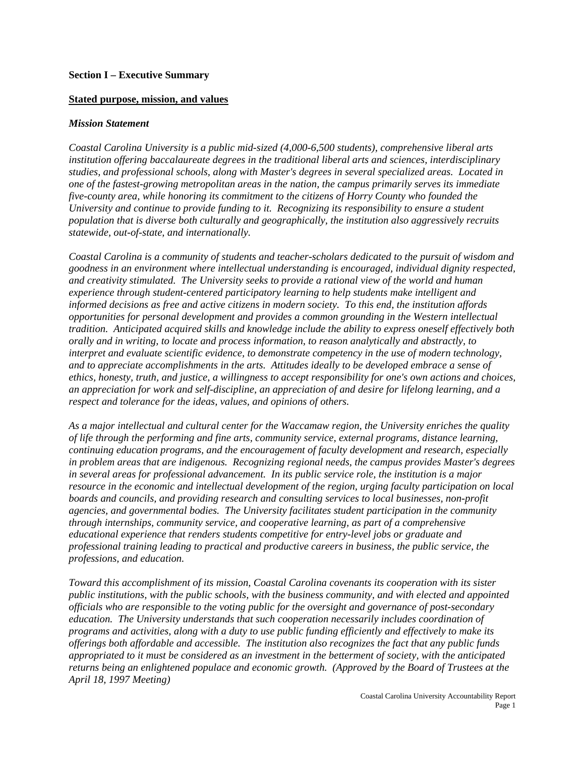**Section I – Executive Summary**

**Stated purpose, mission, and values**

***Mission Statement***

*Coastal Carolina University is a public mid-sized (4,000-6,500 students), comprehensive liberal arts institution offering baccalaureate degrees in the traditional liberal arts and sciences, interdisciplinary studies, and professional schools, along with Master's degrees in several specialized areas. Located in one of the fastest-growing metropolitan areas in the nation, the campus primarily serves its immediate five-county area, while honoring its commitment to the citizens of Horry County who founded the University and continue to provide funding to it. Recognizing its responsibility to ensure a student population that is diverse both culturally and geographically, the institution also aggressively recruits statewide, out-of-state, and internationally.*

*Coastal Carolina is a community of students and teacher-scholars dedicated to the pursuit of wisdom and goodness in an environment where intellectual understanding is encouraged, individual dignity respected, and creativity stimulated. The University seeks to provide a rational view of the world and human experience through student-centered participatory learning to help students make intelligent and informed decisions as free and active citizens in modern society. To this end, the institution affords opportunities for personal development and provides a common grounding in the Western intellectual tradition. Anticipated acquired skills and knowledge include the ability to express oneself effectively both orally and in writing, to locate and process information, to reason analytically and abstractly, to interpret and evaluate scientific evidence, to demonstrate competency in the use of modern technology, and to appreciate accomplishments in the arts. Attitudes ideally to be developed embrace a sense of ethics, honesty, truth, and justice, a willingness to accept responsibility for one's own actions and choices, an appreciation for work and self-discipline, an appreciation of and desire for lifelong learning, and a respect and tolerance for the ideas, values, and opinions of others.*

*As a major intellectual and cultural center for the Waccamaw region, the University enriches the quality of life through the performing and fine arts, community service, external programs, distance learning, continuing education programs, and the encouragement of faculty development and research, especially in problem areas that are indigenous. Recognizing regional needs, the campus provides Master's degrees in several areas for professional advancement. In its public service role, the institution is a major resource in the economic and intellectual development of the region, urging faculty participation on local boards and councils, and providing research and consulting services to local businesses, non-profit agencies, and governmental bodies. The University facilitates student participation in the community through internships, community service, and cooperative learning, as part of a comprehensive educational experience that renders students competitive for entry-level jobs or graduate and professional training leading to practical and productive careers in business, the public service, the professions, and education.*

*Toward this accomplishment of its mission, Coastal Carolina covenants its cooperation with its sister public institutions, with the public schools, with the business community, and with elected and appointed officials who are responsible to the voting public for the oversight and governance of post-secondary education. The University understands that such cooperation necessarily includes coordination of programs and activities, along with a duty to use public funding efficiently and effectively to make its offerings both affordable and accessible. The institution also recognizes the fact that any public funds appropriated to it must be considered as an investment in the betterment of society, with the anticipated returns being an enlightened populace and economic growth. (Approved by the Board of Trustees at the April 18, 1997 Meeting)*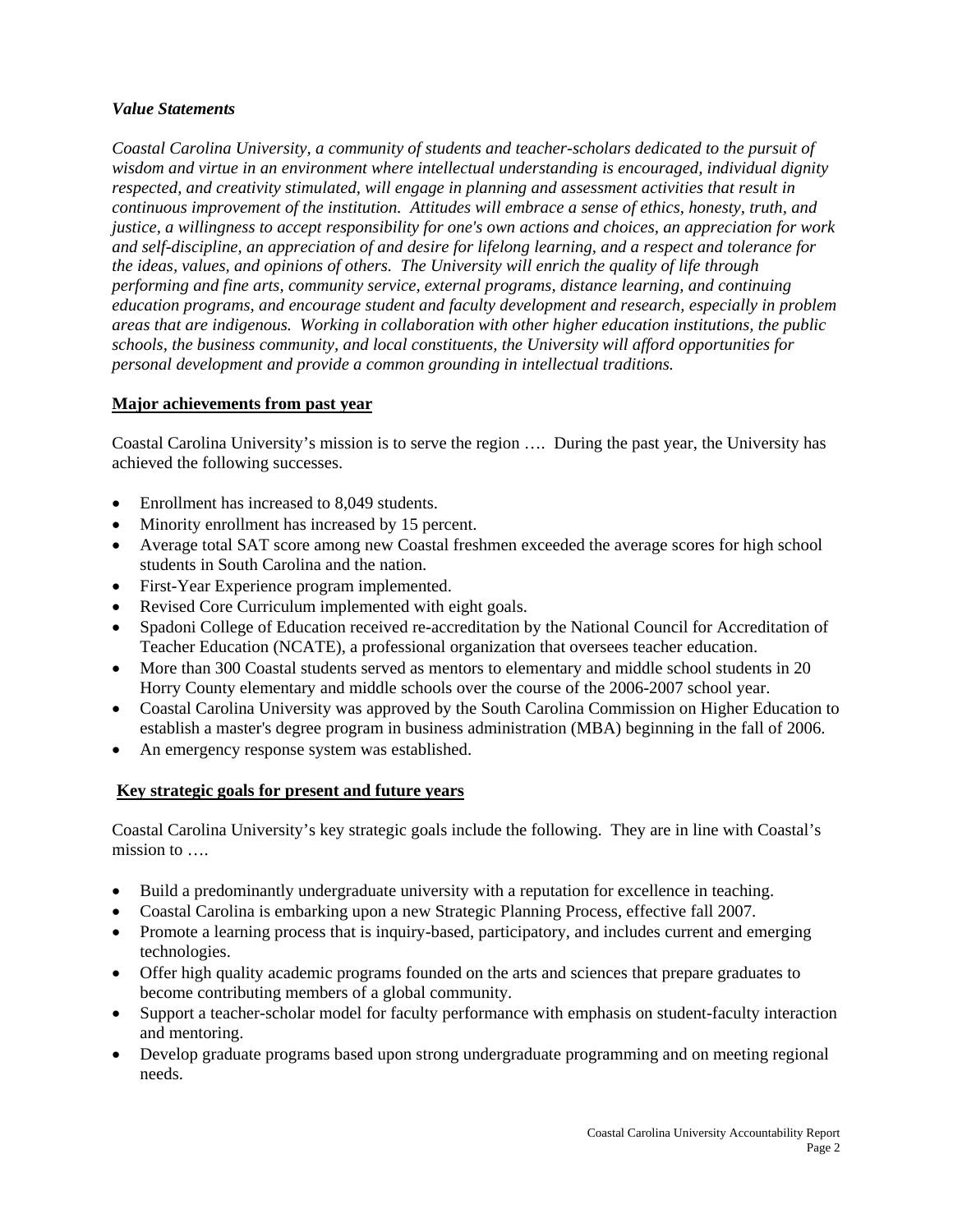***Value Statements***

*Coastal Carolina University, a community of students and teacher-scholars dedicated to the pursuit of wisdom and virtue in an environment where intellectual understanding is encouraged, individual dignity respected, and creativity stimulated, will engage in planning and assessment activities that result in continuous improvement of the institution. Attitudes will embrace a sense of ethics, honesty, truth, and justice, a willingness to accept responsibility for one's own actions and choices, an appreciation for work and self-discipline, an appreciation of and desire for lifelong learning, and a respect and tolerance for the ideas, values, and opinions of others. The University will enrich the quality of life through performing and fine arts, community service, external programs, distance learning, and continuing education programs, and encourage student and faculty development and research, especially in problem areas that are indigenous. Working in collaboration with other higher education institutions, the public schools, the business community, and local constituents, the University will afford opportunities for personal development and provide a common grounding in intellectual traditions.*

**Major achievements from past year**

Coastal Carolina University's mission is to serve the region …. During the past year, the University has achieved the following successes.

- Enrollment has increased to 8,049 students.
- Minority enrollment has increased by 15 percent.
- Average total SAT score among new Coastal freshmen exceeded the average scores for high school students in South Carolina and the nation.
- First-Year Experience program implemented.
- Revised Core Curriculum implemented with eight goals.
- Spadoni College of Education received re-accreditation by the National Council for Accreditation of Teacher Education (NCATE), a professional organization that oversees teacher education.
- More than 300 Coastal students served as mentors to elementary and middle school students in 20 Horry County elementary and middle schools over the course of the 2006-2007 school year.
- Coastal Carolina University was approved by the South Carolina Commission on Higher Education to establish a master's degree program in business administration (MBA) beginning in the fall of 2006.
- An emergency response system was established.

**Key strategic goals for present and future years**

Coastal Carolina University's key strategic goals include the following. They are in line with Coastal's mission to ….

- Build a predominantly undergraduate university with a reputation for excellence in teaching.
- Coastal Carolina is embarking upon a new Strategic Planning Process, effective fall 2007.
- Promote a learning process that is inquiry-based, participatory, and includes current and emerging technologies.
- Offer high quality academic programs founded on the arts and sciences that prepare graduates to become contributing members of a global community.
- Support a teacher-scholar model for faculty performance with emphasis on student-faculty interaction and mentoring.
- Develop graduate programs based upon strong undergraduate programming and on meeting regional needs.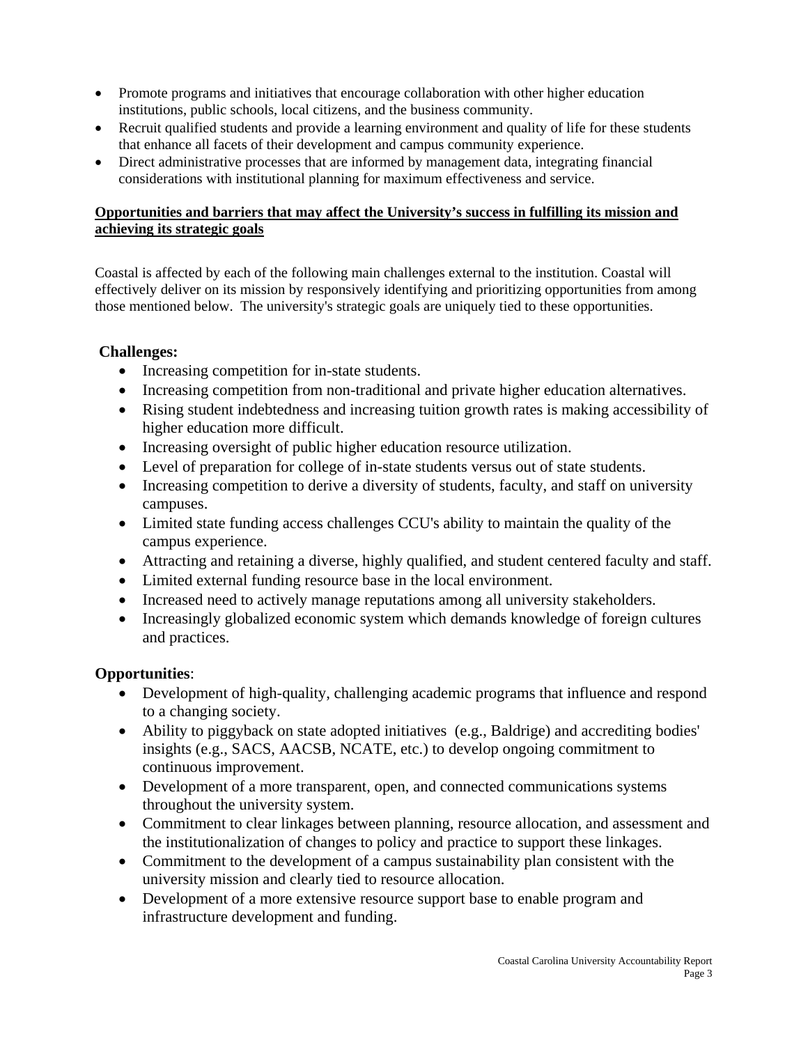- Promote programs and initiatives that encourage collaboration with other higher education institutions, public schools, local citizens, and the business community.
- Recruit qualified students and provide a learning environment and quality of life for these students that enhance all facets of their development and campus community experience.
- Direct administrative processes that are informed by management data, integrating financial considerations with institutional planning for maximum effectiveness and service.

**Opportunities and barriers that may affect the University's success in fulfilling its mission and achieving its strategic goals**

Coastal is affected by each of the following main challenges external to the institution. Coastal will effectively deliver on its mission by responsively identifying and prioritizing opportunities from among those mentioned below. The university's strategic goals are uniquely tied to these opportunities.

**Challenges:**

- Increasing competition for in-state students.
- Increasing competition from non-traditional and private higher education alternatives.
- Rising student indebtedness and increasing tuition growth rates is making accessibility of higher education more difficult.
- Increasing oversight of public higher education resource utilization.
- Level of preparation for college of in-state students versus out of state students.
- Increasing competition to derive a diversity of students, faculty, and staff on university campuses.
- Limited state funding access challenges CCU's ability to maintain the quality of the campus experience.
- Attracting and retaining a diverse, highly qualified, and student centered faculty and staff.
- Limited external funding resource base in the local environment.
- Increased need to actively manage reputations among all university stakeholders.
- Increasingly globalized economic system which demands knowledge of foreign cultures and practices.

**Opportunities**:

- Development of high-quality, challenging academic programs that influence and respond to a changing society.
- Ability to piggyback on state adopted initiatives (e.g., Baldrige) and accrediting bodies' insights (e.g., SACS, AACSB, NCATE, etc.) to develop ongoing commitment to continuous improvement.
- Development of a more transparent, open, and connected communications systems throughout the university system.
- Commitment to clear linkages between planning, resource allocation, and assessment and the institutionalization of changes to policy and practice to support these linkages.
- Commitment to the development of a campus sustainability plan consistent with the university mission and clearly tied to resource allocation.
- Development of a more extensive resource support base to enable program and infrastructure development and funding.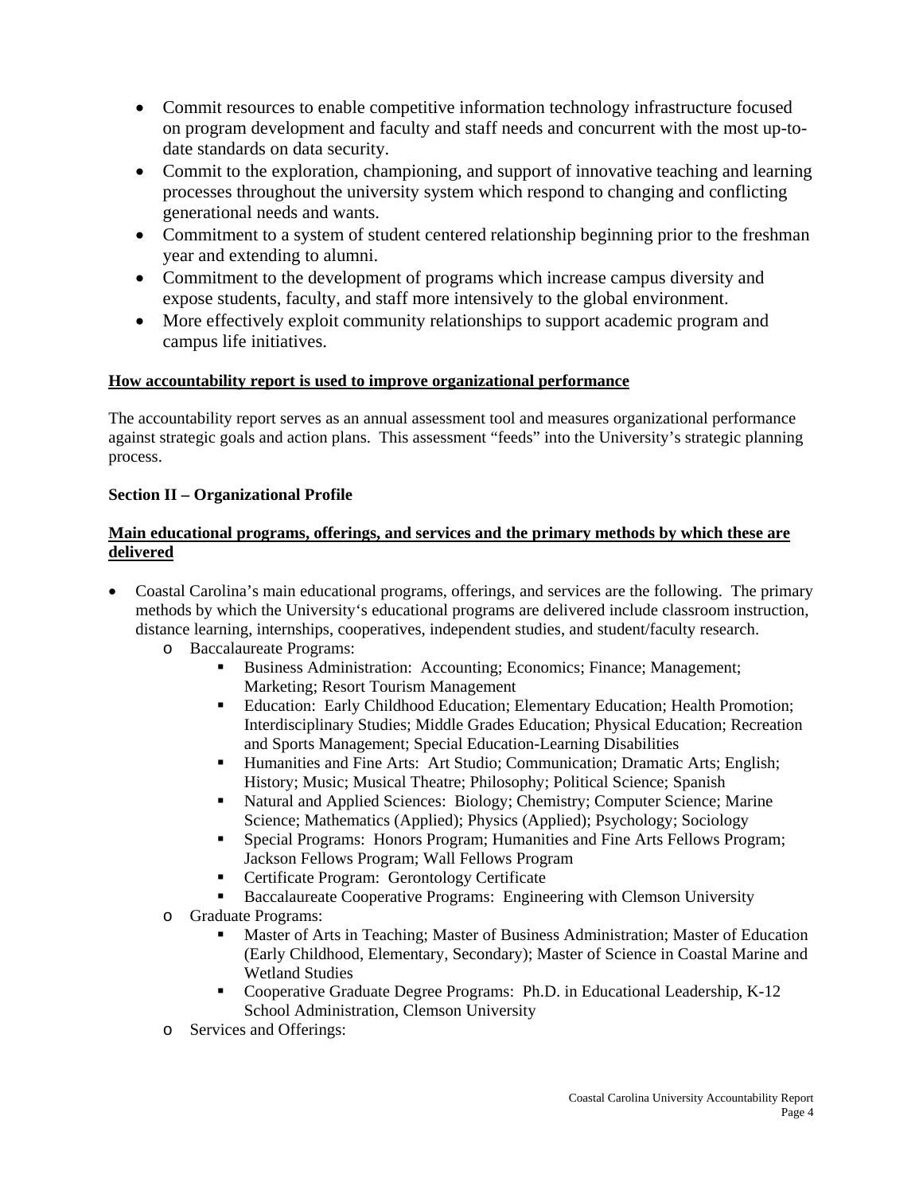- Commit resources to enable competitive information technology infrastructure focused on program development and faculty and staff needs and concurrent with the most up-to-date standards on data security.
- Commit to the exploration, championing, and support of innovative teaching and learning processes throughout the university system which respond to changing and conflicting generational needs and wants.
- Commitment to a system of student centered relationship beginning prior to the freshman year and extending to alumni.
- Commitment to the development of programs which increase campus diversity and expose students, faculty, and staff more intensively to the global environment.
- More effectively exploit community relationships to support academic program and campus life initiatives.

**How accountability report is used to improve organizational performance**

The accountability report serves as an annual assessment tool and measures organizational performance against strategic goals and action plans. This assessment "feeds" into the University's strategic planning process.

## Section II – Organizational Profile

**Main educational programs, offerings, and services and the primary methods by which these are delivered**

- Coastal Carolina's main educational programs, offerings, and services are the following. The primary methods by which the University's educational programs are delivered include classroom instruction, distance learning, internships, cooperatives, independent studies, and student/faculty research.
  - Baccalaureate Programs:
    - Business Administration: Accounting; Economics; Finance; Management; Marketing; Resort Tourism Management
    - Education: Early Childhood Education; Elementary Education; Health Promotion; Interdisciplinary Studies; Middle Grades Education; Physical Education; Recreation and Sports Management; Special Education-Learning Disabilities
    - Humanities and Fine Arts: Art Studio; Communication; Dramatic Arts; English; History; Music; Musical Theatre; Philosophy; Political Science; Spanish
    - Natural and Applied Sciences: Biology; Chemistry; Computer Science; Marine Science; Mathematics (Applied); Physics (Applied); Psychology; Sociology
    - Special Programs: Honors Program; Humanities and Fine Arts Fellows Program; Jackson Fellows Program; Wall Fellows Program
    - Certificate Program: Gerontology Certificate
    - Baccalaureate Cooperative Programs: Engineering with Clemson University
  - Graduate Programs:
    - Master of Arts in Teaching; Master of Business Administration; Master of Education (Early Childhood, Elementary, Secondary); Master of Science in Coastal Marine and Wetland Studies
    - Cooperative Graduate Degree Programs: Ph.D. in Educational Leadership, K-12 School Administration, Clemson University
  - Services and Offerings: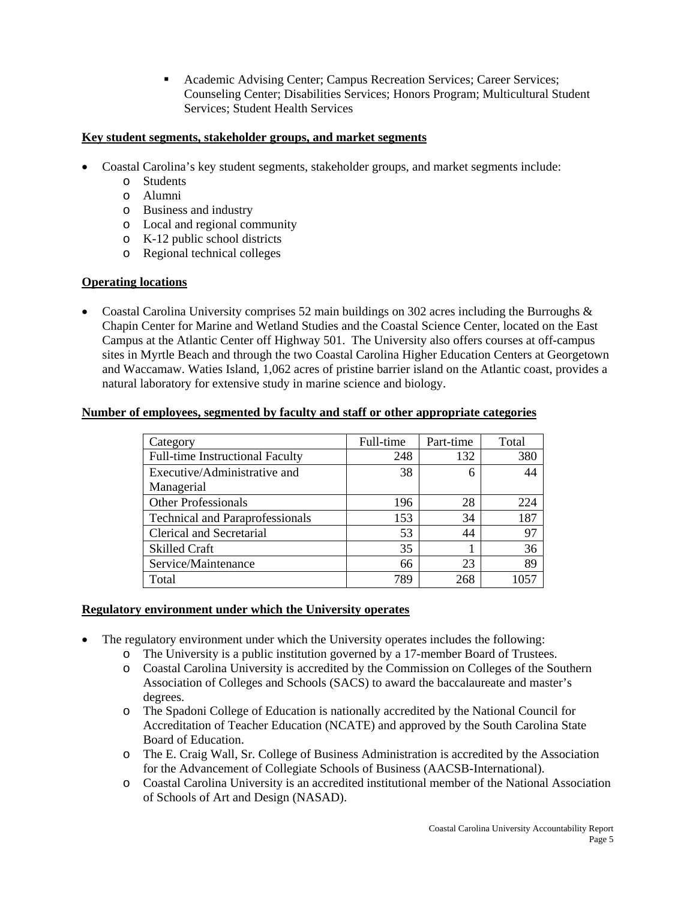- Academic Advising Center; Campus Recreation Services; Career Services; Counseling Center; Disabilities Services; Honors Program; Multicultural Student Services; Student Health Services

**Key student segments, stakeholder groups, and market segments**

- Coastal Carolina's key student segments, stakeholder groups, and market segments include:
  - Students
  - Alumni
  - Business and industry
  - Local and regional community
  - K-12 public school districts
  - Regional technical colleges

**Operating locations**

- Coastal Carolina University comprises 52 main buildings on 302 acres including the Burroughs & Chapin Center for Marine and Wetland Studies and the Coastal Science Center, located on the East Campus at the Atlantic Center off Highway 501. The University also offers courses at off-campus sites in Myrtle Beach and through the two Coastal Carolina Higher Education Centers at Georgetown and Waccamaw. Waties Island, 1,062 acres of pristine barrier island on the Atlantic coast, provides a natural laboratory for extensive study in marine science and biology.

**Number of employees, segmented by faculty and staff or other appropriate categories**

| Category | Full-time | Part-time | Total |
|---|---|---|---|
| Full-time Instructional Faculty | 248 | 132 | 380 |
| Executive/Administrative and Managerial | 38 | 6 | 44 |
| Other Professionals | 196 | 28 | 224 |
| Technical and Paraprofessionals | 153 | 34 | 187 |
| Clerical and Secretarial | 53 | 44 | 97 |
| Skilled Craft | 35 | 1 | 36 |
| Service/Maintenance | 66 | 23 | 89 |
| Total | 789 | 268 | 1057 |

**Regulatory environment under which the University operates**

- The regulatory environment under which the University operates includes the following:
  - The University is a public institution governed by a 17-member Board of Trustees.
  - Coastal Carolina University is accredited by the Commission on Colleges of the Southern Association of Colleges and Schools (SACS) to award the baccalaureate and master's degrees.
  - The Spadoni College of Education is nationally accredited by the National Council for Accreditation of Teacher Education (NCATE) and approved by the South Carolina State Board of Education.
  - The E. Craig Wall, Sr. College of Business Administration is accredited by the Association for the Advancement of Collegiate Schools of Business (AACSB-International).
  - Coastal Carolina University is an accredited institutional member of the National Association of Schools of Art and Design (NASAD).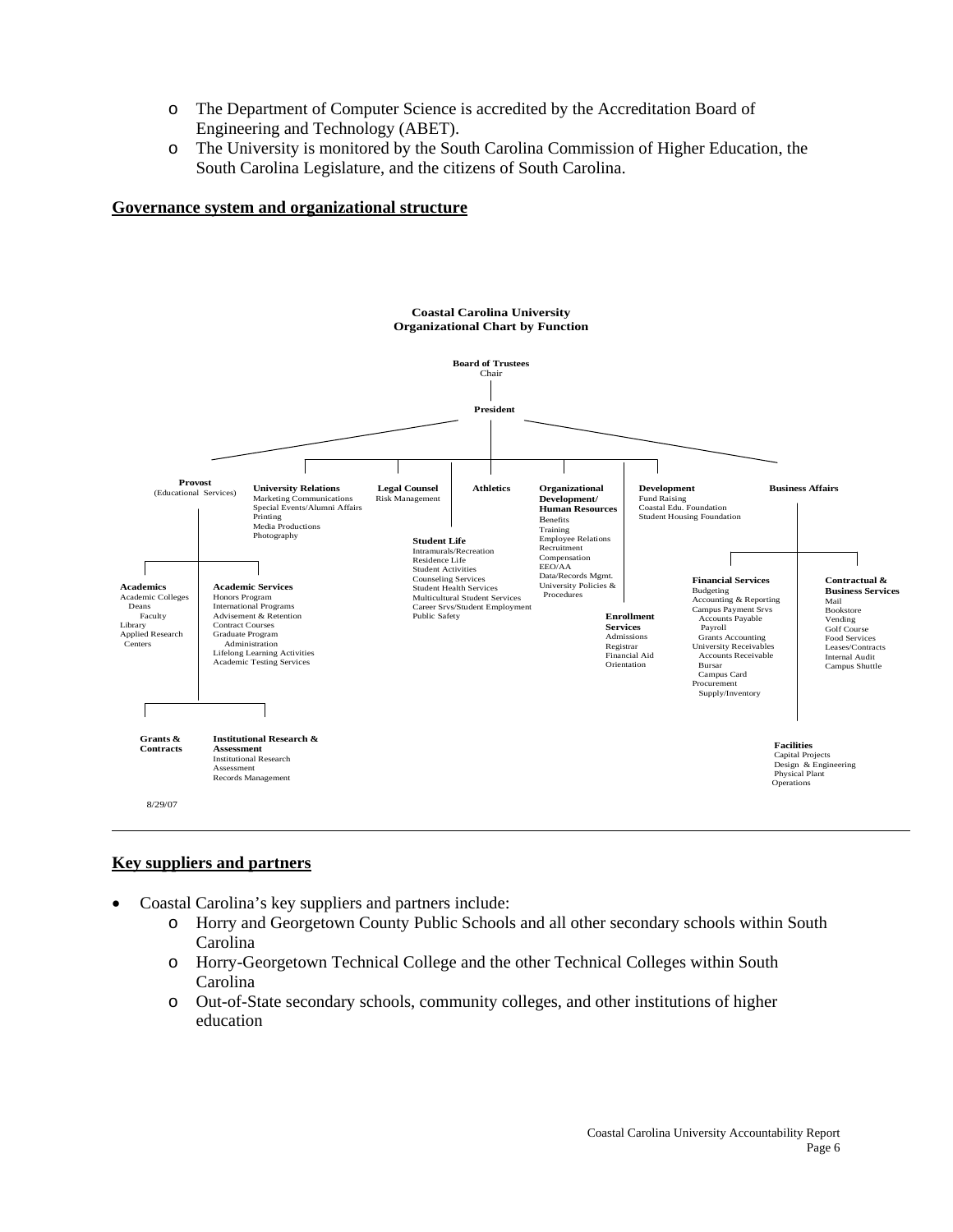- The Department of Computer Science is accredited by the Accreditation Board of Engineering and Technology (ABET).
- The University is monitored by the South Carolina Commission of Higher Education, the South Carolina Legislature, and the citizens of South Carolina.

**Governance system and organizational structure**

**Coastal Carolina University**
**Organizational Chart by Function**

**Board of Trustees**
Chair

**President**

**Provost** (Educational Services)

- **Academics**: Academic Colleges, Deans, Faculty, Library, Applied Research Centers
- **Academic Services**: Honors Program, International Programs, Advisement & Retention, Contract Courses, Graduate Program Administration, Lifelong Learning Activities, Academic Testing Services
- **Grants & Contracts**
- **Institutional Research & Assessment**: Institutional Research, Assessment, Records Management

**University Relations**: Marketing Communications, Special Events/Alumni Affairs, Printing, Media Productions, Photography

**Legal Counsel**: Risk Management

**Athletics**

**Student Life**: Intramurals/Recreation, Residence Life, Student Activities, Counseling Services, Student Health Services, Multicultural Student Services, Career Srvs/Student Employment, Public Safety

**Organizational Development/ Human Resources**: Benefits, Training, Employee Relations, Recruitment, Compensation, EEO/AA, Data/Records Mgmt., University Policies & Procedures

**Development**: Fund Raising, Coastal Edu. Foundation, Student Housing Foundation

**Enrollment Services**: Admissions, Registrar, Financial Aid, Orientation

**Business Affairs**

- **Financial Services**: Budgeting, Accounting & Reporting, Campus Payment Srvs, Accounts Payable, Payroll, Grants Accounting, University Receivables, Accounts Receivable, Bursar, Campus Card, Procurement, Supply/Inventory
- **Contractual & Business Services**: Mail, Bookstore, Vending, Golf Course, Food Services, Leases/Contracts, Internal Audit, Campus Shuttle
- **Facilities**: Capital Projects, Design & Engineering, Physical Plant Operations

8/29/07

**Key suppliers and partners**

- Coastal Carolina's key suppliers and partners include:
  - Horry and Georgetown County Public Schools and all other secondary schools within South Carolina
  - Horry-Georgetown Technical College and the other Technical Colleges within South Carolina
  - Out-of-State secondary schools, community colleges, and other institutions of higher education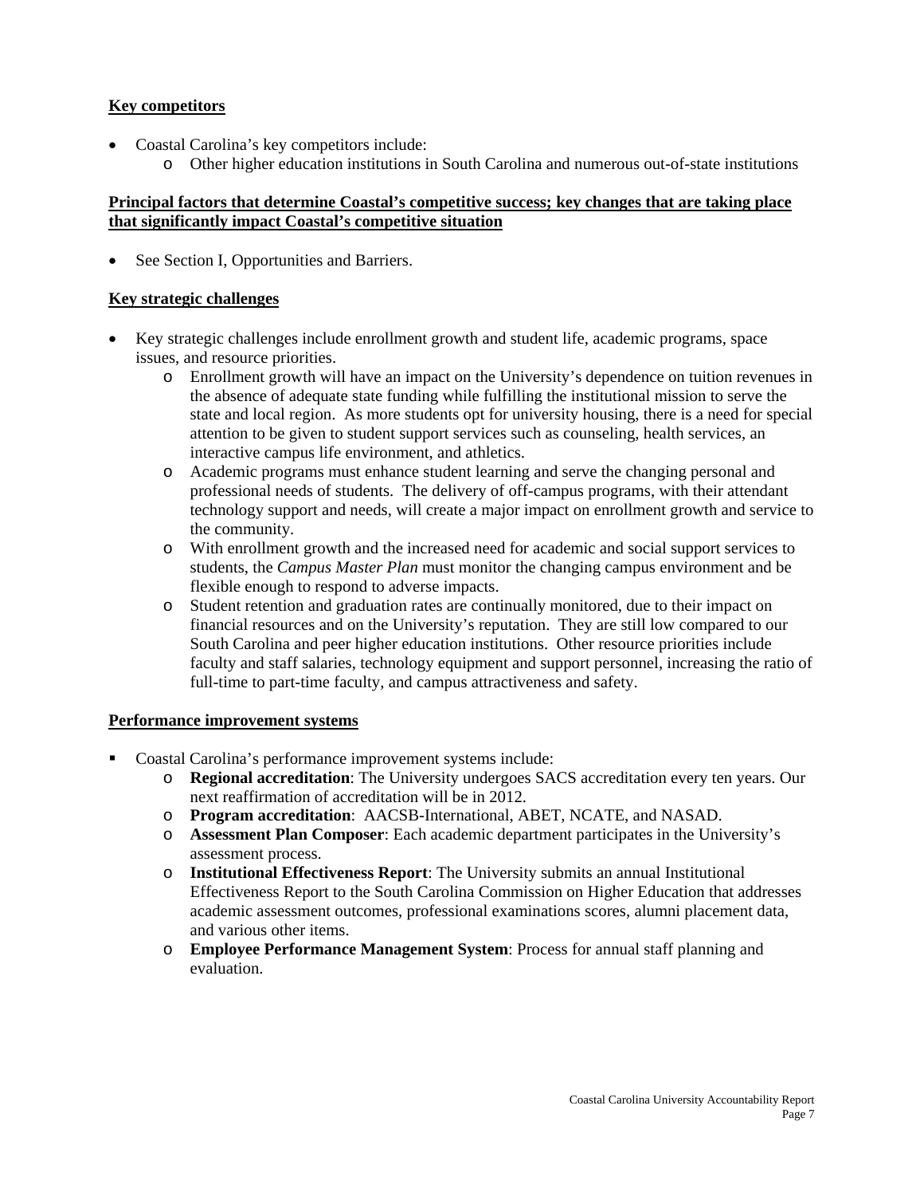**Key competitors**

- Coastal Carolina's key competitors include:
  - Other higher education institutions in South Carolina and numerous out-of-state institutions

**Principal factors that determine Coastal's competitive success; key changes that are taking place that significantly impact Coastal's competitive situation**

- See Section I, Opportunities and Barriers.

**Key strategic challenges**

- Key strategic challenges include enrollment growth and student life, academic programs, space issues, and resource priorities.
  - Enrollment growth will have an impact on the University's dependence on tuition revenues in the absence of adequate state funding while fulfilling the institutional mission to serve the state and local region. As more students opt for university housing, there is a need for special attention to be given to student support services such as counseling, health services, an interactive campus life environment, and athletics.
  - Academic programs must enhance student learning and serve the changing personal and professional needs of students. The delivery of off-campus programs, with their attendant technology support and needs, will create a major impact on enrollment growth and service to the community.
  - With enrollment growth and the increased need for academic and social support services to students, the *Campus Master Plan* must monitor the changing campus environment and be flexible enough to respond to adverse impacts.
  - Student retention and graduation rates are continually monitored, due to their impact on financial resources and on the University's reputation. They are still low compared to our South Carolina and peer higher education institutions. Other resource priorities include faculty and staff salaries, technology equipment and support personnel, increasing the ratio of full-time to part-time faculty, and campus attractiveness and safety.

**Performance improvement systems**

- Coastal Carolina's performance improvement systems include:
  - **Regional accreditation**: The University undergoes SACS accreditation every ten years. Our next reaffirmation of accreditation will be in 2012.
  - **Program accreditation**: AACSB-International, ABET, NCATE, and NASAD.
  - **Assessment Plan Composer**: Each academic department participates in the University's assessment process.
  - **Institutional Effectiveness Report**: The University submits an annual Institutional Effectiveness Report to the South Carolina Commission on Higher Education that addresses academic assessment outcomes, professional examinations scores, alumni placement data, and various other items.
  - **Employee Performance Management System**: Process for annual staff planning and evaluation.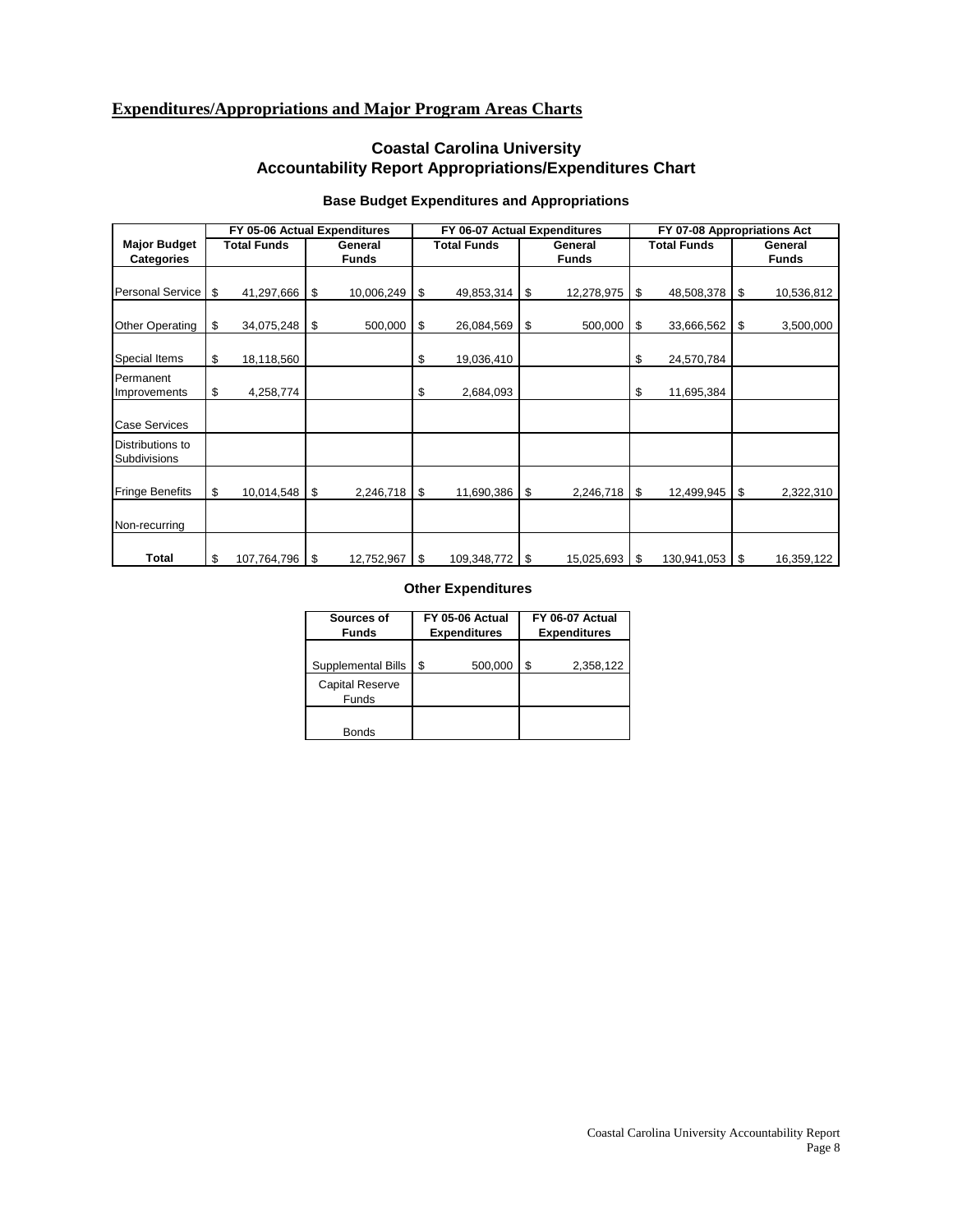## Expenditures/Appropriations and Major Program Areas Charts

### Coastal Carolina University
### Accountability Report Appropriations/Expenditures Chart

#### Base Budget Expenditures and Appropriations

| Major Budget Categories | FY 05-06 Actual Expenditures | | FY 06-07 Actual Expenditures | | FY 07-08 Appropriations Act | |
|---|---|---|---|---|---|---|
| | Total Funds | General Funds | Total Funds | General Funds | Total Funds | General Funds |
| Personal Service | $ 41,297,666 | $ 10,006,249 | $ 49,853,314 | $ 12,278,975 | $ 48,508,378 | $ 10,536,812 |
| Other Operating | $ 34,075,248 | $ 500,000 | $ 26,084,569 | $ 500,000 | $ 33,666,562 | $ 3,500,000 |
| Special Items | $ 18,118,560 | | $ 19,036,410 | | $ 24,570,784 | |
| Permanent Improvements | $ 4,258,774 | | $ 2,684,093 | | $ 11,695,384 | |
| Case Services | | | | | | |
| Distributions to Subdivisions | | | | | | |
| Fringe Benefits | $ 10,014,548 | $ 2,246,718 | $ 11,690,386 | $ 2,246,718 | $ 12,499,945 | $ 2,322,310 |
| Non-recurring | | | | | | |
| **Total** | $ 107,764,796 | $ 12,752,967 | $ 109,348,772 | $ 15,025,693 | $ 130,941,053 | $ 16,359,122 |

#### Other Expenditures

| Sources of Funds | FY 05-06 Actual Expenditures | FY 06-07 Actual Expenditures |
|---|---|---|
| Supplemental Bills | $ 500,000 | $ 2,358,122 |
| Capital Reserve Funds | | |
| Bonds | | |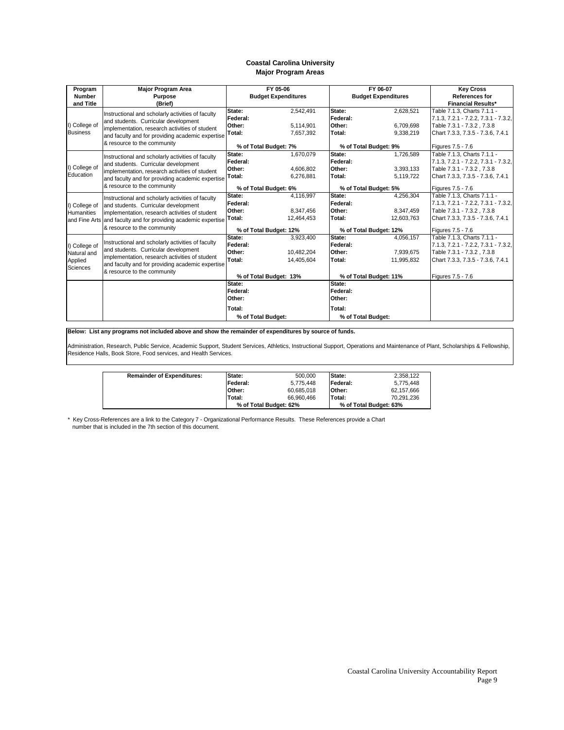# Coastal Carolina University

## Major Program Areas

| Program Number and Title | Major Program Area Purpose (Brief) | FY 05-06 Budget Expenditures | | FY 06-07 Budget Expenditures | | Key Cross References for Financial Results* |
|---|---|---|---|---|---|---|
| I) College of Business | Instructional and scholarly activities of faculty and students. Curricular development implementation, research activities of student and faculty and for providing academic expertise & resource to the community | **State:** | 2,542,491 | **State:** | 2,628,521 | Table 7.1.3, Charts 7.1.1 - 7.1.3, 7.2.1 - 7.2.2, 7.3.1 - 7.3.2, Table 7.3.1 - 7.3.2 , 7.3.8 Chart 7.3.3, 7.3.5 - 7.3.6, 7.4.1 Figures 7.5 - 7.6 |
| | | **Federal:** | | **Federal:** | | |
| | | **Other:** | 5,114,901 | **Other:** | 6,709,698 | |
| | | **Total:** | 7,657,392 | **Total:** | 9,338,219 | |
| | | **% of Total Budget: 7%** | | **% of Total Budget: 9%** | | |
| I) College of Education | Instructional and scholarly activities of faculty and students. Curricular development implementation, research activities of student and faculty and for providing academic expertise & resource to the community | **State:** | 1,670,079 | **State:** | 1,726,589 | Table 7.1.3, Charts 7.1.1 - 7.1.3, 7.2.1 - 7.2.2, 7.3.1 - 7.3.2, Table 7.3.1 - 7.3.2 , 7.3.8 Chart 7.3.3, 7.3.5 - 7.3.6, 7.4.1 Figures 7.5 - 7.6 |
| | | **Federal:** | | **Federal:** | | |
| | | **Other:** | 4,606,802 | **Other:** | 3,393,133 | |
| | | **Total:** | 6,276,881 | **Total:** | 5,119,722 | |
| | | **% of Total Budget: 6%** | | **% of Total Budget: 5%** | | |
| I) College of Humanities and Fine Arts | Instructional and scholarly activities of faculty and students. Curricular development implementation, research activities of student and faculty and for providing academic expertise & resource to the community | **State:** | 4,116,997 | **State:** | 4,256,304 | Table 7.1.3, Charts 7.1.1 - 7.1.3, 7.2.1 - 7.2.2, 7.3.1 - 7.3.2, Table 7.3.1 - 7.3.2 , 7.3.8 Chart 7.3.3, 7.3.5 - 7.3.6, 7.4.1 Figures 7.5 - 7.6 |
| | | **Federal:** | | **Federal:** | | |
| | | **Other:** | 8,347,456 | **Other:** | 8,347,459 | |
| | | **Total:** | 12,464,453 | **Total:** | 12,603,763 | |
| | | **% of Total Budget: 12%** | | **% of Total Budget: 12%** | | |
| I) College of Natural and Applied Sciences | Instructional and scholarly activities of faculty and students. Curricular development implementation, research activities of student and faculty and for providing academic expertise & resource to the community | **State:** | 3,923,400 | **State:** | 4,056,157 | Table 7.1.3, Charts 7.1.1 - 7.1.3, 7.2.1 - 7.2.2, 7.3.1 - 7.3.2, Table 7.3.1 - 7.3.2 , 7.3.8 Chart 7.3.3, 7.3.5 - 7.3.6, 7.4.1 Figures 7.5 - 7.6 |
| | | **Federal:** | | **Federal:** | | |
| | | **Other:** | 10,482,204 | **Other:** | 7,939,675 | |
| | | **Total:** | 14,405,604 | **Total:** | 11,995,832 | |
| | | **% of Total Budget: 13%** | | **% of Total Budget: 11%** | | |
| | | **State:** | | **State:** | | |
| | | **Federal:** | | **Federal:** | | |
| | | **Other:** | | **Other:** | | |
| | | **Total:** | | **Total:** | | |
| | | **% of Total Budget:** | | **% of Total Budget:** | | |

**Below: List any programs not included above and show the remainder of expenditures by source of funds.**

Administration, Research, Public Service, Academic Support, Student Services, Athletics, Instructional Support, Operations and Maintenance of Plant, Scholarships & Fellowship, Residence Halls, Book Store, Food services, and Health Services.

| Remainder of Expenditures: | | | | |
|---|---|---|---|---|
| | **State:** | 500,000 | **State:** | 2,358,122 |
| | **Federal:** | 5,775,448 | **Federal:** | 5,775,448 |
| | **Other:** | 60,685,018 | **Other:** | 62,157,666 |
| | **Total:** | 66,960,466 | **Total:** | 70,291,236 |
| | **% of Total Budget: 62%** | | **% of Total Budget: 63%** | |

\* Key Cross-References are a link to the Category 7 - Organizational Performance Results. These References provide a Chart number that is included in the 7th section of this document.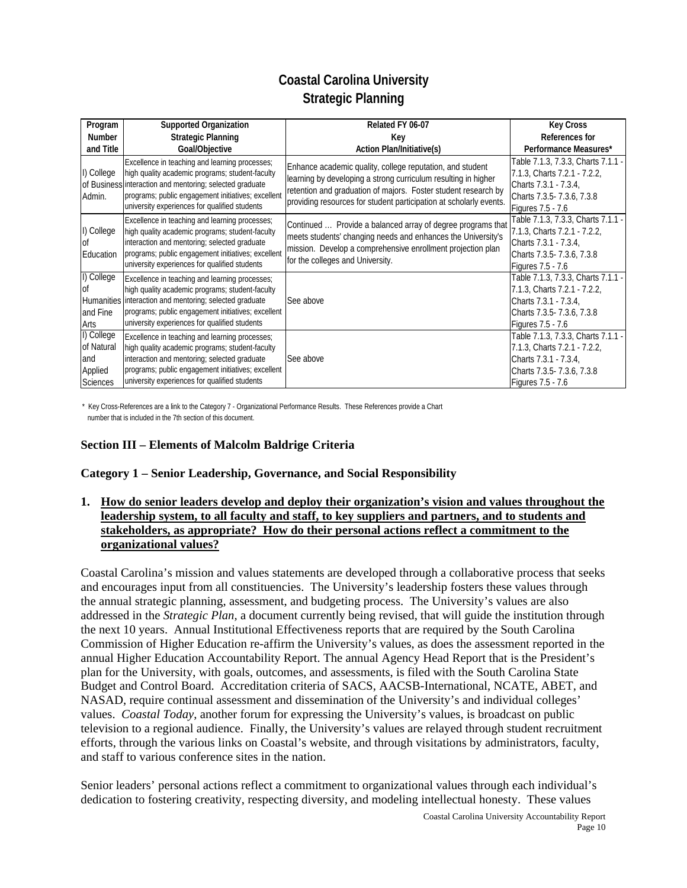# Coastal Carolina University
## Strategic Planning

| Program Number and Title | Supported Organization Strategic Planning Goal/Objective | Related FY 06-07 Key Action Plan/Initiative(s) | Key Cross References for Performance Measures* |
|---|---|---|---|
| I) College of Business Admin. | Excellence in teaching and learning processes; high quality academic programs; student-faculty interaction and mentoring; selected graduate programs; public engagement initiatives; excellent university experiences for qualified students | Enhance academic quality, college reputation, and student learning by developing a strong curriculum resulting in higher retention and graduation of majors. Foster student research by providing resources for student participation at scholarly events. | Table 7.1.3, 7.3.3, Charts 7.1.1 - 7.1.3, Charts 7.2.1 - 7.2.2, Charts 7.3.1 - 7.3.4, Charts 7.3.5- 7.3.6, 7.3.8 Figures 7.5 - 7.6 |
| I) College of Education | Excellence in teaching and learning processes; high quality academic programs; student-faculty interaction and mentoring; selected graduate programs; public engagement initiatives; excellent university experiences for qualified students | Continued … Provide a balanced array of degree programs that meets students' changing needs and enhances the University's mission. Develop a comprehensive enrollment projection plan for the colleges and University. | Table 7.1.3, 7.3.3, Charts 7.1.1 - 7.1.3, Charts 7.2.1 - 7.2.2, Charts 7.3.1 - 7.3.4, Charts 7.3.5- 7.3.6, 7.3.8 Figures 7.5 - 7.6 |
| I) College of Humanities and Fine Arts | Excellence in teaching and learning processes; high quality academic programs; student-faculty interaction and mentoring; selected graduate programs; public engagement initiatives; excellent university experiences for qualified students | See above | Table 7.1.3, 7.3.3, Charts 7.1.1 - 7.1.3, Charts 7.2.1 - 7.2.2, Charts 7.3.1 - 7.3.4, Charts 7.3.5- 7.3.6, 7.3.8 Figures 7.5 - 7.6 |
| I) College of Natural and Applied Sciences | Excellence in teaching and learning processes; high quality academic programs; student-faculty interaction and mentoring; selected graduate programs; public engagement initiatives; excellent university experiences for qualified students | See above | Table 7.1.3, 7.3.3, Charts 7.1.1 - 7.1.3, Charts 7.2.1 - 7.2.2, Charts 7.3.1 - 7.3.4, Charts 7.3.5- 7.3.6, 7.3.8 Figures 7.5 - 7.6 |

\* Key Cross-References are a link to the Category 7 - Organizational Performance Results. These References provide a Chart number that is included in the 7th section of this document.

## Section III – Elements of Malcolm Baldrige Criteria

### Category 1 – Senior Leadership, Governance, and Social Responsibility

1. **How do senior leaders develop and deploy their organization's vision and values throughout the leadership system, to all faculty and staff, to key suppliers and partners, and to students and stakeholders, as appropriate? How do their personal actions reflect a commitment to the organizational values?**

Coastal Carolina's mission and values statements are developed through a collaborative process that seeks and encourages input from all constituencies. The University's leadership fosters these values through the annual strategic planning, assessment, and budgeting process. The University's values are also addressed in the *Strategic Plan*, a document currently being revised, that will guide the institution through the next 10 years. Annual Institutional Effectiveness reports that are required by the South Carolina Commission of Higher Education re-affirm the University's values, as does the assessment reported in the annual Higher Education Accountability Report. The annual Agency Head Report that is the President's plan for the University, with goals, outcomes, and assessments, is filed with the South Carolina State Budget and Control Board. Accreditation criteria of SACS, AACSB-International, NCATE, ABET, and NASAD, require continual assessment and dissemination of the University's and individual colleges' values. *Coastal Today*, another forum for expressing the University's values, is broadcast on public television to a regional audience. Finally, the University's values are relayed through student recruitment efforts, through the various links on Coastal's website, and through visitations by administrators, faculty, and staff to various conference sites in the nation.

Senior leaders' personal actions reflect a commitment to organizational values through each individual's dedication to fostering creativity, respecting diversity, and modeling intellectual honesty. These values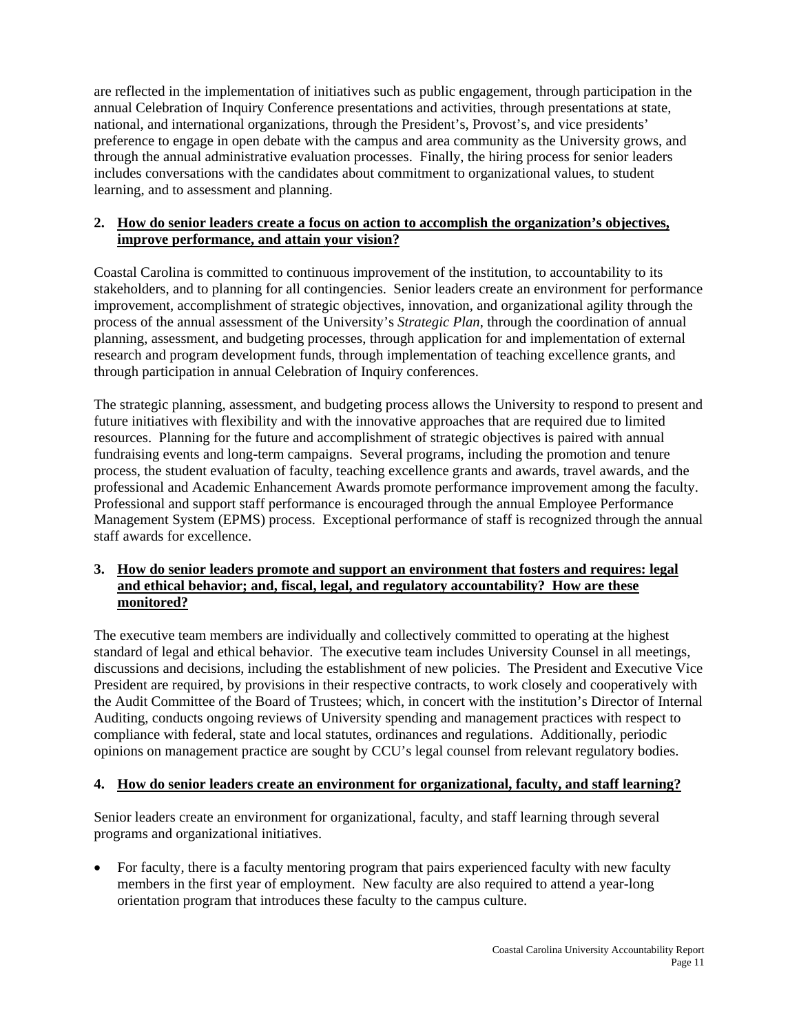are reflected in the implementation of initiatives such as public engagement, through participation in the annual Celebration of Inquiry Conference presentations and activities, through presentations at state, national, and international organizations, through the President's, Provost's, and vice presidents' preference to engage in open debate with the campus and area community as the University grows, and through the annual administrative evaluation processes. Finally, the hiring process for senior leaders includes conversations with the candidates about commitment to organizational values, to student learning, and to assessment and planning.

**2. <u>How do senior leaders create a focus on action to accomplish the organization's objectives, improve performance, and attain your vision?</u>**

Coastal Carolina is committed to continuous improvement of the institution, to accountability to its stakeholders, and to planning for all contingencies. Senior leaders create an environment for performance improvement, accomplishment of strategic objectives, innovation, and organizational agility through the process of the annual assessment of the University's *Strategic Plan*, through the coordination of annual planning, assessment, and budgeting processes, through application for and implementation of external research and program development funds, through implementation of teaching excellence grants, and through participation in annual Celebration of Inquiry conferences.

The strategic planning, assessment, and budgeting process allows the University to respond to present and future initiatives with flexibility and with the innovative approaches that are required due to limited resources. Planning for the future and accomplishment of strategic objectives is paired with annual fundraising events and long-term campaigns. Several programs, including the promotion and tenure process, the student evaluation of faculty, teaching excellence grants and awards, travel awards, and the professional and Academic Enhancement Awards promote performance improvement among the faculty. Professional and support staff performance is encouraged through the annual Employee Performance Management System (EPMS) process. Exceptional performance of staff is recognized through the annual staff awards for excellence.

**3. <u>How do senior leaders promote and support an environment that fosters and requires: legal and ethical behavior; and, fiscal, legal, and regulatory accountability? How are these monitored?</u>**

The executive team members are individually and collectively committed to operating at the highest standard of legal and ethical behavior. The executive team includes University Counsel in all meetings, discussions and decisions, including the establishment of new policies. The President and Executive Vice President are required, by provisions in their respective contracts, to work closely and cooperatively with the Audit Committee of the Board of Trustees; which, in concert with the institution's Director of Internal Auditing, conducts ongoing reviews of University spending and management practices with respect to compliance with federal, state and local statutes, ordinances and regulations. Additionally, periodic opinions on management practice are sought by CCU's legal counsel from relevant regulatory bodies.

**4. <u>How do senior leaders create an environment for organizational, faculty, and staff learning?</u>**

Senior leaders create an environment for organizational, faculty, and staff learning through several programs and organizational initiatives.

- For faculty, there is a faculty mentoring program that pairs experienced faculty with new faculty members in the first year of employment. New faculty are also required to attend a year-long orientation program that introduces these faculty to the campus culture.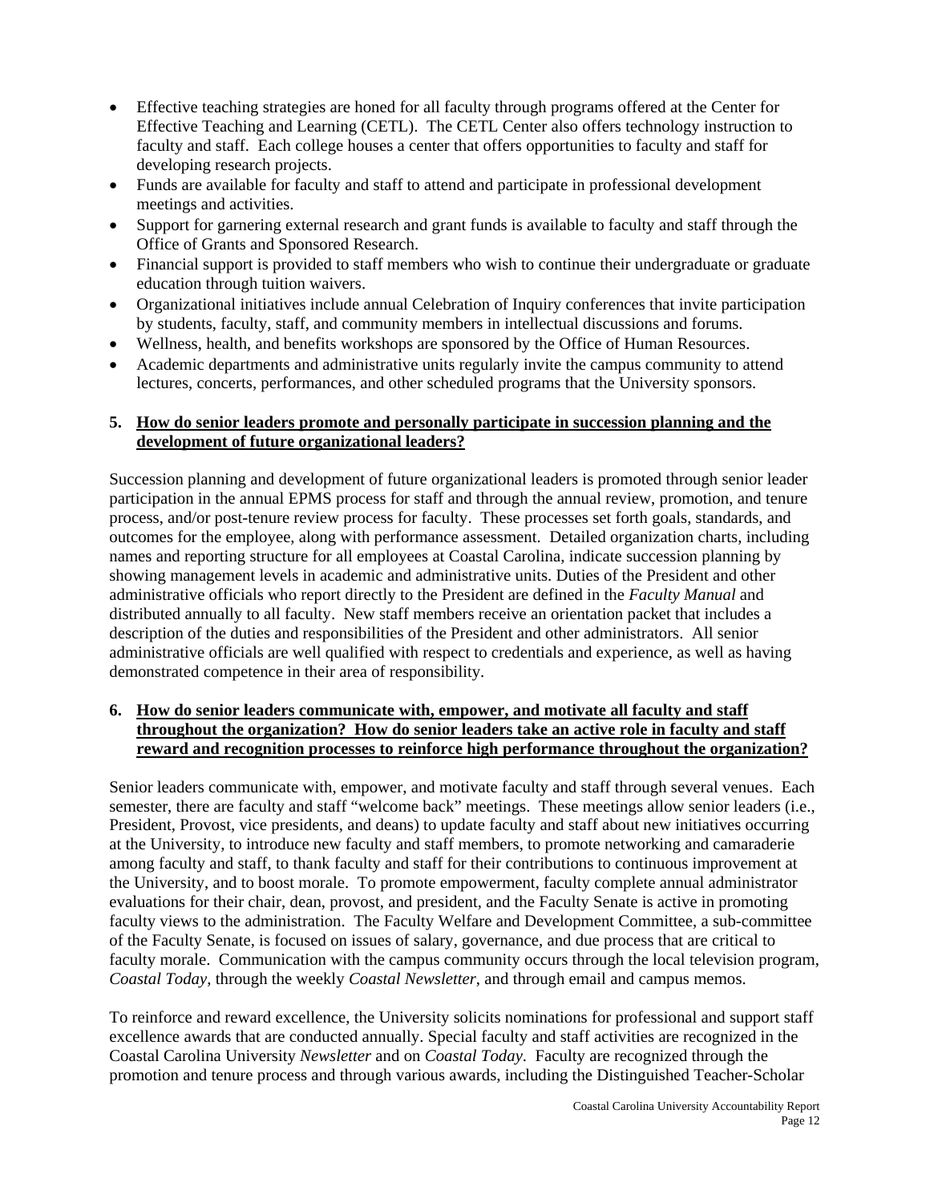- Effective teaching strategies are honed for all faculty through programs offered at the Center for Effective Teaching and Learning (CETL). The CETL Center also offers technology instruction to faculty and staff. Each college houses a center that offers opportunities to faculty and staff for developing research projects.
- Funds are available for faculty and staff to attend and participate in professional development meetings and activities.
- Support for garnering external research and grant funds is available to faculty and staff through the Office of Grants and Sponsored Research.
- Financial support is provided to staff members who wish to continue their undergraduate or graduate education through tuition waivers.
- Organizational initiatives include annual Celebration of Inquiry conferences that invite participation by students, faculty, staff, and community members in intellectual discussions and forums.
- Wellness, health, and benefits workshops are sponsored by the Office of Human Resources.
- Academic departments and administrative units regularly invite the campus community to attend lectures, concerts, performances, and other scheduled programs that the University sponsors.

**5. <u>How do senior leaders promote and personally participate in succession planning and the development of future organizational leaders?</u>**

Succession planning and development of future organizational leaders is promoted through senior leader participation in the annual EPMS process for staff and through the annual review, promotion, and tenure process, and/or post-tenure review process for faculty. These processes set forth goals, standards, and outcomes for the employee, along with performance assessment. Detailed organization charts, including names and reporting structure for all employees at Coastal Carolina, indicate succession planning by showing management levels in academic and administrative units. Duties of the President and other administrative officials who report directly to the President are defined in the *Faculty Manual* and distributed annually to all faculty. New staff members receive an orientation packet that includes a description of the duties and responsibilities of the President and other administrators. All senior administrative officials are well qualified with respect to credentials and experience, as well as having demonstrated competence in their area of responsibility.

**6. <u>How do senior leaders communicate with, empower, and motivate all faculty and staff throughout the organization? How do senior leaders take an active role in faculty and staff reward and recognition processes to reinforce high performance throughout the organization?</u>**

Senior leaders communicate with, empower, and motivate faculty and staff through several venues. Each semester, there are faculty and staff "welcome back" meetings. These meetings allow senior leaders (i.e., President, Provost, vice presidents, and deans) to update faculty and staff about new initiatives occurring at the University, to introduce new faculty and staff members, to promote networking and camaraderie among faculty and staff, to thank faculty and staff for their contributions to continuous improvement at the University, and to boost morale. To promote empowerment, faculty complete annual administrator evaluations for their chair, dean, provost, and president, and the Faculty Senate is active in promoting faculty views to the administration. The Faculty Welfare and Development Committee, a sub-committee of the Faculty Senate, is focused on issues of salary, governance, and due process that are critical to faculty morale. Communication with the campus community occurs through the local television program, *Coastal Today*, through the weekly *Coastal Newsletter*, and through email and campus memos.

To reinforce and reward excellence, the University solicits nominations for professional and support staff excellence awards that are conducted annually. Special faculty and staff activities are recognized in the Coastal Carolina University *Newsletter* and on *Coastal Today*. Faculty are recognized through the promotion and tenure process and through various awards, including the Distinguished Teacher-Scholar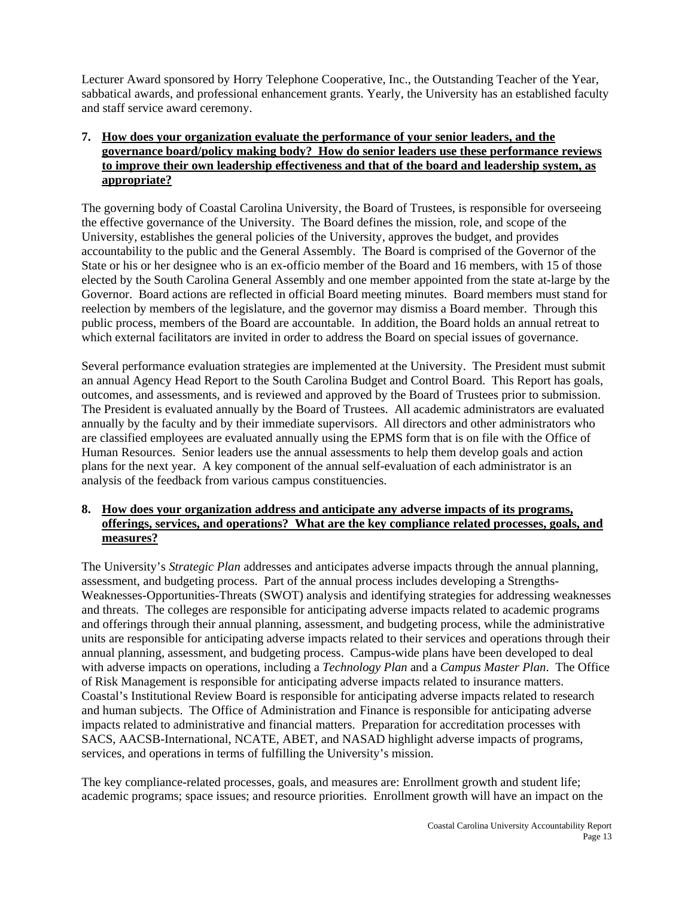Lecturer Award sponsored by Horry Telephone Cooperative, Inc., the Outstanding Teacher of the Year, sabbatical awards, and professional enhancement grants. Yearly, the University has an established faculty and staff service award ceremony.

**7. How does your organization evaluate the performance of your senior leaders, and the governance board/policy making body? How do senior leaders use these performance reviews to improve their own leadership effectiveness and that of the board and leadership system, as appropriate?**

The governing body of Coastal Carolina University, the Board of Trustees, is responsible for overseeing the effective governance of the University. The Board defines the mission, role, and scope of the University, establishes the general policies of the University, approves the budget, and provides accountability to the public and the General Assembly. The Board is comprised of the Governor of the State or his or her designee who is an ex-officio member of the Board and 16 members, with 15 of those elected by the South Carolina General Assembly and one member appointed from the state at-large by the Governor. Board actions are reflected in official Board meeting minutes. Board members must stand for reelection by members of the legislature, and the governor may dismiss a Board member. Through this public process, members of the Board are accountable. In addition, the Board holds an annual retreat to which external facilitators are invited in order to address the Board on special issues of governance.

Several performance evaluation strategies are implemented at the University. The President must submit an annual Agency Head Report to the South Carolina Budget and Control Board. This Report has goals, outcomes, and assessments, and is reviewed and approved by the Board of Trustees prior to submission. The President is evaluated annually by the Board of Trustees. All academic administrators are evaluated annually by the faculty and by their immediate supervisors. All directors and other administrators who are classified employees are evaluated annually using the EPMS form that is on file with the Office of Human Resources. Senior leaders use the annual assessments to help them develop goals and action plans for the next year. A key component of the annual self-evaluation of each administrator is an analysis of the feedback from various campus constituencies.

**8. How does your organization address and anticipate any adverse impacts of its programs, offerings, services, and operations? What are the key compliance related processes, goals, and measures?**

The University's *Strategic Plan* addresses and anticipates adverse impacts through the annual planning, assessment, and budgeting process. Part of the annual process includes developing a Strengths-Weaknesses-Opportunities-Threats (SWOT) analysis and identifying strategies for addressing weaknesses and threats. The colleges are responsible for anticipating adverse impacts related to academic programs and offerings through their annual planning, assessment, and budgeting process, while the administrative units are responsible for anticipating adverse impacts related to their services and operations through their annual planning, assessment, and budgeting process. Campus-wide plans have been developed to deal with adverse impacts on operations, including a *Technology Plan* and a *Campus Master Plan*. The Office of Risk Management is responsible for anticipating adverse impacts related to insurance matters. Coastal's Institutional Review Board is responsible for anticipating adverse impacts related to research and human subjects. The Office of Administration and Finance is responsible for anticipating adverse impacts related to administrative and financial matters. Preparation for accreditation processes with SACS, AACSB-International, NCATE, ABET, and NASAD highlight adverse impacts of programs, services, and operations in terms of fulfilling the University's mission.

The key compliance-related processes, goals, and measures are: Enrollment growth and student life; academic programs; space issues; and resource priorities. Enrollment growth will have an impact on the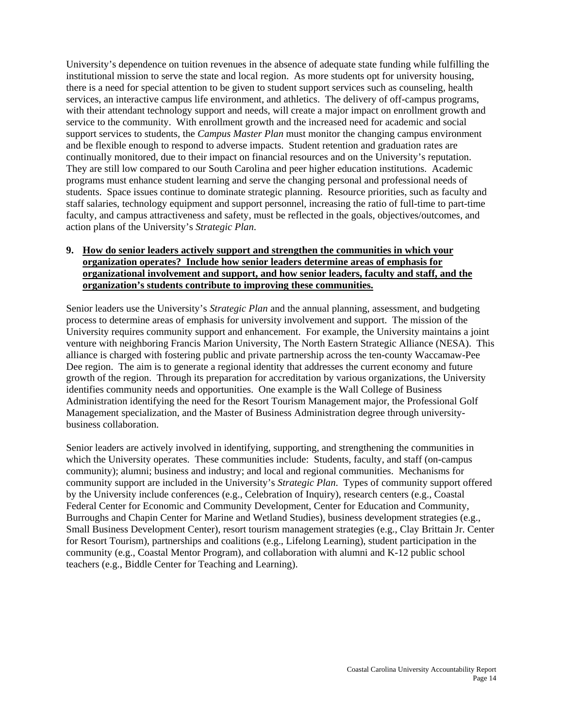University's dependence on tuition revenues in the absence of adequate state funding while fulfilling the institutional mission to serve the state and local region. As more students opt for university housing, there is a need for special attention to be given to student support services such as counseling, health services, an interactive campus life environment, and athletics. The delivery of off-campus programs, with their attendant technology support and needs, will create a major impact on enrollment growth and service to the community. With enrollment growth and the increased need for academic and social support services to students, the *Campus Master Plan* must monitor the changing campus environment and be flexible enough to respond to adverse impacts. Student retention and graduation rates are continually monitored, due to their impact on financial resources and on the University's reputation. They are still low compared to our South Carolina and peer higher education institutions. Academic programs must enhance student learning and serve the changing personal and professional needs of students. Space issues continue to dominate strategic planning. Resource priorities, such as faculty and staff salaries, technology equipment and support personnel, increasing the ratio of full-time to part-time faculty, and campus attractiveness and safety, must be reflected in the goals, objectives/outcomes, and action plans of the University's *Strategic Plan*.

**9. <u>How do senior leaders actively support and strengthen the communities in which your organization operates? Include how senior leaders determine areas of emphasis for organizational involvement and support, and how senior leaders, faculty and staff, and the organization's students contribute to improving these communities.</u>**

Senior leaders use the University's *Strategic Plan* and the annual planning, assessment, and budgeting process to determine areas of emphasis for university involvement and support. The mission of the University requires community support and enhancement. For example, the University maintains a joint venture with neighboring Francis Marion University, The North Eastern Strategic Alliance (NESA). This alliance is charged with fostering public and private partnership across the ten-county Waccamaw-Pee Dee region. The aim is to generate a regional identity that addresses the current economy and future growth of the region. Through its preparation for accreditation by various organizations, the University identifies community needs and opportunities. One example is the Wall College of Business Administration identifying the need for the Resort Tourism Management major, the Professional Golf Management specialization, and the Master of Business Administration degree through university-business collaboration.

Senior leaders are actively involved in identifying, supporting, and strengthening the communities in which the University operates. These communities include: Students, faculty, and staff (on-campus community); alumni; business and industry; and local and regional communities. Mechanisms for community support are included in the University's *Strategic Plan*. Types of community support offered by the University include conferences (e.g., Celebration of Inquiry), research centers (e.g., Coastal Federal Center for Economic and Community Development, Center for Education and Community, Burroughs and Chapin Center for Marine and Wetland Studies), business development strategies (e.g., Small Business Development Center), resort tourism management strategies (e.g., Clay Brittain Jr. Center for Resort Tourism), partnerships and coalitions (e.g., Lifelong Learning), student participation in the community (e.g., Coastal Mentor Program), and collaboration with alumni and K-12 public school teachers (e.g., Biddle Center for Teaching and Learning).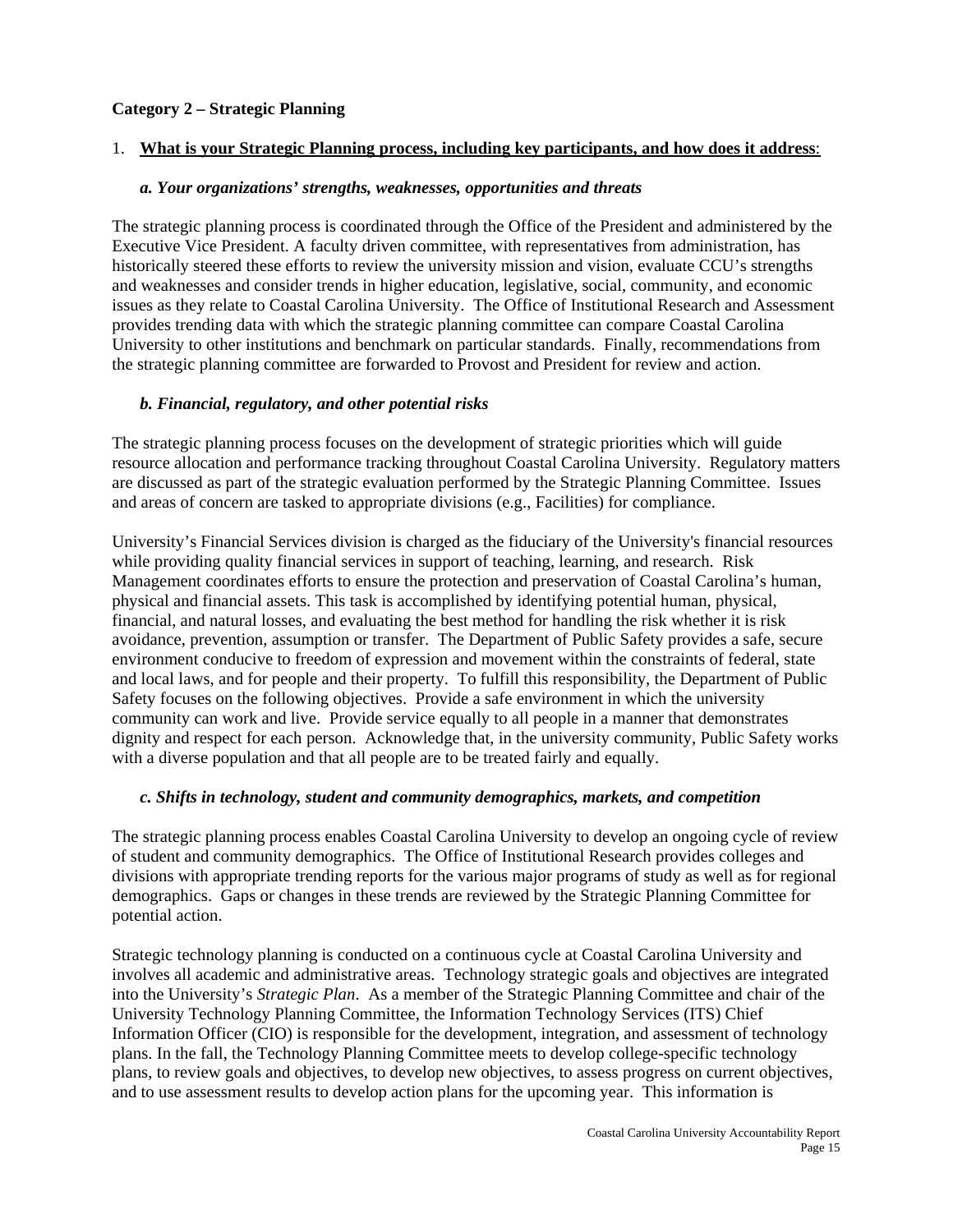**Category 2 – Strategic Planning**

1. **<u>What is your Strategic Planning process, including key participants, and how does it address</u>**:

***a. Your organizations' strengths, weaknesses, opportunities and threats***

The strategic planning process is coordinated through the Office of the President and administered by the Executive Vice President. A faculty driven committee, with representatives from administration, has historically steered these efforts to review the university mission and vision, evaluate CCU's strengths and weaknesses and consider trends in higher education, legislative, social, community, and economic issues as they relate to Coastal Carolina University. The Office of Institutional Research and Assessment provides trending data with which the strategic planning committee can compare Coastal Carolina University to other institutions and benchmark on particular standards. Finally, recommendations from the strategic planning committee are forwarded to Provost and President for review and action.

***b. Financial, regulatory, and other potential risks***

The strategic planning process focuses on the development of strategic priorities which will guide resource allocation and performance tracking throughout Coastal Carolina University. Regulatory matters are discussed as part of the strategic evaluation performed by the Strategic Planning Committee. Issues and areas of concern are tasked to appropriate divisions (e.g., Facilities) for compliance.

University's Financial Services division is charged as the fiduciary of the University's financial resources while providing quality financial services in support of teaching, learning, and research. Risk Management coordinates efforts to ensure the protection and preservation of Coastal Carolina's human, physical and financial assets. This task is accomplished by identifying potential human, physical, financial, and natural losses, and evaluating the best method for handling the risk whether it is risk avoidance, prevention, assumption or transfer. The Department of Public Safety provides a safe, secure environment conducive to freedom of expression and movement within the constraints of federal, state and local laws, and for people and their property. To fulfill this responsibility, the Department of Public Safety focuses on the following objectives. Provide a safe environment in which the university community can work and live. Provide service equally to all people in a manner that demonstrates dignity and respect for each person. Acknowledge that, in the university community, Public Safety works with a diverse population and that all people are to be treated fairly and equally.

***c. Shifts in technology, student and community demographics, markets, and competition***

The strategic planning process enables Coastal Carolina University to develop an ongoing cycle of review of student and community demographics. The Office of Institutional Research provides colleges and divisions with appropriate trending reports for the various major programs of study as well as for regional demographics. Gaps or changes in these trends are reviewed by the Strategic Planning Committee for potential action.

Strategic technology planning is conducted on a continuous cycle at Coastal Carolina University and involves all academic and administrative areas. Technology strategic goals and objectives are integrated into the University's *Strategic Plan*. As a member of the Strategic Planning Committee and chair of the University Technology Planning Committee, the Information Technology Services (ITS) Chief Information Officer (CIO) is responsible for the development, integration, and assessment of technology plans. In the fall, the Technology Planning Committee meets to develop college-specific technology plans, to review goals and objectives, to develop new objectives, to assess progress on current objectives, and to use assessment results to develop action plans for the upcoming year. This information is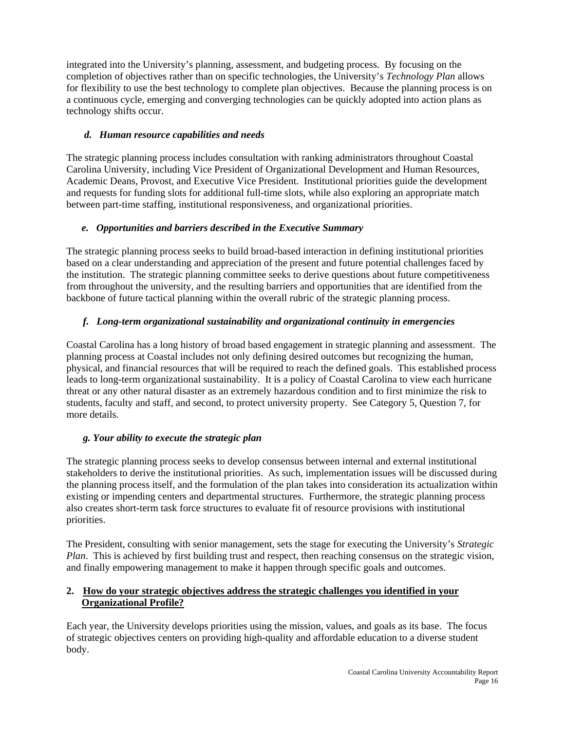integrated into the University's planning, assessment, and budgeting process. By focusing on the completion of objectives rather than on specific technologies, the University's *Technology Plan* allows for flexibility to use the best technology to complete plan objectives. Because the planning process is on a continuous cycle, emerging and converging technologies can be quickly adopted into action plans as technology shifts occur.

### *d. Human resource capabilities and needs*

The strategic planning process includes consultation with ranking administrators throughout Coastal Carolina University, including Vice President of Organizational Development and Human Resources, Academic Deans, Provost, and Executive Vice President. Institutional priorities guide the development and requests for funding slots for additional full-time slots, while also exploring an appropriate match between part-time staffing, institutional responsiveness, and organizational priorities.

### *e. Opportunities and barriers described in the Executive Summary*

The strategic planning process seeks to build broad-based interaction in defining institutional priorities based on a clear understanding and appreciation of the present and future potential challenges faced by the institution. The strategic planning committee seeks to derive questions about future competitiveness from throughout the university, and the resulting barriers and opportunities that are identified from the backbone of future tactical planning within the overall rubric of the strategic planning process.

### *f. Long-term organizational sustainability and organizational continuity in emergencies*

Coastal Carolina has a long history of broad based engagement in strategic planning and assessment. The planning process at Coastal includes not only defining desired outcomes but recognizing the human, physical, and financial resources that will be required to reach the defined goals. This established process leads to long-term organizational sustainability. It is a policy of Coastal Carolina to view each hurricane threat or any other natural disaster as an extremely hazardous condition and to first minimize the risk to students, faculty and staff, and second, to protect university property. See Category 5, Question 7, for more details.

### *g. Your ability to execute the strategic plan*

The strategic planning process seeks to develop consensus between internal and external institutional stakeholders to derive the institutional priorities. As such, implementation issues will be discussed during the planning process itself, and the formulation of the plan takes into consideration its actualization within existing or impending centers and departmental structures. Furthermore, the strategic planning process also creates short-term task force structures to evaluate fit of resource provisions with institutional priorities.

The President, consulting with senior management, sets the stage for executing the University's *Strategic Plan*. This is achieved by first building trust and respect, then reaching consensus on the strategic vision, and finally empowering management to make it happen through specific goals and outcomes.

## 2. How do your strategic objectives address the strategic challenges you identified in your Organizational Profile?

Each year, the University develops priorities using the mission, values, and goals as its base. The focus of strategic objectives centers on providing high-quality and affordable education to a diverse student body.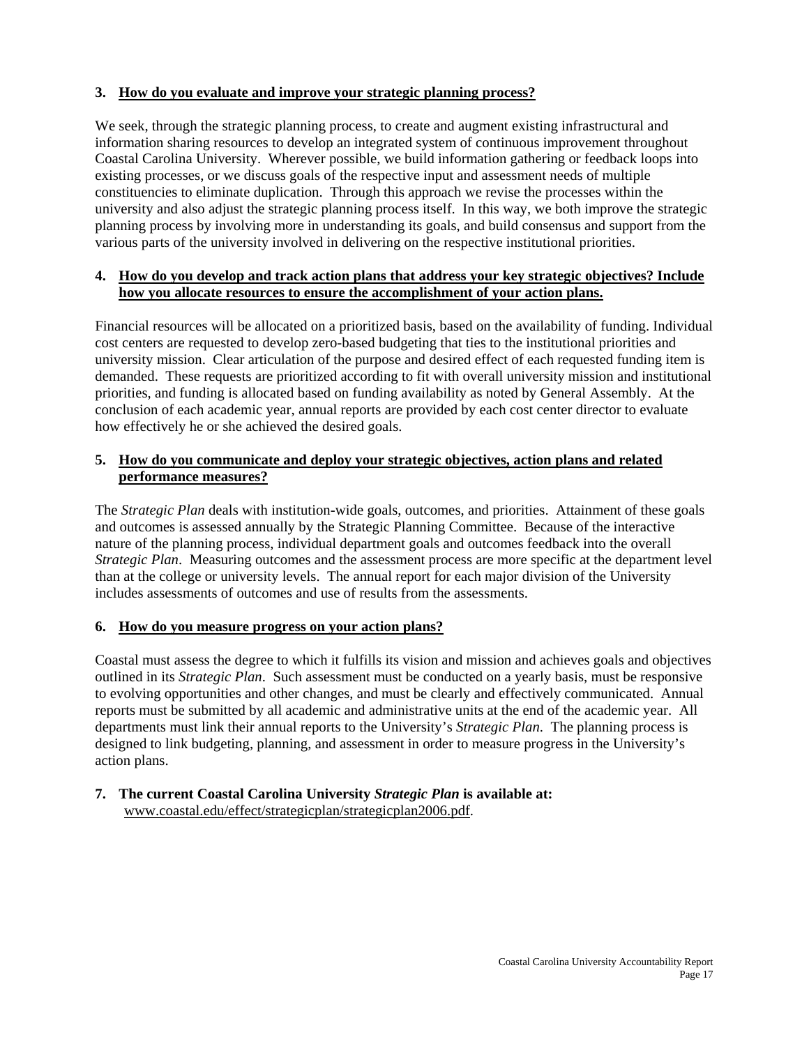**3. How do you evaluate and improve your strategic planning process?**

We seek, through the strategic planning process, to create and augment existing infrastructural and information sharing resources to develop an integrated system of continuous improvement throughout Coastal Carolina University. Wherever possible, we build information gathering or feedback loops into existing processes, or we discuss goals of the respective input and assessment needs of multiple constituencies to eliminate duplication. Through this approach we revise the processes within the university and also adjust the strategic planning process itself. In this way, we both improve the strategic planning process by involving more in understanding its goals, and build consensus and support from the various parts of the university involved in delivering on the respective institutional priorities.

**4. How do you develop and track action plans that address your key strategic objectives? Include how you allocate resources to ensure the accomplishment of your action plans.**

Financial resources will be allocated on a prioritized basis, based on the availability of funding. Individual cost centers are requested to develop zero-based budgeting that ties to the institutional priorities and university mission. Clear articulation of the purpose and desired effect of each requested funding item is demanded. These requests are prioritized according to fit with overall university mission and institutional priorities, and funding is allocated based on funding availability as noted by General Assembly. At the conclusion of each academic year, annual reports are provided by each cost center director to evaluate how effectively he or she achieved the desired goals.

**5. How do you communicate and deploy your strategic objectives, action plans and related performance measures?**

The *Strategic Plan* deals with institution-wide goals, outcomes, and priorities. Attainment of these goals and outcomes is assessed annually by the Strategic Planning Committee. Because of the interactive nature of the planning process, individual department goals and outcomes feedback into the overall *Strategic Plan*. Measuring outcomes and the assessment process are more specific at the department level than at the college or university levels. The annual report for each major division of the University includes assessments of outcomes and use of results from the assessments.

**6. How do you measure progress on your action plans?**

Coastal must assess the degree to which it fulfills its vision and mission and achieves goals and objectives outlined in its *Strategic Plan*. Such assessment must be conducted on a yearly basis, must be responsive to evolving opportunities and other changes, and must be clearly and effectively communicated. Annual reports must be submitted by all academic and administrative units at the end of the academic year. All departments must link their annual reports to the University's *Strategic Plan*. The planning process is designed to link budgeting, planning, and assessment in order to measure progress in the University's action plans.

**7. The current Coastal Carolina University *Strategic Plan* is available at:**
www.coastal.edu/effect/strategicplan/strategicplan2006.pdf.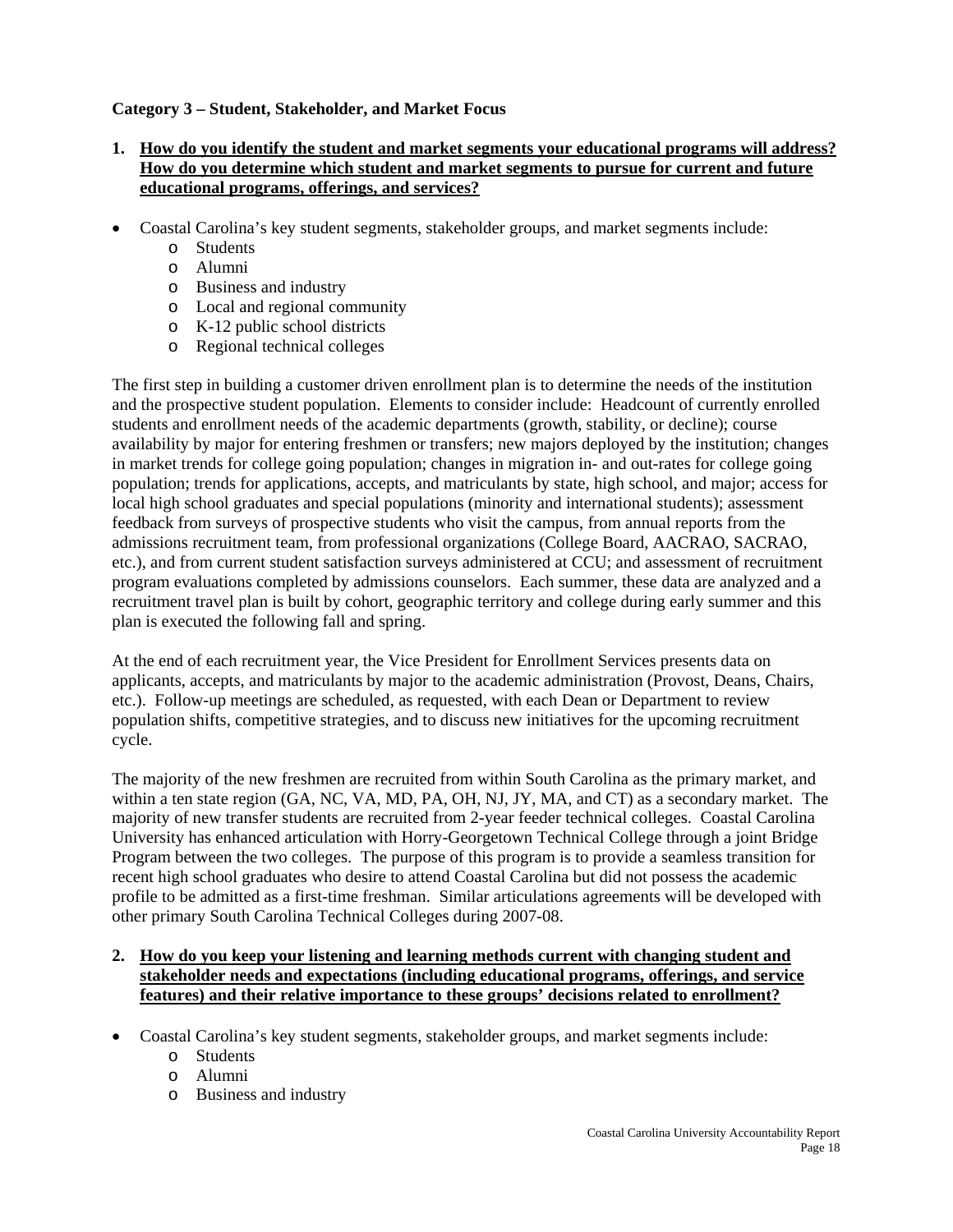**Category 3 – Student, Stakeholder, and Market Focus**

1. **How do you identify the student and market segments your educational programs will address? How do you determine which student and market segments to pursue for current and future educational programs, offerings, and services?**

- Coastal Carolina's key student segments, stakeholder groups, and market segments include:
  - Students
  - Alumni
  - Business and industry
  - Local and regional community
  - K-12 public school districts
  - Regional technical colleges

The first step in building a customer driven enrollment plan is to determine the needs of the institution and the prospective student population. Elements to consider include: Headcount of currently enrolled students and enrollment needs of the academic departments (growth, stability, or decline); course availability by major for entering freshmen or transfers; new majors deployed by the institution; changes in market trends for college going population; changes in migration in- and out-rates for college going population; trends for applications, accepts, and matriculants by state, high school, and major; access for local high school graduates and special populations (minority and international students); assessment feedback from surveys of prospective students who visit the campus, from annual reports from the admissions recruitment team, from professional organizations (College Board, AACRAO, SACRAO, etc.), and from current student satisfaction surveys administered at CCU; and assessment of recruitment program evaluations completed by admissions counselors. Each summer, these data are analyzed and a recruitment travel plan is built by cohort, geographic territory and college during early summer and this plan is executed the following fall and spring.

At the end of each recruitment year, the Vice President for Enrollment Services presents data on applicants, accepts, and matriculants by major to the academic administration (Provost, Deans, Chairs, etc.). Follow-up meetings are scheduled, as requested, with each Dean or Department to review population shifts, competitive strategies, and to discuss new initiatives for the upcoming recruitment cycle.

The majority of the new freshmen are recruited from within South Carolina as the primary market, and within a ten state region (GA, NC, VA, MD, PA, OH, NJ, JY, MA, and CT) as a secondary market. The majority of new transfer students are recruited from 2-year feeder technical colleges. Coastal Carolina University has enhanced articulation with Horry-Georgetown Technical College through a joint Bridge Program between the two colleges. The purpose of this program is to provide a seamless transition for recent high school graduates who desire to attend Coastal Carolina but did not possess the academic profile to be admitted as a first-time freshman. Similar articulations agreements will be developed with other primary South Carolina Technical Colleges during 2007-08.

2. **How do you keep your listening and learning methods current with changing student and stakeholder needs and expectations (including educational programs, offerings, and service features) and their relative importance to these groups' decisions related to enrollment?**

- Coastal Carolina's key student segments, stakeholder groups, and market segments include:
  - Students
  - Alumni
  - Business and industry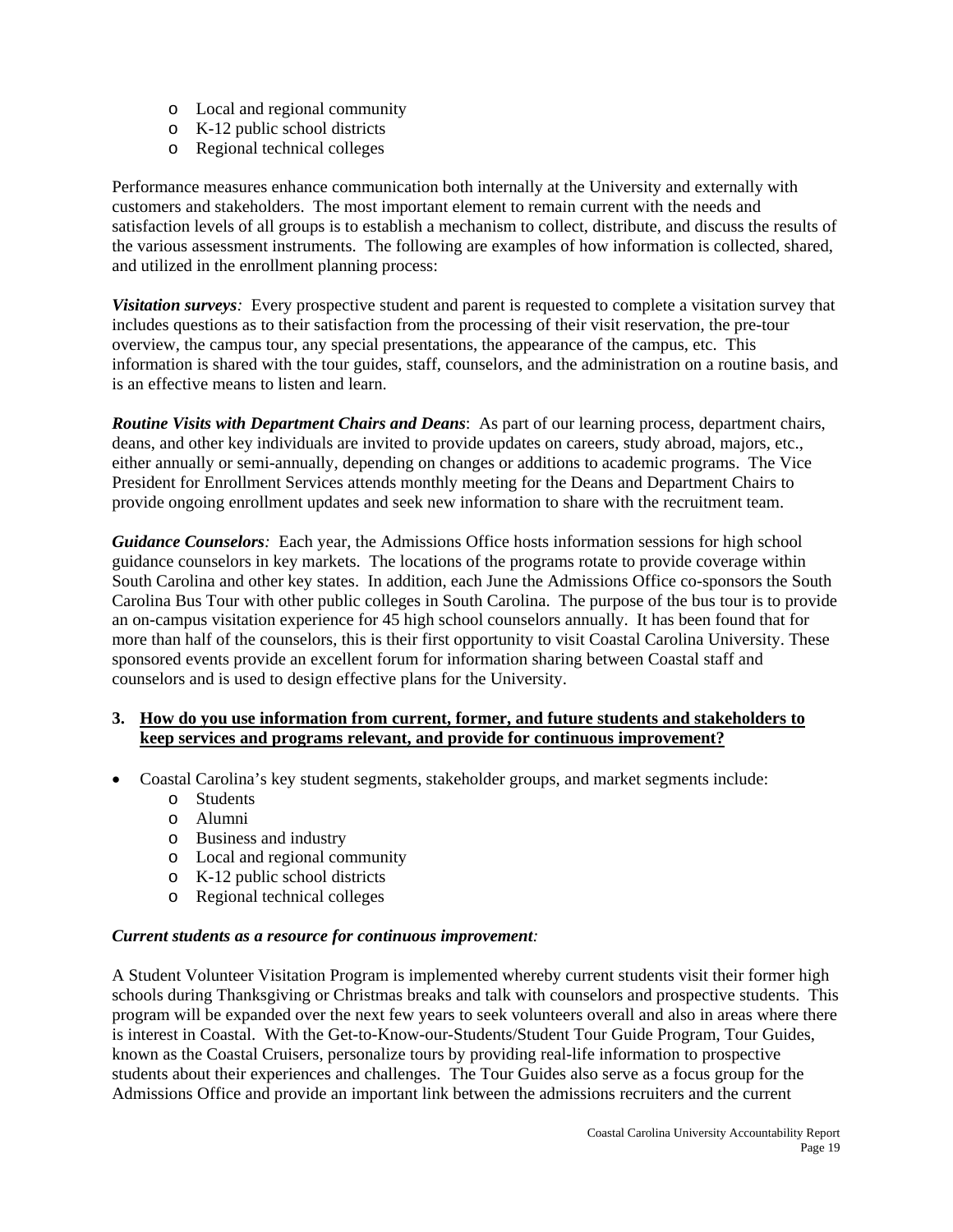- Local and regional community
- K-12 public school districts
- Regional technical colleges

Performance measures enhance communication both internally at the University and externally with customers and stakeholders. The most important element to remain current with the needs and satisfaction levels of all groups is to establish a mechanism to collect, distribute, and discuss the results of the various assessment instruments. The following are examples of how information is collected, shared, and utilized in the enrollment planning process:

***Visitation surveys**:* Every prospective student and parent is requested to complete a visitation survey that includes questions as to their satisfaction from the processing of their visit reservation, the pre-tour overview, the campus tour, any special presentations, the appearance of the campus, etc. This information is shared with the tour guides, staff, counselors, and the administration on a routine basis, and is an effective means to listen and learn.

***Routine Visits with Department Chairs and Deans***: As part of our learning process, department chairs, deans, and other key individuals are invited to provide updates on careers, study abroad, majors, etc., either annually or semi-annually, depending on changes or additions to academic programs. The Vice President for Enrollment Services attends monthly meeting for the Deans and Department Chairs to provide ongoing enrollment updates and seek new information to share with the recruitment team.

***Guidance Counselors**:* Each year, the Admissions Office hosts information sessions for high school guidance counselors in key markets. The locations of the programs rotate to provide coverage within South Carolina and other key states. In addition, each June the Admissions Office co-sponsors the South Carolina Bus Tour with other public colleges in South Carolina. The purpose of the bus tour is to provide an on-campus visitation experience for 45 high school counselors annually. It has been found that for more than half of the counselors, this is their first opportunity to visit Coastal Carolina University. These sponsored events provide an excellent forum for information sharing between Coastal staff and counselors and is used to design effective plans for the University.

**3. How do you use information from current, former, and future students and stakeholders to keep services and programs relevant, and provide for continuous improvement?**

- Coastal Carolina's key student segments, stakeholder groups, and market segments include:
  - Students
  - Alumni
  - Business and industry
  - Local and regional community
  - K-12 public school districts
  - Regional technical colleges

***Current students as a resource for continuous improvement:***

A Student Volunteer Visitation Program is implemented whereby current students visit their former high schools during Thanksgiving or Christmas breaks and talk with counselors and prospective students. This program will be expanded over the next few years to seek volunteers overall and also in areas where there is interest in Coastal. With the Get-to-Know-our-Students/Student Tour Guide Program, Tour Guides, known as the Coastal Cruisers, personalize tours by providing real-life information to prospective students about their experiences and challenges. The Tour Guides also serve as a focus group for the Admissions Office and provide an important link between the admissions recruiters and the current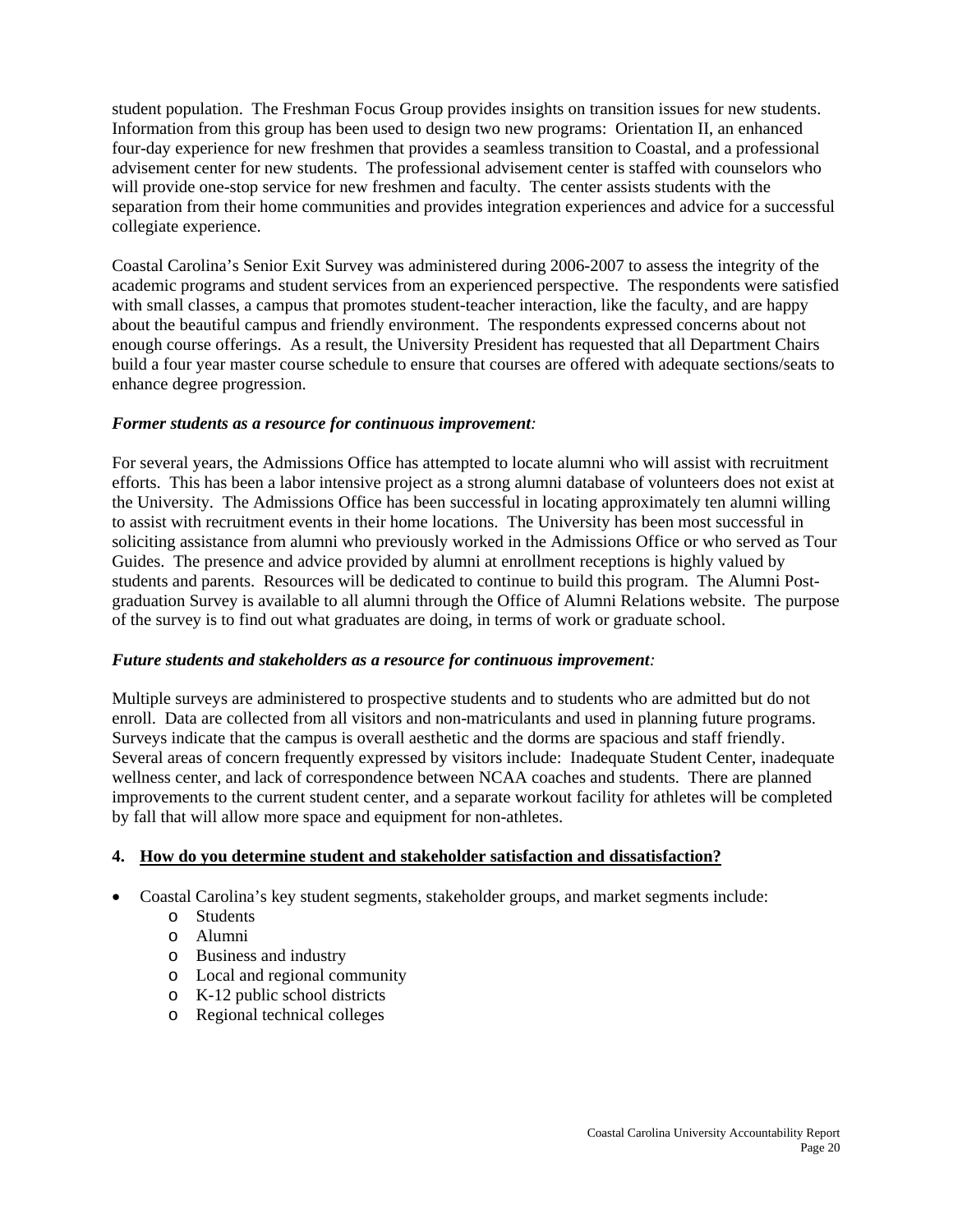student population. The Freshman Focus Group provides insights on transition issues for new students. Information from this group has been used to design two new programs: Orientation II, an enhanced four-day experience for new freshmen that provides a seamless transition to Coastal, and a professional advisement center for new students. The professional advisement center is staffed with counselors who will provide one-stop service for new freshmen and faculty. The center assists students with the separation from their home communities and provides integration experiences and advice for a successful collegiate experience.

Coastal Carolina's Senior Exit Survey was administered during 2006-2007 to assess the integrity of the academic programs and student services from an experienced perspective. The respondents were satisfied with small classes, a campus that promotes student-teacher interaction, like the faculty, and are happy about the beautiful campus and friendly environment. The respondents expressed concerns about not enough course offerings. As a result, the University President has requested that all Department Chairs build a four year master course schedule to ensure that courses are offered with adequate sections/seats to enhance degree progression.

***Former students as a resource for continuous improvement:***

For several years, the Admissions Office has attempted to locate alumni who will assist with recruitment efforts. This has been a labor intensive project as a strong alumni database of volunteers does not exist at the University. The Admissions Office has been successful in locating approximately ten alumni willing to assist with recruitment events in their home locations. The University has been most successful in soliciting assistance from alumni who previously worked in the Admissions Office or who served as Tour Guides. The presence and advice provided by alumni at enrollment receptions is highly valued by students and parents. Resources will be dedicated to continue to build this program. The Alumni Post-graduation Survey is available to all alumni through the Office of Alumni Relations website. The purpose of the survey is to find out what graduates are doing, in terms of work or graduate school.

***Future students and stakeholders as a resource for continuous improvement:***

Multiple surveys are administered to prospective students and to students who are admitted but do not enroll. Data are collected from all visitors and non-matriculants and used in planning future programs. Surveys indicate that the campus is overall aesthetic and the dorms are spacious and staff friendly. Several areas of concern frequently expressed by visitors include: Inadequate Student Center, inadequate wellness center, and lack of correspondence between NCAA coaches and students. There are planned improvements to the current student center, and a separate workout facility for athletes will be completed by fall that will allow more space and equipment for non-athletes.

**4. <u>How do you determine student and stakeholder satisfaction and dissatisfaction?</u>**

- Coastal Carolina's key student segments, stakeholder groups, and market segments include:
  - Students
  - Alumni
  - Business and industry
  - Local and regional community
  - K-12 public school districts
  - Regional technical colleges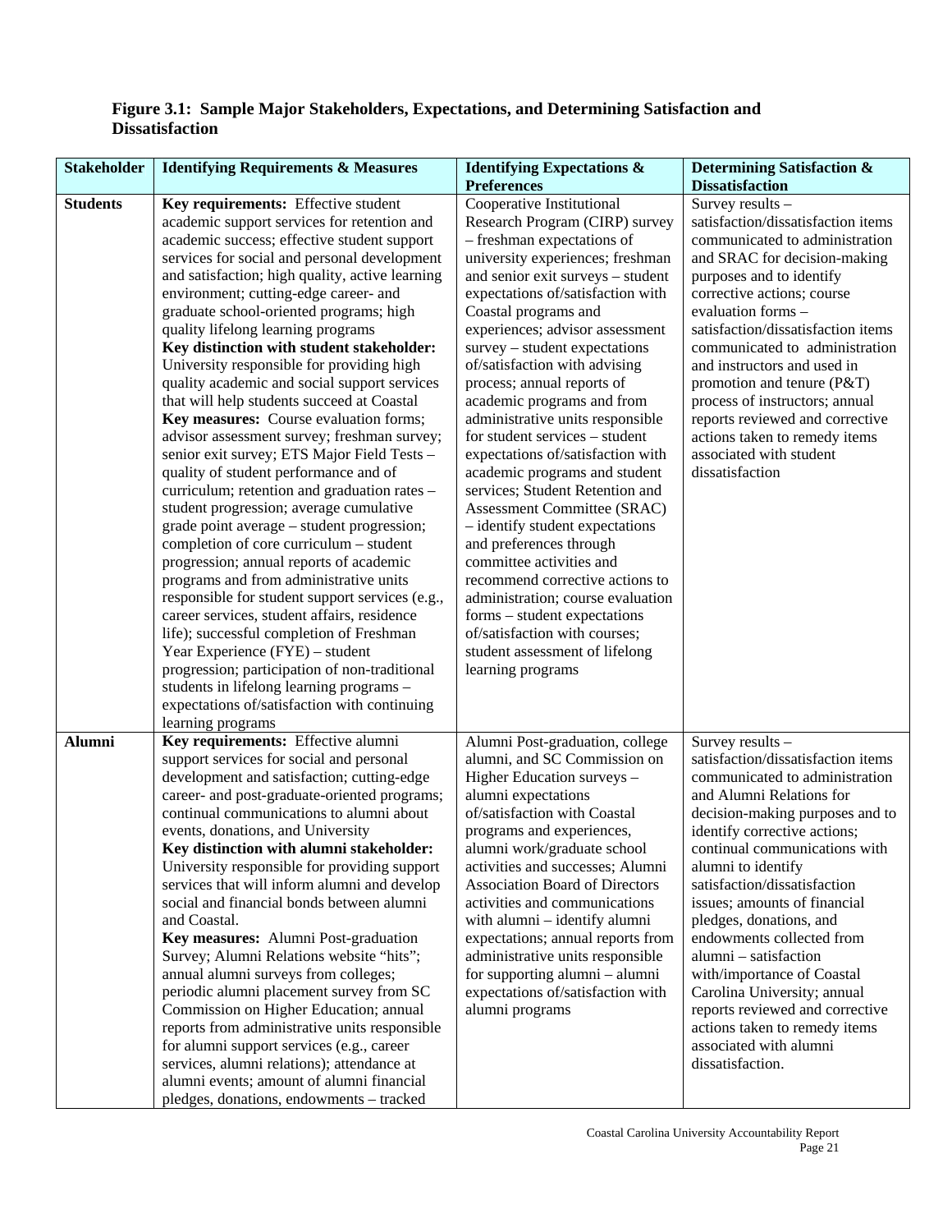**Figure 3.1: Sample Major Stakeholders, Expectations, and Determining Satisfaction and Dissatisfaction**

| Stakeholder | Identifying Requirements & Measures | Identifying Expectations & Preferences | Determining Satisfaction & Dissatisfaction |
|---|---|---|---|
| **Students** | **Key requirements:** Effective student academic support services for retention and academic success; effective student support services for social and personal development and satisfaction; high quality, active learning environment; cutting-edge career- and graduate school-oriented programs; high quality lifelong learning programs **Key distinction with student stakeholder:** University responsible for providing high quality academic and social support services that will help students succeed at Coastal **Key measures:** Course evaluation forms; advisor assessment survey; freshman survey; senior exit survey; ETS Major Field Tests – quality of student performance and of curriculum; retention and graduation rates – student progression; average cumulative grade point average – student progression; completion of core curriculum – student progression; annual reports of academic programs and from administrative units responsible for student support services (e.g., career services, student affairs, residence life); successful completion of Freshman Year Experience (FYE) – student progression; participation of non-traditional students in lifelong learning programs – expectations of/satisfaction with continuing learning programs | Cooperative Institutional Research Program (CIRP) survey – freshman expectations of university experiences; freshman and senior exit surveys – student expectations of/satisfaction with Coastal programs and experiences; advisor assessment survey – student expectations of/satisfaction with advising process; annual reports of academic programs and from administrative units responsible for student services – student expectations of/satisfaction with academic programs and student services; Student Retention and Assessment Committee (SRAC) – identify student expectations and preferences through committee activities and recommend corrective actions to administration; course evaluation forms – student expectations of/satisfaction with courses; student assessment of lifelong learning programs | Survey results – satisfaction/dissatisfaction items communicated to administration and SRAC for decision-making purposes and to identify corrective actions; course evaluation forms – satisfaction/dissatisfaction items communicated to administration and instructors and used in promotion and tenure (P&T) process of instructors; annual reports reviewed and corrective actions taken to remedy items associated with student dissatisfaction |
| **Alumni** | **Key requirements:** Effective alumni support services for social and personal development and satisfaction; cutting-edge career- and post-graduate-oriented programs; continual communications to alumni about events, donations, and University **Key distinction with alumni stakeholder:** University responsible for providing support services that will inform alumni and develop social and financial bonds between alumni and Coastal. **Key measures:** Alumni Post-graduation Survey; Alumni Relations website "hits"; annual alumni surveys from colleges; periodic alumni placement survey from SC Commission on Higher Education; annual reports from administrative units responsible for alumni support services (e.g., career services, alumni relations); attendance at alumni events; amount of alumni financial pledges, donations, endowments – tracked | Alumni Post-graduation, college alumni, and SC Commission on Higher Education surveys – alumni expectations of/satisfaction with Coastal programs and experiences, alumni work/graduate school activities and successes; Alumni Association Board of Directors activities and communications with alumni – identify alumni expectations; annual reports from administrative units responsible for supporting alumni – alumni expectations of/satisfaction with alumni programs | Survey results – satisfaction/dissatisfaction items communicated to administration and Alumni Relations for decision-making purposes and to identify corrective actions; continual communications with alumni to identify satisfaction/dissatisfaction issues; amounts of financial pledges, donations, and endowments collected from alumni – satisfaction with/importance of Coastal Carolina University; annual reports reviewed and corrective actions taken to remedy items associated with alumni dissatisfaction. |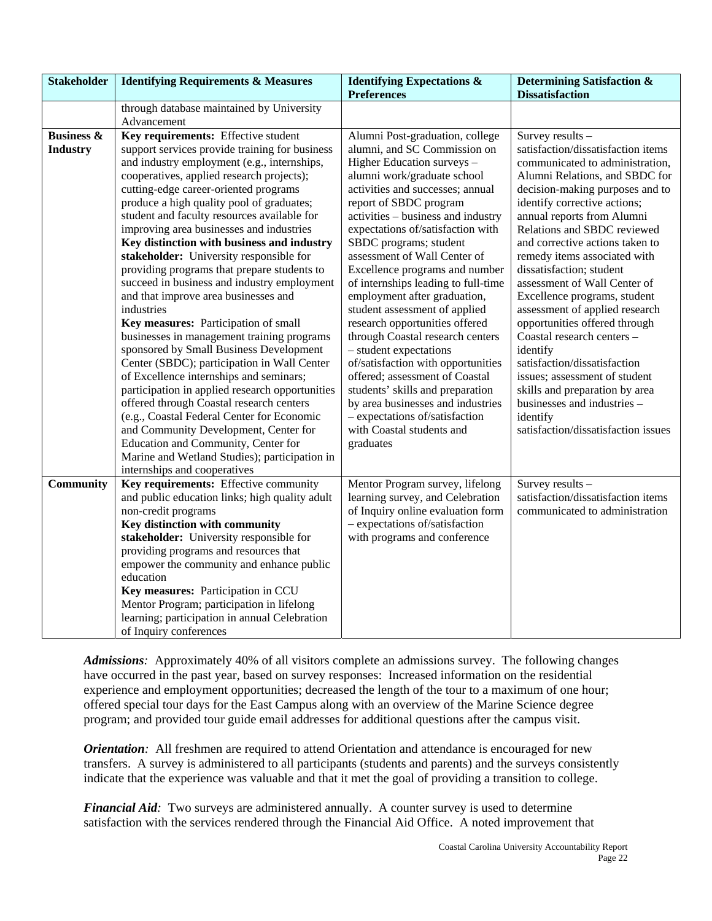| Stakeholder | Identifying Requirements & Measures | Identifying Expectations & Preferences | Determining Satisfaction & Dissatisfaction |
|---|---|---|---|
| | through database maintained by University Advancement | | |
| **Business & Industry** | **Key requirements:** Effective student support services provide training for business and industry employment (e.g., internships, cooperatives, applied research projects); cutting-edge career-oriented programs produce a high quality pool of graduates; student and faculty resources available for improving area businesses and industries **Key distinction with business and industry stakeholder:** University responsible for providing programs that prepare students to succeed in business and industry employment and that improve area businesses and industries **Key measures:** Participation of small businesses in management training programs sponsored by Small Business Development Center (SBDC); participation in Wall Center of Excellence internships and seminars; participation in applied research opportunities offered through Coastal research centers (e.g., Coastal Federal Center for Economic and Community Development, Center for Education and Community, Center for Marine and Wetland Studies); participation in internships and cooperatives | Alumni Post-graduation, college alumni, and SC Commission on Higher Education surveys – alumni work/graduate school activities and successes; annual report of SBDC program activities – business and industry expectations of/satisfaction with SBDC programs; student assessment of Wall Center of Excellence programs and number of internships leading to full-time employment after graduation, student assessment of applied research opportunities offered through Coastal research centers – student expectations of/satisfaction with opportunities offered; assessment of Coastal students' skills and preparation by area businesses and industries – expectations of/satisfaction with Coastal students and graduates | Survey results – satisfaction/dissatisfaction items communicated to administration, Alumni Relations, and SBDC for decision-making purposes and to identify corrective actions; annual reports from Alumni Relations and SBDC reviewed and corrective actions taken to remedy items associated with dissatisfaction; student assessment of Wall Center of Excellence programs, student assessment of applied research opportunities offered through Coastal research centers – identify satisfaction/dissatisfaction issues; assessment of student skills and preparation by area businesses and industries – identify satisfaction/dissatisfaction issues |
| **Community** | **Key requirements:** Effective community and public education links; high quality adult non-credit programs **Key distinction with community stakeholder:** University responsible for providing programs and resources that empower the community and enhance public education **Key measures:** Participation in CCU Mentor Program; participation in lifelong learning; participation in annual Celebration of Inquiry conferences | Mentor Program survey, lifelong learning survey, and Celebration of Inquiry online evaluation form – expectations of/satisfaction with programs and conference | Survey results – satisfaction/dissatisfaction items communicated to administration |

***Admissions****:* Approximately 40% of all visitors complete an admissions survey. The following changes have occurred in the past year, based on survey responses: Increased information on the residential experience and employment opportunities; decreased the length of the tour to a maximum of one hour; offered special tour days for the East Campus along with an overview of the Marine Science degree program; and provided tour guide email addresses for additional questions after the campus visit.

***Orientation****:* All freshmen are required to attend Orientation and attendance is encouraged for new transfers. A survey is administered to all participants (students and parents) and the surveys consistently indicate that the experience was valuable and that it met the goal of providing a transition to college.

***Financial Aid****:* Two surveys are administered annually. A counter survey is used to determine satisfaction with the services rendered through the Financial Aid Office. A noted improvement that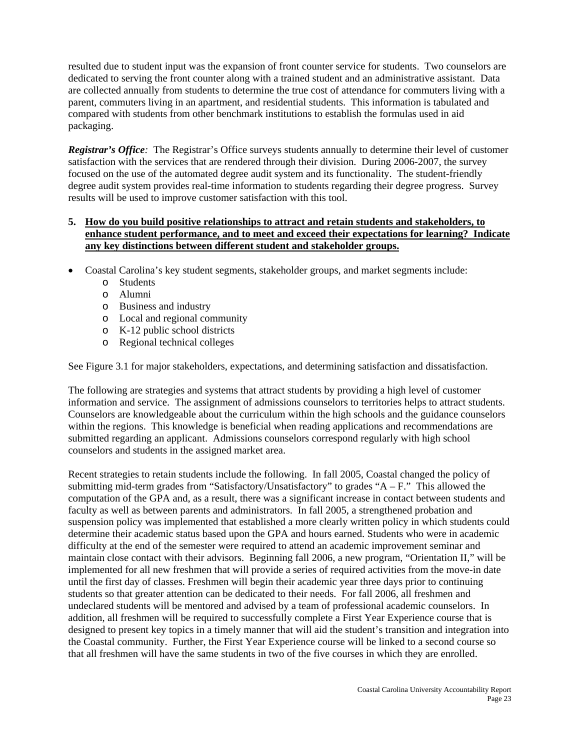resulted due to student input was the expansion of front counter service for students. Two counselors are dedicated to serving the front counter along with a trained student and an administrative assistant. Data are collected annually from students to determine the true cost of attendance for commuters living with a parent, commuters living in an apartment, and residential students. This information is tabulated and compared with students from other benchmark institutions to establish the formulas used in aid packaging.

***Registrar's Office**:* The Registrar's Office surveys students annually to determine their level of customer satisfaction with the services that are rendered through their division. During 2006-2007, the survey focused on the use of the automated degree audit system and its functionality. The student-friendly degree audit system provides real-time information to students regarding their degree progress. Survey results will be used to improve customer satisfaction with this tool.

**5. <u>How do you build positive relationships to attract and retain students and stakeholders, to enhance student performance, and to meet and exceed their expectations for learning? Indicate any key distinctions between different student and stakeholder groups.</u>**

- Coastal Carolina's key student segments, stakeholder groups, and market segments include:
  - Students
  - Alumni
  - Business and industry
  - Local and regional community
  - K-12 public school districts
  - Regional technical colleges

See Figure 3.1 for major stakeholders, expectations, and determining satisfaction and dissatisfaction.

The following are strategies and systems that attract students by providing a high level of customer information and service. The assignment of admissions counselors to territories helps to attract students. Counselors are knowledgeable about the curriculum within the high schools and the guidance counselors within the regions. This knowledge is beneficial when reading applications and recommendations are submitted regarding an applicant. Admissions counselors correspond regularly with high school counselors and students in the assigned market area.

Recent strategies to retain students include the following. In fall 2005, Coastal changed the policy of submitting mid-term grades from "Satisfactory/Unsatisfactory" to grades "A – F." This allowed the computation of the GPA and, as a result, there was a significant increase in contact between students and faculty as well as between parents and administrators. In fall 2005, a strengthened probation and suspension policy was implemented that established a more clearly written policy in which students could determine their academic status based upon the GPA and hours earned. Students who were in academic difficulty at the end of the semester were required to attend an academic improvement seminar and maintain close contact with their advisors. Beginning fall 2006, a new program, "Orientation II," will be implemented for all new freshmen that will provide a series of required activities from the move-in date until the first day of classes. Freshmen will begin their academic year three days prior to continuing students so that greater attention can be dedicated to their needs. For fall 2006, all freshmen and undeclared students will be mentored and advised by a team of professional academic counselors. In addition, all freshmen will be required to successfully complete a First Year Experience course that is designed to present key topics in a timely manner that will aid the student's transition and integration into the Coastal community. Further, the First Year Experience course will be linked to a second course so that all freshmen will have the same students in two of the five courses in which they are enrolled.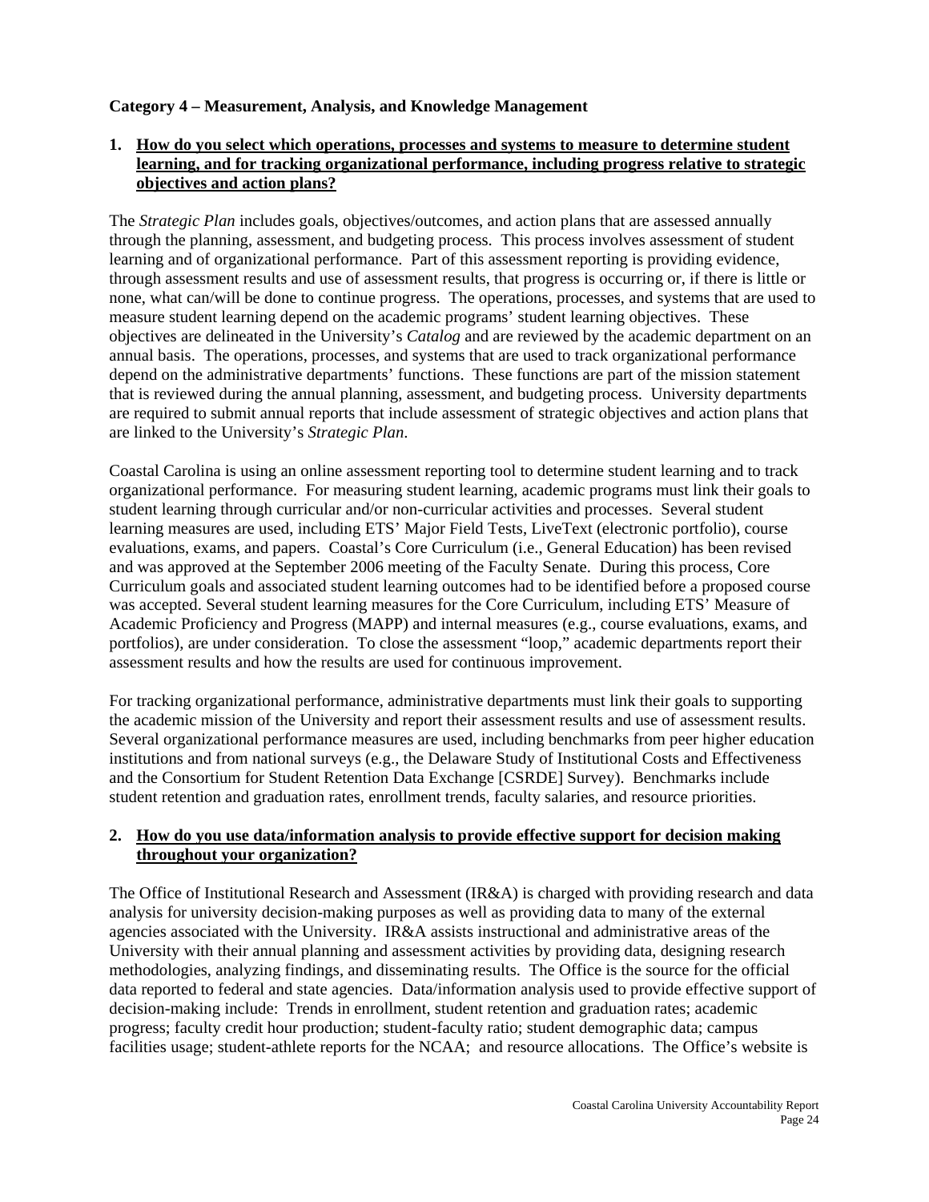**Category 4 – Measurement, Analysis, and Knowledge Management**

1. **How do you select which operations, processes and systems to measure to determine student learning, and for tracking organizational performance, including progress relative to strategic objectives and action plans?**

The *Strategic Plan* includes goals, objectives/outcomes, and action plans that are assessed annually through the planning, assessment, and budgeting process. This process involves assessment of student learning and of organizational performance. Part of this assessment reporting is providing evidence, through assessment results and use of assessment results, that progress is occurring or, if there is little or none, what can/will be done to continue progress. The operations, processes, and systems that are used to measure student learning depend on the academic programs' student learning objectives. These objectives are delineated in the University's *Catalog* and are reviewed by the academic department on an annual basis. The operations, processes, and systems that are used to track organizational performance depend on the administrative departments' functions. These functions are part of the mission statement that is reviewed during the annual planning, assessment, and budgeting process. University departments are required to submit annual reports that include assessment of strategic objectives and action plans that are linked to the University's *Strategic Plan*.

Coastal Carolina is using an online assessment reporting tool to determine student learning and to track organizational performance. For measuring student learning, academic programs must link their goals to student learning through curricular and/or non-curricular activities and processes. Several student learning measures are used, including ETS' Major Field Tests, LiveText (electronic portfolio), course evaluations, exams, and papers. Coastal's Core Curriculum (i.e., General Education) has been revised and was approved at the September 2006 meeting of the Faculty Senate. During this process, Core Curriculum goals and associated student learning outcomes had to be identified before a proposed course was accepted. Several student learning measures for the Core Curriculum, including ETS' Measure of Academic Proficiency and Progress (MAPP) and internal measures (e.g., course evaluations, exams, and portfolios), are under consideration. To close the assessment "loop," academic departments report their assessment results and how the results are used for continuous improvement.

For tracking organizational performance, administrative departments must link their goals to supporting the academic mission of the University and report their assessment results and use of assessment results. Several organizational performance measures are used, including benchmarks from peer higher education institutions and from national surveys (e.g., the Delaware Study of Institutional Costs and Effectiveness and the Consortium for Student Retention Data Exchange [CSRDE] Survey). Benchmarks include student retention and graduation rates, enrollment trends, faculty salaries, and resource priorities.

2. **How do you use data/information analysis to provide effective support for decision making throughout your organization?**

The Office of Institutional Research and Assessment (IR&A) is charged with providing research and data analysis for university decision-making purposes as well as providing data to many of the external agencies associated with the University. IR&A assists instructional and administrative areas of the University with their annual planning and assessment activities by providing data, designing research methodologies, analyzing findings, and disseminating results. The Office is the source for the official data reported to federal and state agencies. Data/information analysis used to provide effective support of decision-making include: Trends in enrollment, student retention and graduation rates; academic progress; faculty credit hour production; student-faculty ratio; student demographic data; campus facilities usage; student-athlete reports for the NCAA; and resource allocations. The Office's website is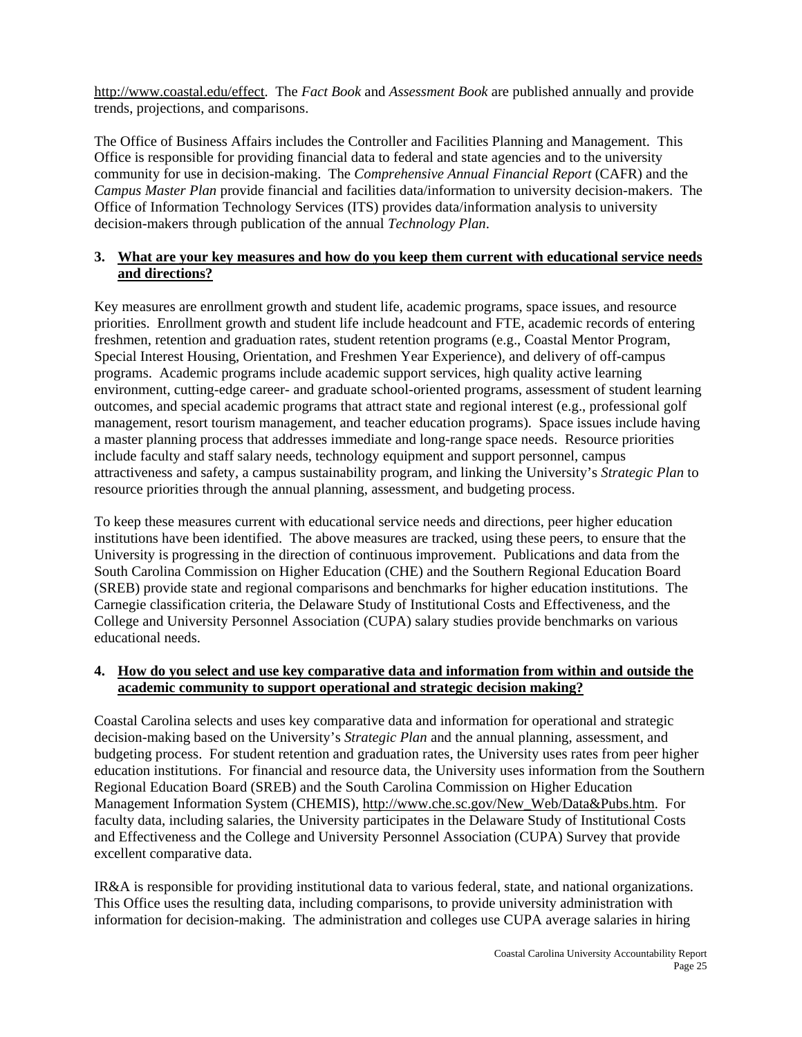http://www.coastal.edu/effect. The *Fact Book* and *Assessment Book* are published annually and provide trends, projections, and comparisons.

The Office of Business Affairs includes the Controller and Facilities Planning and Management. This Office is responsible for providing financial data to federal and state agencies and to the university community for use in decision-making. The *Comprehensive Annual Financial Report* (CAFR) and the *Campus Master Plan* provide financial and facilities data/information to university decision-makers. The Office of Information Technology Services (ITS) provides data/information analysis to university decision-makers through publication of the annual *Technology Plan*.

**3. <u>What are your key measures and how do you keep them current with educational service needs and directions?</u>**

Key measures are enrollment growth and student life, academic programs, space issues, and resource priorities. Enrollment growth and student life include headcount and FTE, academic records of entering freshmen, retention and graduation rates, student retention programs (e.g., Coastal Mentor Program, Special Interest Housing, Orientation, and Freshmen Year Experience), and delivery of off-campus programs. Academic programs include academic support services, high quality active learning environment, cutting-edge career- and graduate school-oriented programs, assessment of student learning outcomes, and special academic programs that attract state and regional interest (e.g., professional golf management, resort tourism management, and teacher education programs). Space issues include having a master planning process that addresses immediate and long-range space needs. Resource priorities include faculty and staff salary needs, technology equipment and support personnel, campus attractiveness and safety, a campus sustainability program, and linking the University's *Strategic Plan* to resource priorities through the annual planning, assessment, and budgeting process.

To keep these measures current with educational service needs and directions, peer higher education institutions have been identified. The above measures are tracked, using these peers, to ensure that the University is progressing in the direction of continuous improvement. Publications and data from the South Carolina Commission on Higher Education (CHE) and the Southern Regional Education Board (SREB) provide state and regional comparisons and benchmarks for higher education institutions. The Carnegie classification criteria, the Delaware Study of Institutional Costs and Effectiveness, and the College and University Personnel Association (CUPA) salary studies provide benchmarks on various educational needs.

**4. <u>How do you select and use key comparative data and information from within and outside the academic community to support operational and strategic decision making?</u>**

Coastal Carolina selects and uses key comparative data and information for operational and strategic decision-making based on the University's *Strategic Plan* and the annual planning, assessment, and budgeting process. For student retention and graduation rates, the University uses rates from peer higher education institutions. For financial and resource data, the University uses information from the Southern Regional Education Board (SREB) and the South Carolina Commission on Higher Education Management Information System (CHEMIS), http://www.che.sc.gov/New_Web/Data&Pubs.htm. For faculty data, including salaries, the University participates in the Delaware Study of Institutional Costs and Effectiveness and the College and University Personnel Association (CUPA) Survey that provide excellent comparative data.

IR&A is responsible for providing institutional data to various federal, state, and national organizations. This Office uses the resulting data, including comparisons, to provide university administration with information for decision-making. The administration and colleges use CUPA average salaries in hiring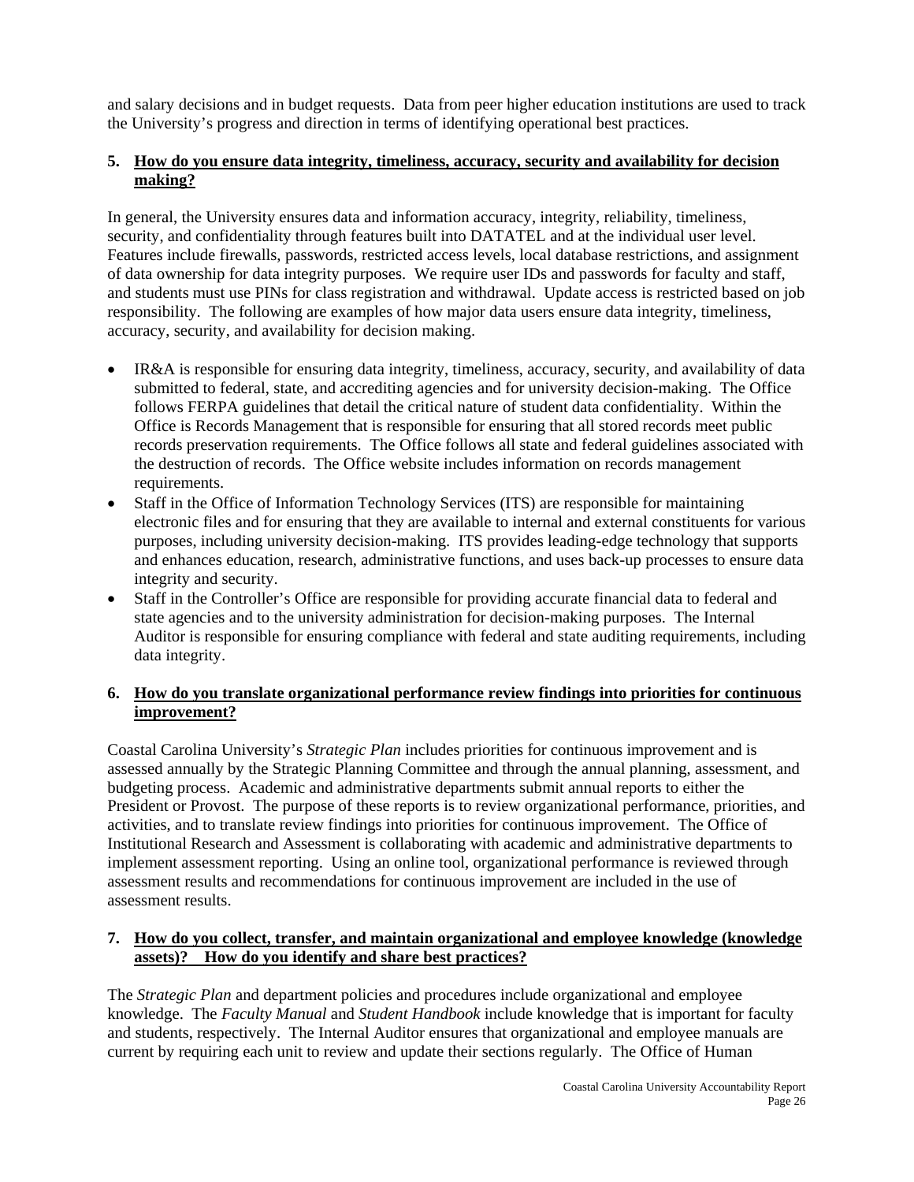and salary decisions and in budget requests. Data from peer higher education institutions are used to track the University's progress and direction in terms of identifying operational best practices.

**5. How do you ensure data integrity, timeliness, accuracy, security and availability for decision making?**

In general, the University ensures data and information accuracy, integrity, reliability, timeliness, security, and confidentiality through features built into DATATEL and at the individual user level. Features include firewalls, passwords, restricted access levels, local database restrictions, and assignment of data ownership for data integrity purposes. We require user IDs and passwords for faculty and staff, and students must use PINs for class registration and withdrawal. Update access is restricted based on job responsibility. The following are examples of how major data users ensure data integrity, timeliness, accuracy, security, and availability for decision making.

- IR&A is responsible for ensuring data integrity, timeliness, accuracy, security, and availability of data submitted to federal, state, and accrediting agencies and for university decision-making. The Office follows FERPA guidelines that detail the critical nature of student data confidentiality. Within the Office is Records Management that is responsible for ensuring that all stored records meet public records preservation requirements. The Office follows all state and federal guidelines associated with the destruction of records. The Office website includes information on records management requirements.
- Staff in the Office of Information Technology Services (ITS) are responsible for maintaining electronic files and for ensuring that they are available to internal and external constituents for various purposes, including university decision-making. ITS provides leading-edge technology that supports and enhances education, research, administrative functions, and uses back-up processes to ensure data integrity and security.
- Staff in the Controller's Office are responsible for providing accurate financial data to federal and state agencies and to the university administration for decision-making purposes. The Internal Auditor is responsible for ensuring compliance with federal and state auditing requirements, including data integrity.

**6. How do you translate organizational performance review findings into priorities for continuous improvement?**

Coastal Carolina University's *Strategic Plan* includes priorities for continuous improvement and is assessed annually by the Strategic Planning Committee and through the annual planning, assessment, and budgeting process. Academic and administrative departments submit annual reports to either the President or Provost. The purpose of these reports is to review organizational performance, priorities, and activities, and to translate review findings into priorities for continuous improvement. The Office of Institutional Research and Assessment is collaborating with academic and administrative departments to implement assessment reporting. Using an online tool, organizational performance is reviewed through assessment results and recommendations for continuous improvement are included in the use of assessment results.

**7. How do you collect, transfer, and maintain organizational and employee knowledge (knowledge assets)? How do you identify and share best practices?**

The *Strategic Plan* and department policies and procedures include organizational and employee knowledge. The *Faculty Manual* and *Student Handbook* include knowledge that is important for faculty and students, respectively. The Internal Auditor ensures that organizational and employee manuals are current by requiring each unit to review and update their sections regularly. The Office of Human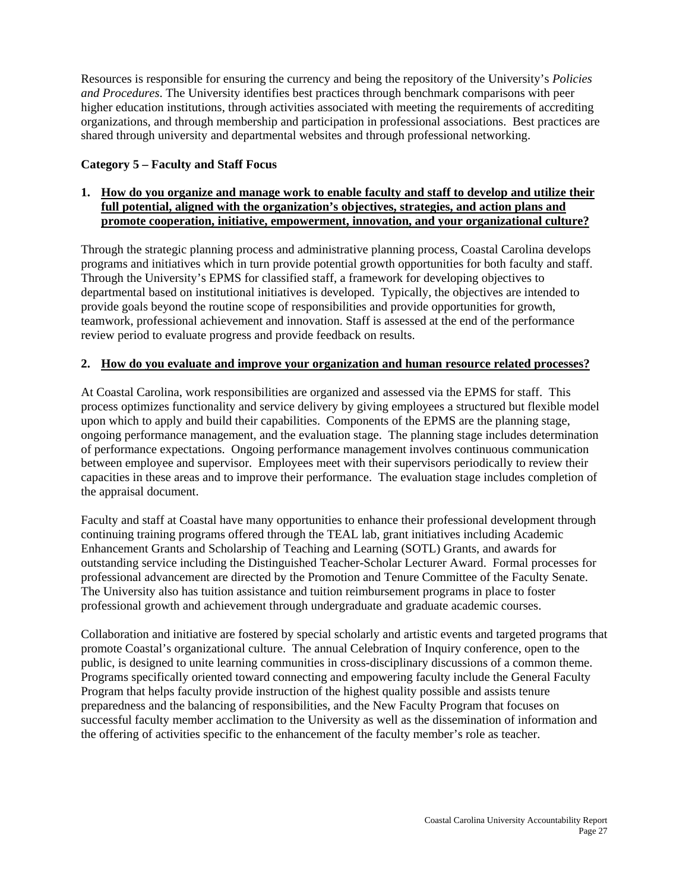Resources is responsible for ensuring the currency and being the repository of the University's *Policies and Procedures*. The University identifies best practices through benchmark comparisons with peer higher education institutions, through activities associated with meeting the requirements of accrediting organizations, and through membership and participation in professional associations. Best practices are shared through university and departmental websites and through professional networking.

**Category 5 – Faculty and Staff Focus**

**1. <u>How do you organize and manage work to enable faculty and staff to develop and utilize their full potential, aligned with the organization's objectives, strategies, and action plans and promote cooperation, initiative, empowerment, innovation, and your organizational culture?</u>**

Through the strategic planning process and administrative planning process, Coastal Carolina develops programs and initiatives which in turn provide potential growth opportunities for both faculty and staff. Through the University's EPMS for classified staff, a framework for developing objectives to departmental based on institutional initiatives is developed. Typically, the objectives are intended to provide goals beyond the routine scope of responsibilities and provide opportunities for growth, teamwork, professional achievement and innovation. Staff is assessed at the end of the performance review period to evaluate progress and provide feedback on results.

**2. <u>How do you evaluate and improve your organization and human resource related processes?</u>**

At Coastal Carolina, work responsibilities are organized and assessed via the EPMS for staff. This process optimizes functionality and service delivery by giving employees a structured but flexible model upon which to apply and build their capabilities. Components of the EPMS are the planning stage, ongoing performance management, and the evaluation stage. The planning stage includes determination of performance expectations. Ongoing performance management involves continuous communication between employee and supervisor. Employees meet with their supervisors periodically to review their capacities in these areas and to improve their performance. The evaluation stage includes completion of the appraisal document.

Faculty and staff at Coastal have many opportunities to enhance their professional development through continuing training programs offered through the TEAL lab, grant initiatives including Academic Enhancement Grants and Scholarship of Teaching and Learning (SOTL) Grants, and awards for outstanding service including the Distinguished Teacher-Scholar Lecturer Award. Formal processes for professional advancement are directed by the Promotion and Tenure Committee of the Faculty Senate. The University also has tuition assistance and tuition reimbursement programs in place to foster professional growth and achievement through undergraduate and graduate academic courses.

Collaboration and initiative are fostered by special scholarly and artistic events and targeted programs that promote Coastal's organizational culture. The annual Celebration of Inquiry conference, open to the public, is designed to unite learning communities in cross-disciplinary discussions of a common theme. Programs specifically oriented toward connecting and empowering faculty include the General Faculty Program that helps faculty provide instruction of the highest quality possible and assists tenure preparedness and the balancing of responsibilities, and the New Faculty Program that focuses on successful faculty member acclimation to the University as well as the dissemination of information and the offering of activities specific to the enhancement of the faculty member's role as teacher.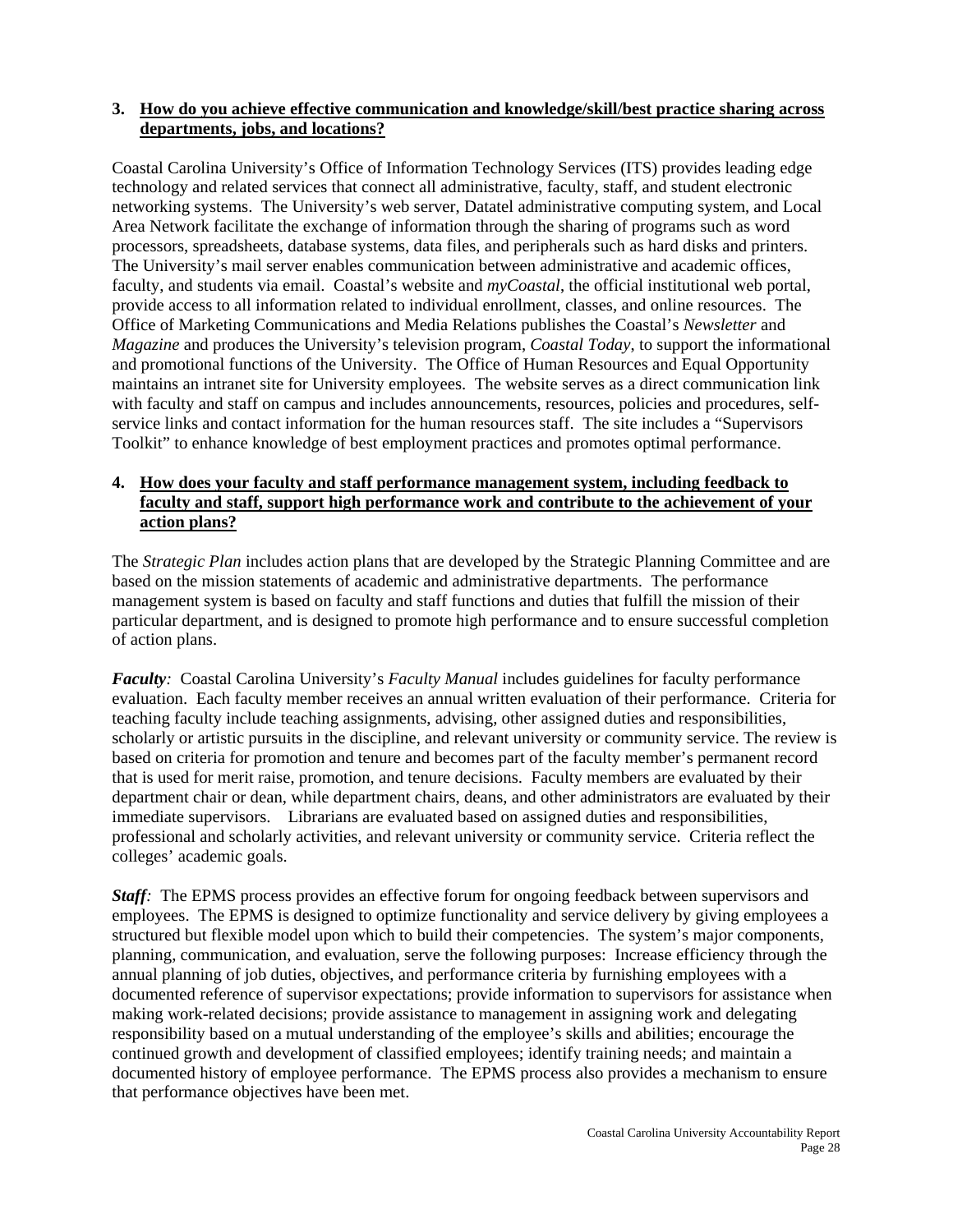**3. How do you achieve effective communication and knowledge/skill/best practice sharing across departments, jobs, and locations?**

Coastal Carolina University's Office of Information Technology Services (ITS) provides leading edge technology and related services that connect all administrative, faculty, staff, and student electronic networking systems. The University's web server, Datatel administrative computing system, and Local Area Network facilitate the exchange of information through the sharing of programs such as word processors, spreadsheets, database systems, data files, and peripherals such as hard disks and printers. The University's mail server enables communication between administrative and academic offices, faculty, and students via email. Coastal's website and *myCoastal*, the official institutional web portal, provide access to all information related to individual enrollment, classes, and online resources. The Office of Marketing Communications and Media Relations publishes the Coastal's *Newsletter* and *Magazine* and produces the University's television program, *Coastal Today*, to support the informational and promotional functions of the University. The Office of Human Resources and Equal Opportunity maintains an intranet site for University employees. The website serves as a direct communication link with faculty and staff on campus and includes announcements, resources, policies and procedures, self-service links and contact information for the human resources staff. The site includes a "Supervisors Toolkit" to enhance knowledge of best employment practices and promotes optimal performance.

**4. How does your faculty and staff performance management system, including feedback to faculty and staff, support high performance work and contribute to the achievement of your action plans?**

The *Strategic Plan* includes action plans that are developed by the Strategic Planning Committee and are based on the mission statements of academic and administrative departments. The performance management system is based on faculty and staff functions and duties that fulfill the mission of their particular department, and is designed to promote high performance and to ensure successful completion of action plans.

***Faculty:*** Coastal Carolina University's *Faculty Manual* includes guidelines for faculty performance evaluation. Each faculty member receives an annual written evaluation of their performance. Criteria for teaching faculty include teaching assignments, advising, other assigned duties and responsibilities, scholarly or artistic pursuits in the discipline, and relevant university or community service. The review is based on criteria for promotion and tenure and becomes part of the faculty member's permanent record that is used for merit raise, promotion, and tenure decisions. Faculty members are evaluated by their department chair or dean, while department chairs, deans, and other administrators are evaluated by their immediate supervisors. Librarians are evaluated based on assigned duties and responsibilities, professional and scholarly activities, and relevant university or community service. Criteria reflect the colleges' academic goals.

***Staff:*** The EPMS process provides an effective forum for ongoing feedback between supervisors and employees. The EPMS is designed to optimize functionality and service delivery by giving employees a structured but flexible model upon which to build their competencies. The system's major components, planning, communication, and evaluation, serve the following purposes: Increase efficiency through the annual planning of job duties, objectives, and performance criteria by furnishing employees with a documented reference of supervisor expectations; provide information to supervisors for assistance when making work-related decisions; provide assistance to management in assigning work and delegating responsibility based on a mutual understanding of the employee's skills and abilities; encourage the continued growth and development of classified employees; identify training needs; and maintain a documented history of employee performance. The EPMS process also provides a mechanism to ensure that performance objectives have been met.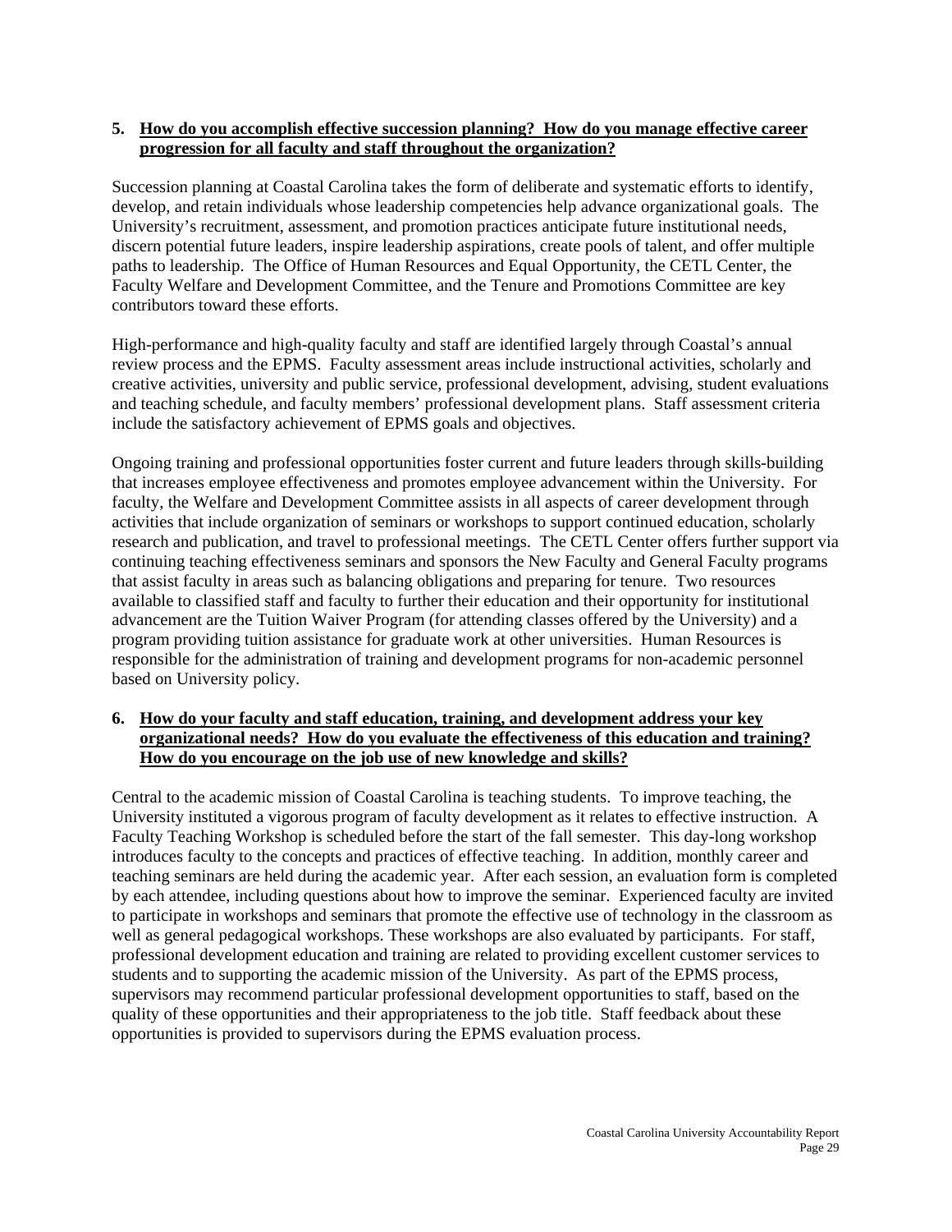**5. How do you accomplish effective succession planning? How do you manage effective career progression for all faculty and staff throughout the organization?**

Succession planning at Coastal Carolina takes the form of deliberate and systematic efforts to identify, develop, and retain individuals whose leadership competencies help advance organizational goals. The University's recruitment, assessment, and promotion practices anticipate future institutional needs, discern potential future leaders, inspire leadership aspirations, create pools of talent, and offer multiple paths to leadership. The Office of Human Resources and Equal Opportunity, the CETL Center, the Faculty Welfare and Development Committee, and the Tenure and Promotions Committee are key contributors toward these efforts.

High-performance and high-quality faculty and staff are identified largely through Coastal's annual review process and the EPMS. Faculty assessment areas include instructional activities, scholarly and creative activities, university and public service, professional development, advising, student evaluations and teaching schedule, and faculty members' professional development plans. Staff assessment criteria include the satisfactory achievement of EPMS goals and objectives.

Ongoing training and professional opportunities foster current and future leaders through skills-building that increases employee effectiveness and promotes employee advancement within the University. For faculty, the Welfare and Development Committee assists in all aspects of career development through activities that include organization of seminars or workshops to support continued education, scholarly research and publication, and travel to professional meetings. The CETL Center offers further support via continuing teaching effectiveness seminars and sponsors the New Faculty and General Faculty programs that assist faculty in areas such as balancing obligations and preparing for tenure. Two resources available to classified staff and faculty to further their education and their opportunity for institutional advancement are the Tuition Waiver Program (for attending classes offered by the University) and a program providing tuition assistance for graduate work at other universities. Human Resources is responsible for the administration of training and development programs for non-academic personnel based on University policy.

**6. How do your faculty and staff education, training, and development address your key organizational needs? How do you evaluate the effectiveness of this education and training? How do you encourage on the job use of new knowledge and skills?**

Central to the academic mission of Coastal Carolina is teaching students. To improve teaching, the University instituted a vigorous program of faculty development as it relates to effective instruction. A Faculty Teaching Workshop is scheduled before the start of the fall semester. This day-long workshop introduces faculty to the concepts and practices of effective teaching. In addition, monthly career and teaching seminars are held during the academic year. After each session, an evaluation form is completed by each attendee, including questions about how to improve the seminar. Experienced faculty are invited to participate in workshops and seminars that promote the effective use of technology in the classroom as well as general pedagogical workshops. These workshops are also evaluated by participants. For staff, professional development education and training are related to providing excellent customer services to students and to supporting the academic mission of the University. As part of the EPMS process, supervisors may recommend particular professional development opportunities to staff, based on the quality of these opportunities and their appropriateness to the job title. Staff feedback about these opportunities is provided to supervisors during the EPMS evaluation process.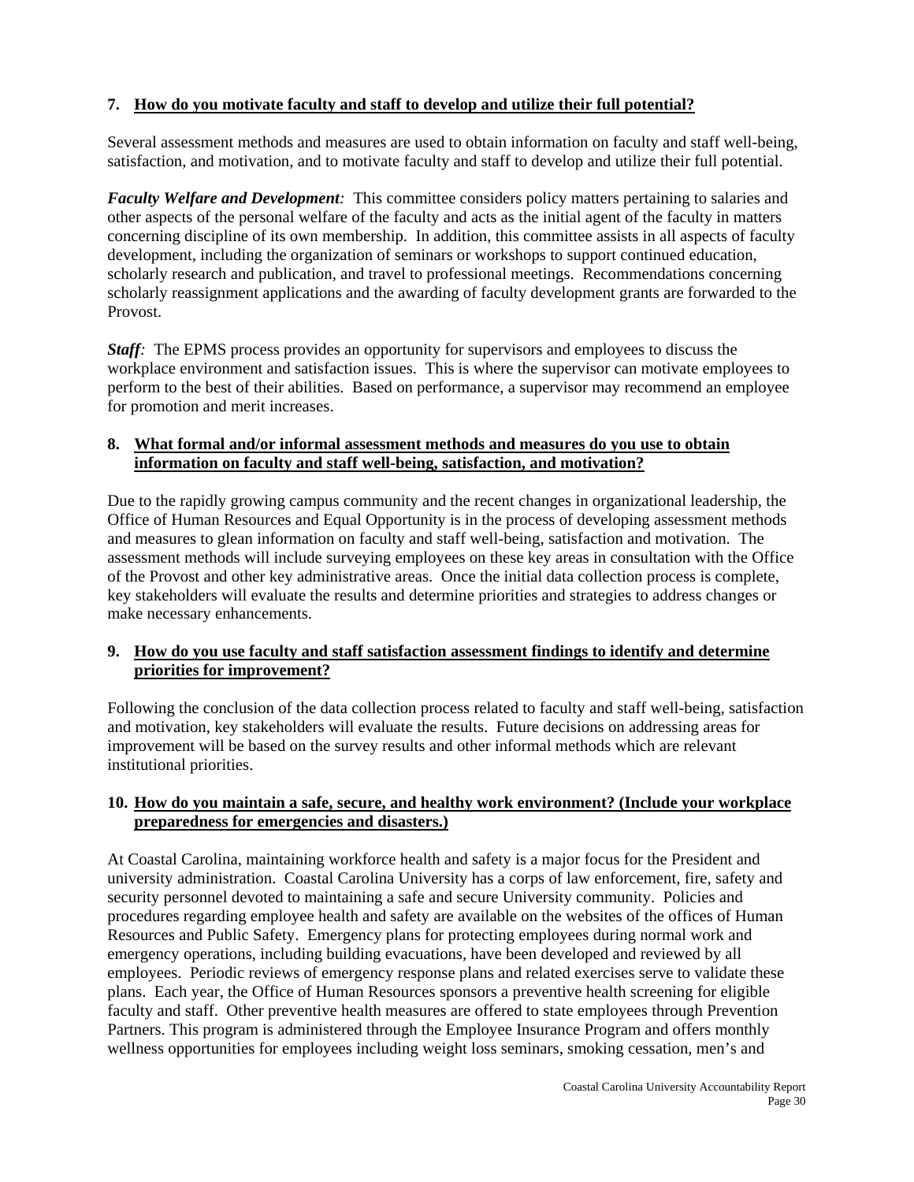**7. How do you motivate faculty and staff to develop and utilize their full potential?**

Several assessment methods and measures are used to obtain information on faculty and staff well-being, satisfaction, and motivation, and to motivate faculty and staff to develop and utilize their full potential.

***Faculty Welfare and Development**:* This committee considers policy matters pertaining to salaries and other aspects of the personal welfare of the faculty and acts as the initial agent of the faculty in matters concerning discipline of its own membership. In addition, this committee assists in all aspects of faculty development, including the organization of seminars or workshops to support continued education, scholarly research and publication, and travel to professional meetings. Recommendations concerning scholarly reassignment applications and the awarding of faculty development grants are forwarded to the Provost.

***Staff**:* The EPMS process provides an opportunity for supervisors and employees to discuss the workplace environment and satisfaction issues. This is where the supervisor can motivate employees to perform to the best of their abilities. Based on performance, a supervisor may recommend an employee for promotion and merit increases.

**8. What formal and/or informal assessment methods and measures do you use to obtain information on faculty and staff well-being, satisfaction, and motivation?**

Due to the rapidly growing campus community and the recent changes in organizational leadership, the Office of Human Resources and Equal Opportunity is in the process of developing assessment methods and measures to glean information on faculty and staff well-being, satisfaction and motivation. The assessment methods will include surveying employees on these key areas in consultation with the Office of the Provost and other key administrative areas. Once the initial data collection process is complete, key stakeholders will evaluate the results and determine priorities and strategies to address changes or make necessary enhancements.

**9. How do you use faculty and staff satisfaction assessment findings to identify and determine priorities for improvement?**

Following the conclusion of the data collection process related to faculty and staff well-being, satisfaction and motivation, key stakeholders will evaluate the results. Future decisions on addressing areas for improvement will be based on the survey results and other informal methods which are relevant institutional priorities.

**10. How do you maintain a safe, secure, and healthy work environment? (Include your workplace preparedness for emergencies and disasters.)**

At Coastal Carolina, maintaining workforce health and safety is a major focus for the President and university administration. Coastal Carolina University has a corps of law enforcement, fire, safety and security personnel devoted to maintaining a safe and secure University community. Policies and procedures regarding employee health and safety are available on the websites of the offices of Human Resources and Public Safety. Emergency plans for protecting employees during normal work and emergency operations, including building evacuations, have been developed and reviewed by all employees. Periodic reviews of emergency response plans and related exercises serve to validate these plans. Each year, the Office of Human Resources sponsors a preventive health screening for eligible faculty and staff. Other preventive health measures are offered to state employees through Prevention Partners. This program is administered through the Employee Insurance Program and offers monthly wellness opportunities for employees including weight loss seminars, smoking cessation, men's and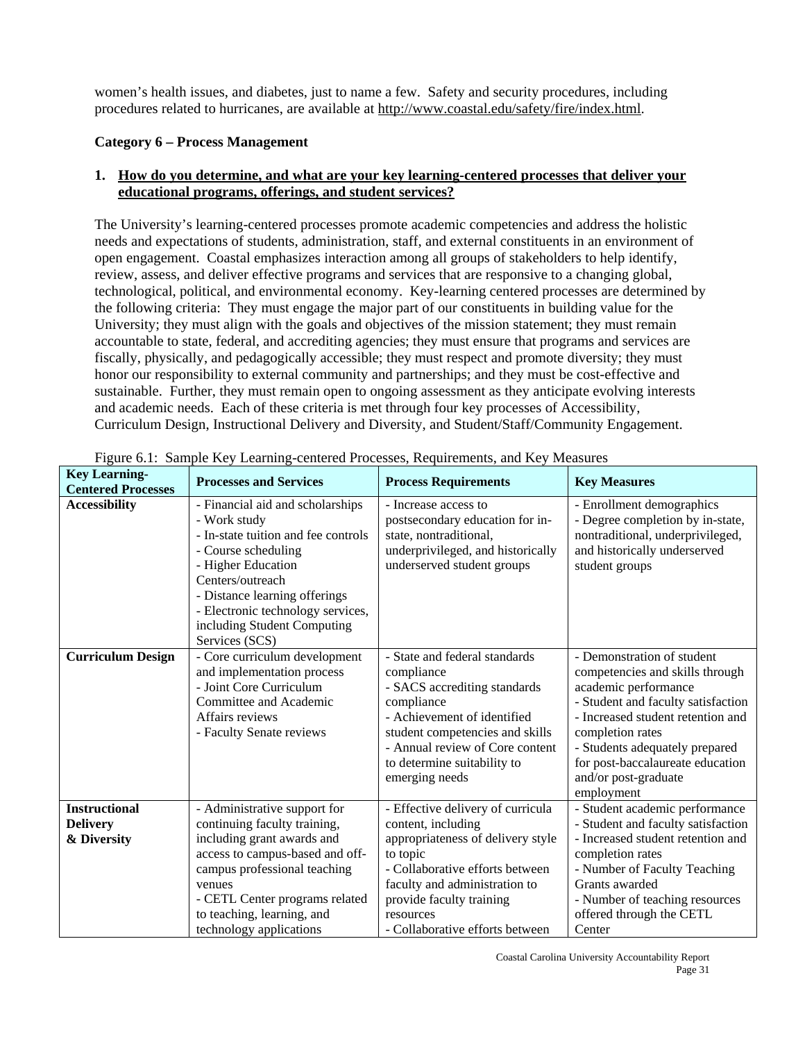women's health issues, and diabetes, just to name a few. Safety and security procedures, including procedures related to hurricanes, are available at http://www.coastal.edu/safety/fire/index.html.

**Category 6 – Process Management**

**1. How do you determine, and what are your key learning-centered processes that deliver your educational programs, offerings, and student services?**

The University's learning-centered processes promote academic competencies and address the holistic needs and expectations of students, administration, staff, and external constituents in an environment of open engagement. Coastal emphasizes interaction among all groups of stakeholders to help identify, review, assess, and deliver effective programs and services that are responsive to a changing global, technological, political, and environmental economy. Key-learning centered processes are determined by the following criteria: They must engage the major part of our constituents in building value for the University; they must align with the goals and objectives of the mission statement; they must remain accountable to state, federal, and accrediting agencies; they must ensure that programs and services are fiscally, physically, and pedagogically accessible; they must respect and promote diversity; they must honor our responsibility to external community and partnerships; and they must be cost-effective and sustainable. Further, they must remain open to ongoing assessment as they anticipate evolving interests and academic needs. Each of these criteria is met through four key processes of Accessibility, Curriculum Design, Instructional Delivery and Diversity, and Student/Staff/Community Engagement.

Figure 6.1: Sample Key Learning-centered Processes, Requirements, and Key Measures

| Key Learning-Centered Processes | Processes and Services | Process Requirements | Key Measures |
|---|---|---|---|
| **Accessibility** | - Financial aid and scholarships<br>- Work study<br>- In-state tuition and fee controls<br>- Course scheduling<br>- Higher Education Centers/outreach<br>- Distance learning offerings<br>- Electronic technology services, including Student Computing Services (SCS) | - Increase access to postsecondary education for in-state, nontraditional, underprivileged, and historically underserved student groups | - Enrollment demographics<br>- Degree completion by in-state, nontraditional, underprivileged, and historically underserved student groups |
| **Curriculum Design** | - Core curriculum development and implementation process<br>- Joint Core Curriculum Committee and Academic Affairs reviews<br>- Faculty Senate reviews | - State and federal standards compliance<br>- SACS accrediting standards compliance<br>- Achievement of identified student competencies and skills<br>- Annual review of Core content to determine suitability to emerging needs | - Demonstration of student competencies and skills through academic performance<br>- Student and faculty satisfaction<br>- Increased student retention and completion rates<br>- Students adequately prepared for post-baccalaureate education and/or post-graduate employment |
| **Instructional Delivery & Diversity** | - Administrative support for continuing faculty training, including grant awards and access to campus-based and off-campus professional teaching venues<br>- CETL Center programs related to teaching, learning, and technology applications | - Effective delivery of curricula content, including appropriateness of delivery style to topic<br>- Collaborative efforts between faculty and administration to provide faculty training resources<br>- Collaborative efforts between | - Student academic performance<br>- Student and faculty satisfaction<br>- Increased student retention and completion rates<br>- Number of Faculty Teaching Grants awarded<br>- Number of teaching resources offered through the CETL Center |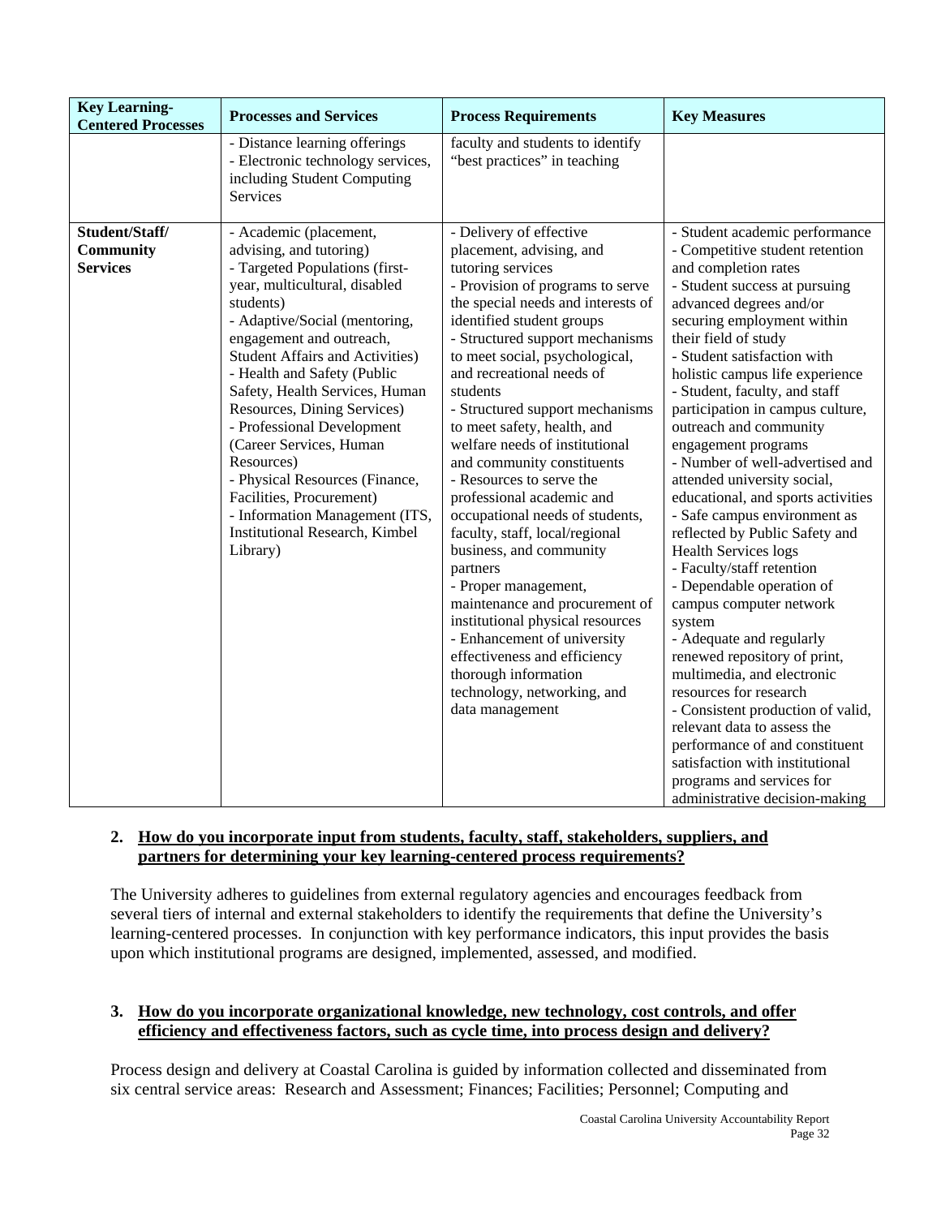| Key Learning-Centered Processes | Processes and Services | Process Requirements | Key Measures |
|---|---|---|---|
| | - Distance learning offerings<br>- Electronic technology services, including Student Computing Services | faculty and students to identify "best practices" in teaching | |
| **Student/Staff/ Community Services** | - Academic (placement, advising, and tutoring)<br>- Targeted Populations (first-year, multicultural, disabled students)<br>- Adaptive/Social (mentoring, engagement and outreach, Student Affairs and Activities)<br>- Health and Safety (Public Safety, Health Services, Human Resources, Dining Services)<br>- Professional Development (Career Services, Human Resources)<br>- Physical Resources (Finance, Facilities, Procurement)<br>- Information Management (ITS, Institutional Research, Kimbel Library) | - Delivery of effective placement, advising, and tutoring services<br>- Provision of programs to serve the special needs and interests of identified student groups<br>- Structured support mechanisms to meet social, psychological, and recreational needs of students<br>- Structured support mechanisms to meet safety, health, and welfare needs of institutional and community constituents<br>- Resources to serve the professional academic and occupational needs of students, faculty, staff, local/regional business, and community partners<br>- Proper management, maintenance and procurement of institutional physical resources<br>- Enhancement of university effectiveness and efficiency thorough information technology, networking, and data management | - Student academic performance<br>- Competitive student retention and completion rates<br>- Student success at pursuing advanced degrees and/or securing employment within their field of study<br>- Student satisfaction with holistic campus life experience<br>- Student, faculty, and staff participation in campus culture, outreach and community engagement programs<br>- Number of well-advertised and attended university social, educational, and sports activities<br>- Safe campus environment as reflected by Public Safety and Health Services logs<br>- Faculty/staff retention<br>- Dependable operation of campus computer network system<br>- Adequate and regularly renewed repository of print, multimedia, and electronic resources for research<br>- Consistent production of valid, relevant data to assess the performance of and constituent satisfaction with institutional programs and services for administrative decision-making |

**2. How do you incorporate input from students, faculty, staff, stakeholders, suppliers, and partners for determining your key learning-centered process requirements?**

The University adheres to guidelines from external regulatory agencies and encourages feedback from several tiers of internal and external stakeholders to identify the requirements that define the University's learning-centered processes. In conjunction with key performance indicators, this input provides the basis upon which institutional programs are designed, implemented, assessed, and modified.

**3. How do you incorporate organizational knowledge, new technology, cost controls, and offer efficiency and effectiveness factors, such as cycle time, into process design and delivery?**

Process design and delivery at Coastal Carolina is guided by information collected and disseminated from six central service areas: Research and Assessment; Finances; Facilities; Personnel; Computing and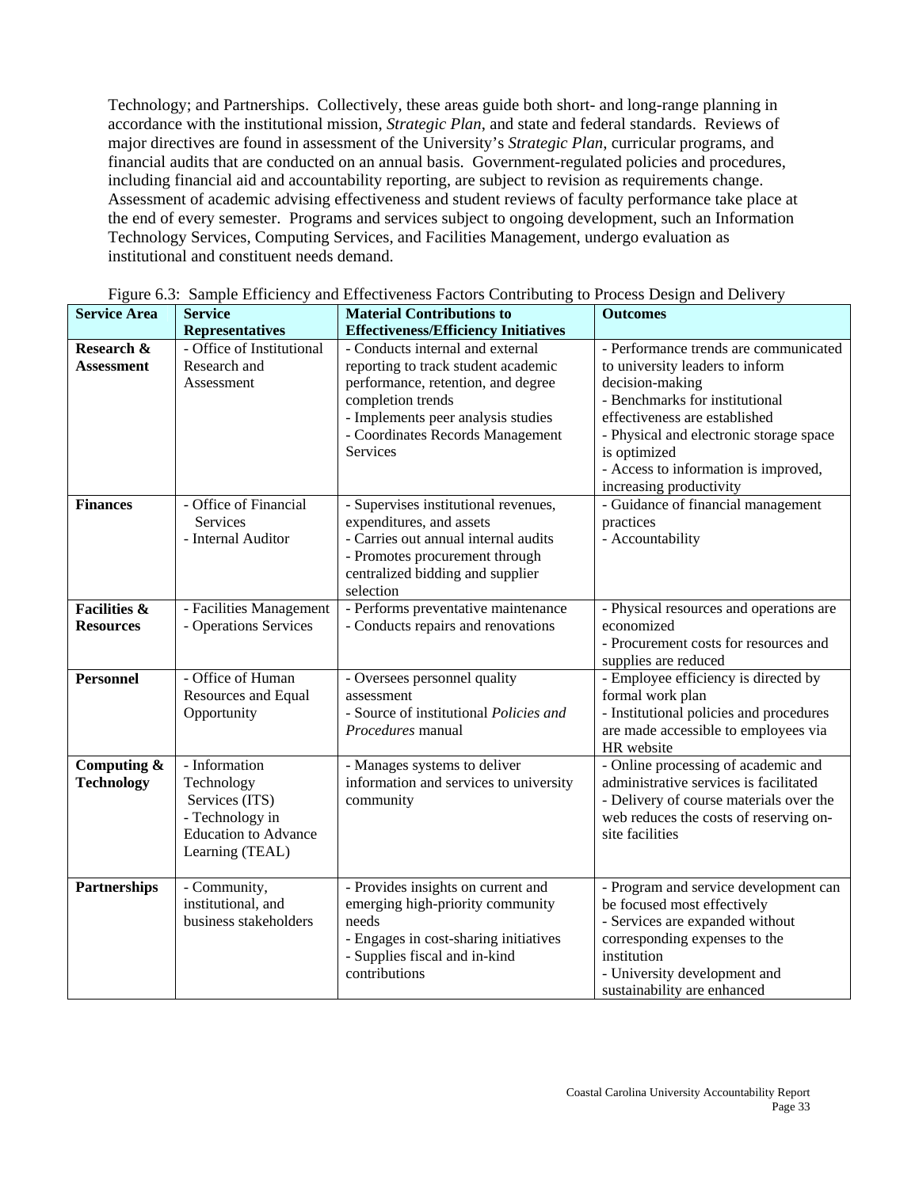Technology; and Partnerships. Collectively, these areas guide both short- and long-range planning in accordance with the institutional mission, *Strategic Plan*, and state and federal standards. Reviews of major directives are found in assessment of the University's *Strategic Plan*, curricular programs, and financial audits that are conducted on an annual basis. Government-regulated policies and procedures, including financial aid and accountability reporting, are subject to revision as requirements change. Assessment of academic advising effectiveness and student reviews of faculty performance take place at the end of every semester. Programs and services subject to ongoing development, such an Information Technology Services, Computing Services, and Facilities Management, undergo evaluation as institutional and constituent needs demand.

Figure 6.3: Sample Efficiency and Effectiveness Factors Contributing to Process Design and Delivery

| Service Area | Service Representatives | Material Contributions to Effectiveness/Efficiency Initiatives | Outcomes |
|---|---|---|---|
| **Research & Assessment** | - Office of Institutional Research and Assessment | - Conducts internal and external reporting to track student academic performance, retention, and degree completion trends<br>- Implements peer analysis studies<br>- Coordinates Records Management Services | - Performance trends are communicated to university leaders to inform decision-making<br>- Benchmarks for institutional effectiveness are established<br>- Physical and electronic storage space is optimized<br>- Access to information is improved, increasing productivity |
| **Finances** | - Office of Financial Services<br>- Internal Auditor | - Supervises institutional revenues, expenditures, and assets<br>- Carries out annual internal audits<br>- Promotes procurement through centralized bidding and supplier selection | - Guidance of financial management practices<br>- Accountability |
| **Facilities & Resources** | - Facilities Management<br>- Operations Services | - Performs preventative maintenance<br>- Conducts repairs and renovations | - Physical resources and operations are economized<br>- Procurement costs for resources and supplies are reduced |
| **Personnel** | - Office of Human Resources and Equal Opportunity | - Oversees personnel quality assessment<br>- Source of institutional *Policies and Procedures* manual | - Employee efficiency is directed by formal work plan<br>- Institutional policies and procedures are made accessible to employees via HR website |
| **Computing & Technology** | - Information Technology Services (ITS)<br>- Technology in Education to Advance Learning (TEAL) | - Manages systems to deliver information and services to university community | - Online processing of academic and administrative services is facilitated<br>- Delivery of course materials over the web reduces the costs of reserving on-site facilities |
| **Partnerships** | - Community, institutional, and business stakeholders | - Provides insights on current and emerging high-priority community needs<br>- Engages in cost-sharing initiatives<br>- Supplies fiscal and in-kind contributions | - Program and service development can be focused most effectively<br>- Services are expanded without corresponding expenses to the institution<br>- University development and sustainability are enhanced |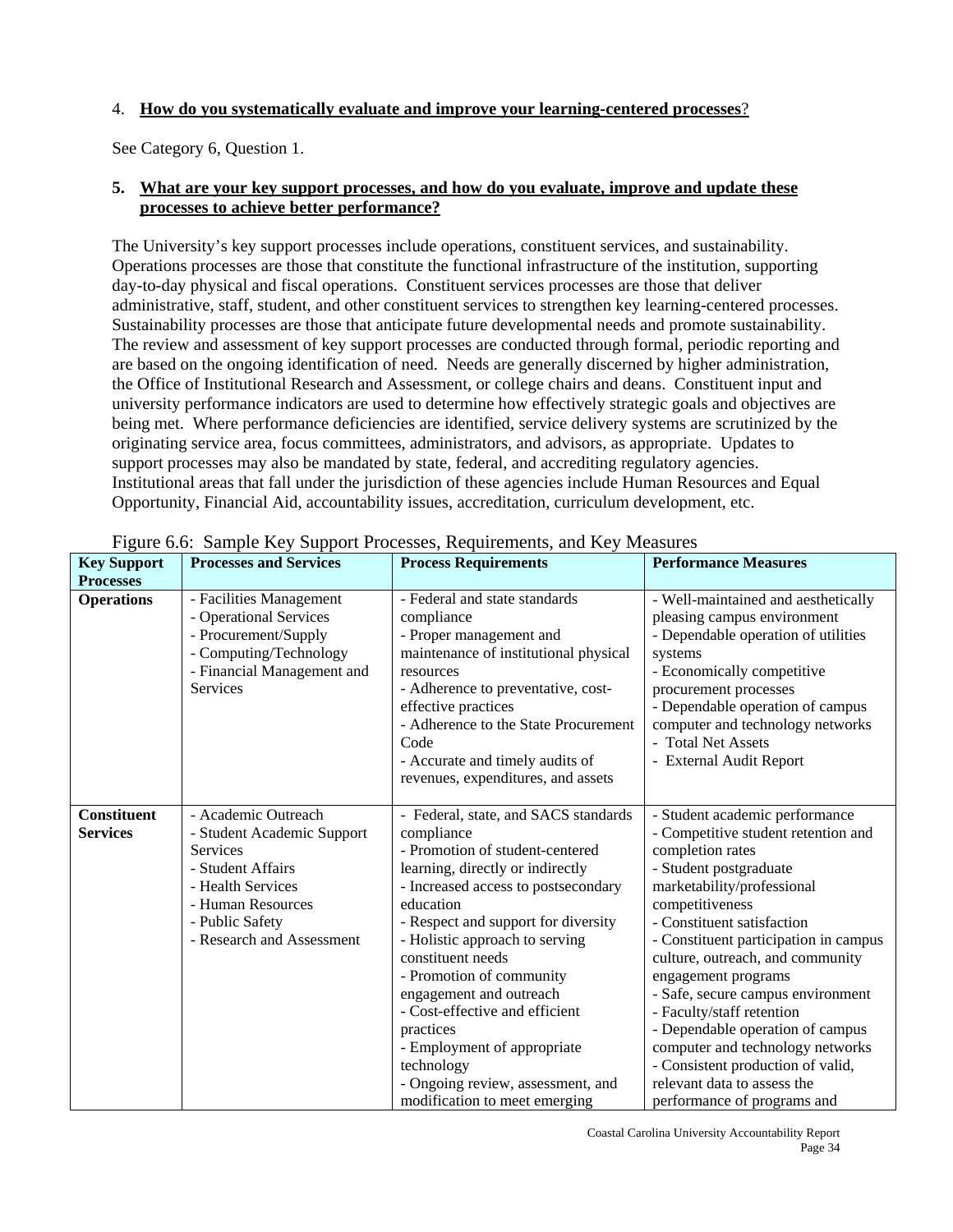4. **How do you systematically evaluate and improve your learning-centered processes**?

See Category 6, Question 1.

5. **What are your key support processes, and how do you evaluate, improve and update these processes to achieve better performance?**

The University's key support processes include operations, constituent services, and sustainability. Operations processes are those that constitute the functional infrastructure of the institution, supporting day-to-day physical and fiscal operations. Constituent services processes are those that deliver administrative, staff, student, and other constituent services to strengthen key learning-centered processes. Sustainability processes are those that anticipate future developmental needs and promote sustainability. The review and assessment of key support processes are conducted through formal, periodic reporting and are based on the ongoing identification of need. Needs are generally discerned by higher administration, the Office of Institutional Research and Assessment, or college chairs and deans. Constituent input and university performance indicators are used to determine how effectively strategic goals and objectives are being met. Where performance deficiencies are identified, service delivery systems are scrutinized by the originating service area, focus committees, administrators, and advisors, as appropriate. Updates to support processes may also be mandated by state, federal, and accrediting regulatory agencies. Institutional areas that fall under the jurisdiction of these agencies include Human Resources and Equal Opportunity, Financial Aid, accountability issues, accreditation, curriculum development, etc.

Figure 6.6: Sample Key Support Processes, Requirements, and Key Measures

| Key Support Processes | Processes and Services | Process Requirements | Performance Measures |
|---|---|---|---|
| **Operations** | - Facilities Management<br>- Operational Services<br>- Procurement/Supply<br>- Computing/Technology<br>- Financial Management and Services | - Federal and state standards compliance<br>- Proper management and maintenance of institutional physical resources<br>- Adherence to preventative, cost-effective practices<br>- Adherence to the State Procurement Code<br>- Accurate and timely audits of revenues, expenditures, and assets | - Well-maintained and aesthetically pleasing campus environment<br>- Dependable operation of utilities systems<br>- Economically competitive procurement processes<br>- Dependable operation of campus computer and technology networks<br>- Total Net Assets<br>- External Audit Report |
| **Constituent Services** | - Academic Outreach<br>- Student Academic Support Services<br>- Student Affairs<br>- Health Services<br>- Human Resources<br>- Public Safety<br>- Research and Assessment | - Federal, state, and SACS standards compliance<br>- Promotion of student-centered learning, directly or indirectly<br>- Increased access to postsecondary education<br>- Respect and support for diversity<br>- Holistic approach to serving constituent needs<br>- Promotion of community engagement and outreach<br>- Cost-effective and efficient practices<br>- Employment of appropriate technology<br>- Ongoing review, assessment, and modification to meet emerging | - Student academic performance<br>- Competitive student retention and completion rates<br>- Student postgraduate marketability/professional competitiveness<br>- Constituent satisfaction<br>- Constituent participation in campus culture, outreach, and community engagement programs<br>- Safe, secure campus environment<br>- Faculty/staff retention<br>- Dependable operation of campus computer and technology networks<br>- Consistent production of valid, relevant data to assess the performance of programs and |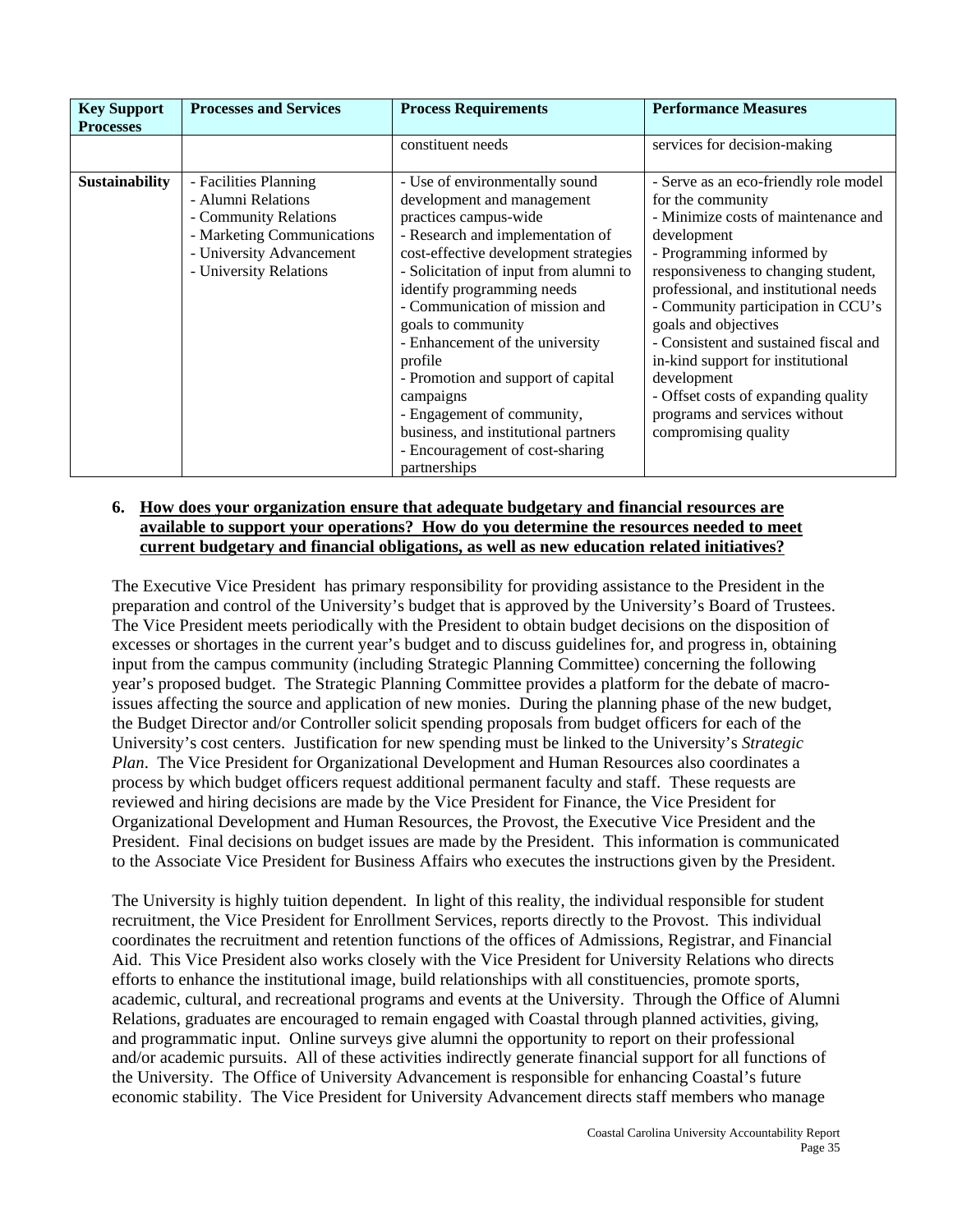| Key Support Processes | Processes and Services | Process Requirements | Performance Measures |
|---|---|---|---|
| | | constituent needs | services for decision-making |
| **Sustainability** | - Facilities Planning<br>- Alumni Relations<br>- Community Relations<br>- Marketing Communications<br>- University Advancement<br>- University Relations | - Use of environmentally sound development and management practices campus-wide<br>- Research and implementation of cost-effective development strategies<br>- Solicitation of input from alumni to identify programming needs<br>- Communication of mission and goals to community<br>- Enhancement of the university profile<br>- Promotion and support of capital campaigns<br>- Engagement of community, business, and institutional partners<br>- Encouragement of cost-sharing partnerships | - Serve as an eco-friendly role model for the community<br>- Minimize costs of maintenance and development<br>- Programming informed by responsiveness to changing student, professional, and institutional needs<br>- Community participation in CCU's goals and objectives<br>- Consistent and sustained fiscal and in-kind support for institutional development<br>- Offset costs of expanding quality programs and services without compromising quality |

**6. <u>How does your organization ensure that adequate budgetary and financial resources are available to support your operations? How do you determine the resources needed to meet current budgetary and financial obligations, as well as new education related initiatives?</u>**

The Executive Vice President has primary responsibility for providing assistance to the President in the preparation and control of the University's budget that is approved by the University's Board of Trustees. The Vice President meets periodically with the President to obtain budget decisions on the disposition of excesses or shortages in the current year's budget and to discuss guidelines for, and progress in, obtaining input from the campus community (including Strategic Planning Committee) concerning the following year's proposed budget. The Strategic Planning Committee provides a platform for the debate of macro-issues affecting the source and application of new monies. During the planning phase of the new budget, the Budget Director and/or Controller solicit spending proposals from budget officers for each of the University's cost centers. Justification for new spending must be linked to the University's *Strategic Plan*. The Vice President for Organizational Development and Human Resources also coordinates a process by which budget officers request additional permanent faculty and staff. These requests are reviewed and hiring decisions are made by the Vice President for Finance, the Vice President for Organizational Development and Human Resources, the Provost, the Executive Vice President and the President. Final decisions on budget issues are made by the President. This information is communicated to the Associate Vice President for Business Affairs who executes the instructions given by the President.

The University is highly tuition dependent. In light of this reality, the individual responsible for student recruitment, the Vice President for Enrollment Services, reports directly to the Provost. This individual coordinates the recruitment and retention functions of the offices of Admissions, Registrar, and Financial Aid. This Vice President also works closely with the Vice President for University Relations who directs efforts to enhance the institutional image, build relationships with all constituencies, promote sports, academic, cultural, and recreational programs and events at the University. Through the Office of Alumni Relations, graduates are encouraged to remain engaged with Coastal through planned activities, giving, and programmatic input. Online surveys give alumni the opportunity to report on their professional and/or academic pursuits. All of these activities indirectly generate financial support for all functions of the University. The Office of University Advancement is responsible for enhancing Coastal's future economic stability. The Vice President for University Advancement directs staff members who manage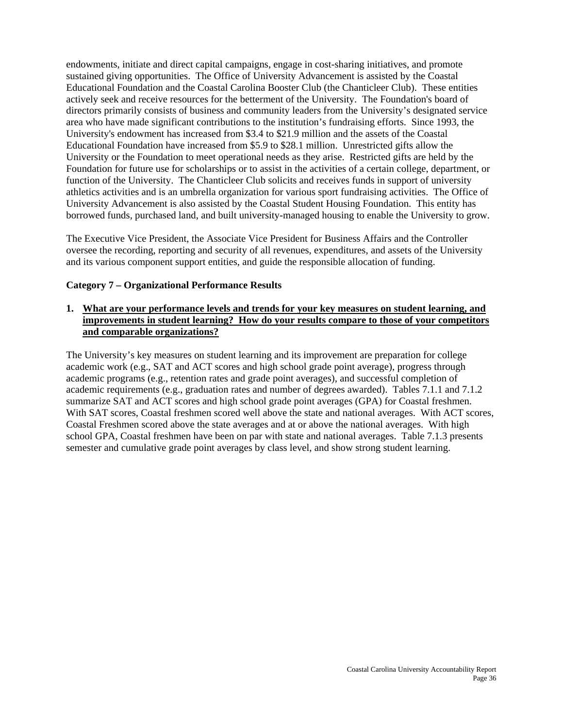endowments, initiate and direct capital campaigns, engage in cost-sharing initiatives, and promote sustained giving opportunities. The Office of University Advancement is assisted by the Coastal Educational Foundation and the Coastal Carolina Booster Club (the Chanticleer Club). These entities actively seek and receive resources for the betterment of the University. The Foundation's board of directors primarily consists of business and community leaders from the University's designated service area who have made significant contributions to the institution's fundraising efforts. Since 1993, the University's endowment has increased from $3.4 to $21.9 million and the assets of the Coastal Educational Foundation have increased from $5.9 to $28.1 million. Unrestricted gifts allow the University or the Foundation to meet operational needs as they arise. Restricted gifts are held by the Foundation for future use for scholarships or to assist in the activities of a certain college, department, or function of the University. The Chanticleer Club solicits and receives funds in support of university athletics activities and is an umbrella organization for various sport fundraising activities. The Office of University Advancement is also assisted by the Coastal Student Housing Foundation. This entity has borrowed funds, purchased land, and built university-managed housing to enable the University to grow.

The Executive Vice President, the Associate Vice President for Business Affairs and the Controller oversee the recording, reporting and security of all revenues, expenditures, and assets of the University and its various component support entities, and guide the responsible allocation of funding.

**Category 7 – Organizational Performance Results**

**1. <u>What are your performance levels and trends for your key measures on student learning, and improvements in student learning? How do your results compare to those of your competitors and comparable organizations?</u>**

The University's key measures on student learning and its improvement are preparation for college academic work (e.g., SAT and ACT scores and high school grade point average), progress through academic programs (e.g., retention rates and grade point averages), and successful completion of academic requirements (e.g., graduation rates and number of degrees awarded). Tables 7.1.1 and 7.1.2 summarize SAT and ACT scores and high school grade point averages (GPA) for Coastal freshmen. With SAT scores, Coastal freshmen scored well above the state and national averages. With ACT scores, Coastal Freshmen scored above the state averages and at or above the national averages. With high school GPA, Coastal freshmen have been on par with state and national averages. Table 7.1.3 presents semester and cumulative grade point averages by class level, and show strong student learning.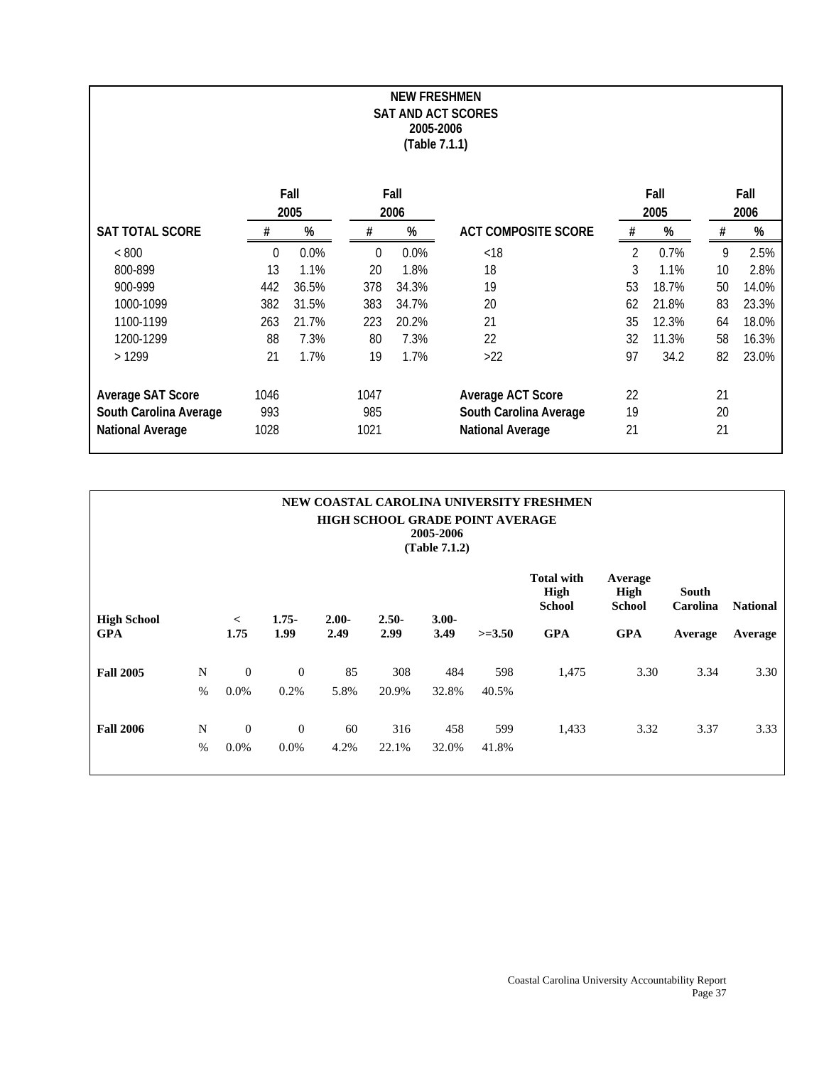**NEW FRESHMEN**
**SAT AND ACT SCORES**
**2005-2006**
**(Table 7.1.1)**

| SAT TOTAL SCORE | Fall 2005 # | Fall 2005 % | Fall 2006 # | Fall 2006 % | ACT COMPOSITE SCORE | Fall 2005 # | Fall 2005 % | Fall 2006 # | Fall 2006 % |
|---|---|---|---|---|---|---|---|---|---|
| < 800 | 0 | 0.0% | 0 | 0.0% | <18 | 2 | 0.7% | 9 | 2.5% |
| 800-899 | 13 | 1.1% | 20 | 1.8% | 18 | 3 | 1.1% | 10 | 2.8% |
| 900-999 | 442 | 36.5% | 378 | 34.3% | 19 | 53 | 18.7% | 50 | 14.0% |
| 1000-1099 | 382 | 31.5% | 383 | 34.7% | 20 | 62 | 21.8% | 83 | 23.3% |
| 1100-1199 | 263 | 21.7% | 223 | 20.2% | 21 | 35 | 12.3% | 64 | 18.0% |
| 1200-1299 | 88 | 7.3% | 80 | 7.3% | 22 | 32 | 11.3% | 58 | 16.3% |
| > 1299 | 21 | 1.7% | 19 | 1.7% | >22 | 97 | 34.2 | 82 | 23.0% |
| **Average SAT Score** | 1046 | | 1047 | | **Average ACT Score** | 22 | | 21 | |
| **South Carolina Average** | 993 | | 985 | | **South Carolina Average** | 19 | | 20 | |
| **National Average** | 1028 | | 1021 | | **National Average** | 21 | | 21 | |

**NEW COASTAL CAROLINA UNIVERSITY FRESHMEN**
**HIGH SCHOOL GRADE POINT AVERAGE**
**2005-2006**
**(Table 7.1.2)**

| High School GPA | | < 1.75 | 1.75-1.99 | 2.00-2.49 | 2.50-2.99 | 3.00-3.49 | >=3.50 | Total with High School GPA | Average High School GPA | South Carolina Average | National Average |
|---|---|---|---|---|---|---|---|---|---|---|---|
| **Fall 2005** | N | 0 | 0 | 85 | 308 | 484 | 598 | 1,475 | 3.30 | 3.34 | 3.30 |
| | % | 0.0% | 0.2% | 5.8% | 20.9% | 32.8% | 40.5% | | | | |
| **Fall 2006** | N | 0 | 0 | 60 | 316 | 458 | 599 | 1,433 | 3.32 | 3.37 | 3.33 |
| | % | 0.0% | 0.0% | 4.2% | 22.1% | 32.0% | 41.8% | | | | |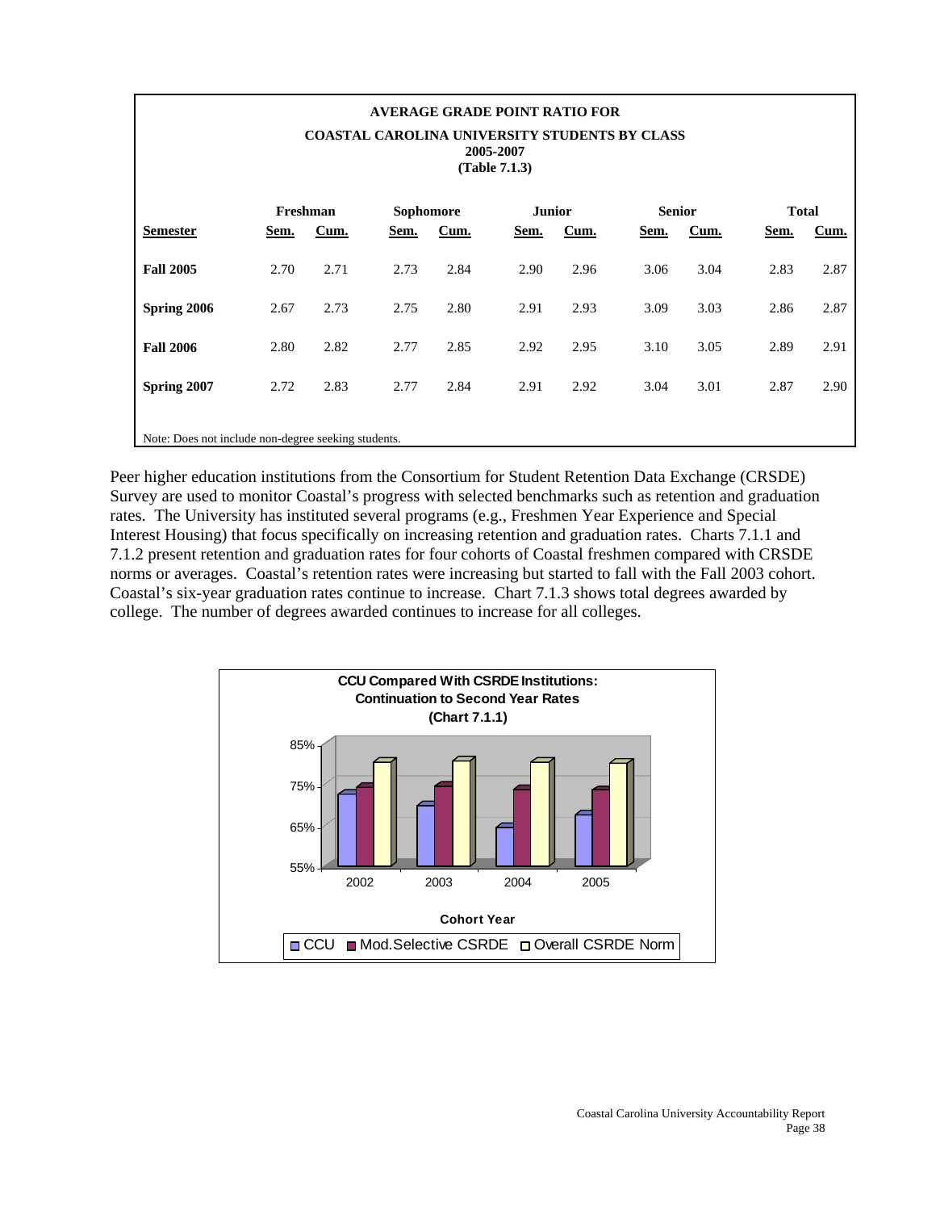**AVERAGE GRADE POINT RATIO FOR**
**COASTAL CAROLINA UNIVERSITY STUDENTS BY CLASS**
**2005-2007**
**(Table 7.1.3)**

| | Freshman | | Sophomore | | Junior | | Senior | | Total | |
|---|---|---|---|---|---|---|---|---|---|---|
| **Semester** | **Sem.** | **Cum.** | **Sem.** | **Cum.** | **Sem.** | **Cum.** | **Sem.** | **Cum.** | **Sem.** | **Cum.** |
| **Fall 2005** | 2.70 | 2.71 | 2.73 | 2.84 | 2.90 | 2.96 | 3.06 | 3.04 | 2.83 | 2.87 |
| **Spring 2006** | 2.67 | 2.73 | 2.75 | 2.80 | 2.91 | 2.93 | 3.09 | 3.03 | 2.86 | 2.87 |
| **Fall 2006** | 2.80 | 2.82 | 2.77 | 2.85 | 2.92 | 2.95 | 3.10 | 3.05 | 2.89 | 2.91 |
| **Spring 2007** | 2.72 | 2.83 | 2.77 | 2.84 | 2.91 | 2.92 | 3.04 | 3.01 | 2.87 | 2.90 |

Note: Does not include non-degree seeking students.

Peer higher education institutions from the Consortium for Student Retention Data Exchange (CRSDE) Survey are used to monitor Coastal's progress with selected benchmarks such as retention and graduation rates. The University has instituted several programs (e.g., Freshmen Year Experience and Special Interest Housing) that focus specifically on increasing retention and graduation rates. Charts 7.1.1 and 7.1.2 present retention and graduation rates for four cohorts of Coastal freshmen compared with CRSDE norms or averages. Coastal's retention rates were increasing but started to fall with the Fall 2003 cohort. Coastal's six-year graduation rates continue to increase. Chart 7.1.3 shows total degrees awarded by college. The number of degrees awarded continues to increase for all colleges.

**CCU Compared With CSRDE Institutions: Continuation to Second Year Rates (Chart 7.1.1)**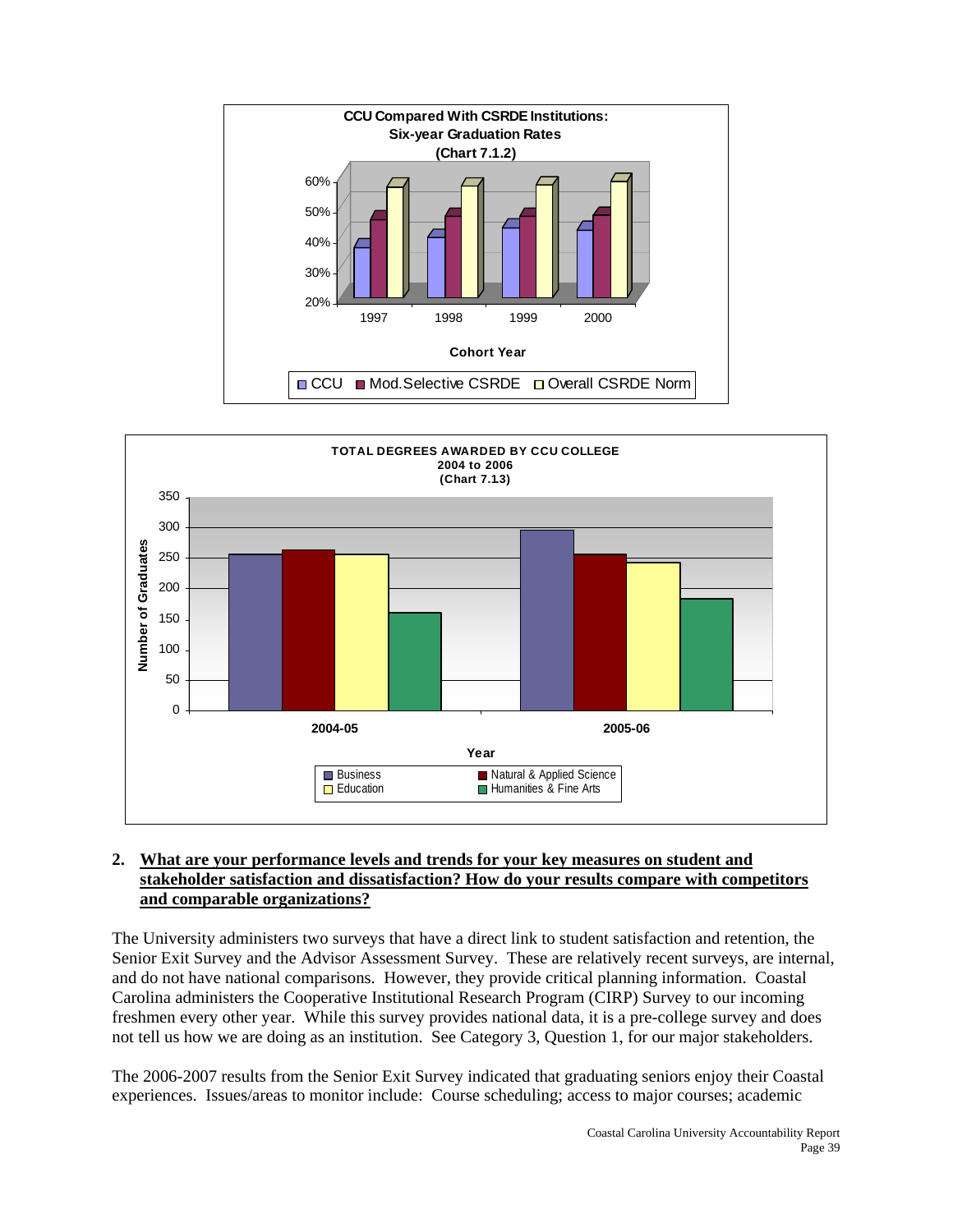**CCU Compared With CSRDE Institutions: Six-year Graduation Rates (Chart 7.1.2)**

**TOTAL DEGREES AWARDED BY CCU COLLEGE 2004 to 2006 (Chart 7.13)**

**2. What are your performance levels and trends for your key measures on student and stakeholder satisfaction and dissatisfaction? How do your results compare with competitors and comparable organizations?**

The University administers two surveys that have a direct link to student satisfaction and retention, the Senior Exit Survey and the Advisor Assessment Survey. These are relatively recent surveys, are internal, and do not have national comparisons. However, they provide critical planning information. Coastal Carolina administers the Cooperative Institutional Research Program (CIRP) Survey to our incoming freshmen every other year. While this survey provides national data, it is a pre-college survey and does not tell us how we are doing as an institution. See Category 3, Question 1, for our major stakeholders.

The 2006-2007 results from the Senior Exit Survey indicated that graduating seniors enjoy their Coastal experiences. Issues/areas to monitor include: Course scheduling; access to major courses; academic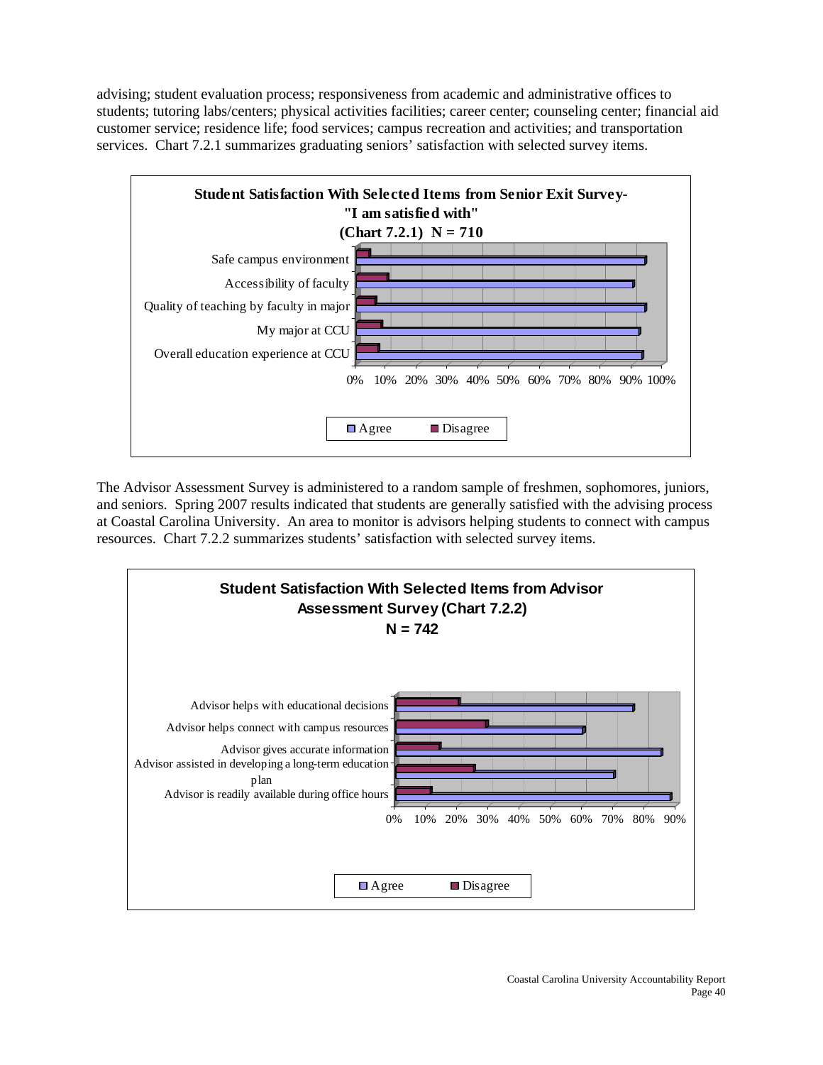advising; student evaluation process; responsiveness from academic and administrative offices to students; tutoring labs/centers; physical activities facilities; career center; counseling center; financial aid customer service; residence life; food services; campus recreation and activities; and transportation services. Chart 7.2.1 summarizes graduating seniors' satisfaction with selected survey items.

**Student Satisfaction With Selected Items from Senior Exit Survey- "I am satisfied with" (Chart 7.2.1) N = 710**

- Safe campus environment
- Accessibility of faculty
- Quality of teaching by faculty in major
- My major at CCU
- Overall education experience at CCU

0% 10% 20% 30% 40% 50% 60% 70% 80% 90% 100%

Agree | Disagree

The Advisor Assessment Survey is administered to a random sample of freshmen, sophomores, juniors, and seniors. Spring 2007 results indicated that students are generally satisfied with the advising process at Coastal Carolina University. An area to monitor is advisors helping students to connect with campus resources. Chart 7.2.2 summarizes students' satisfaction with selected survey items.

**Student Satisfaction With Selected Items from Advisor Assessment Survey (Chart 7.2.2) N = 742**

- Advisor helps with educational decisions
- Advisor helps connect with campus resources
- Advisor gives accurate information
- Advisor assisted in developing a long-term education plan
- Advisor is readily available during office hours

0% 10% 20% 30% 40% 50% 60% 70% 80% 90%

Agree | Disagree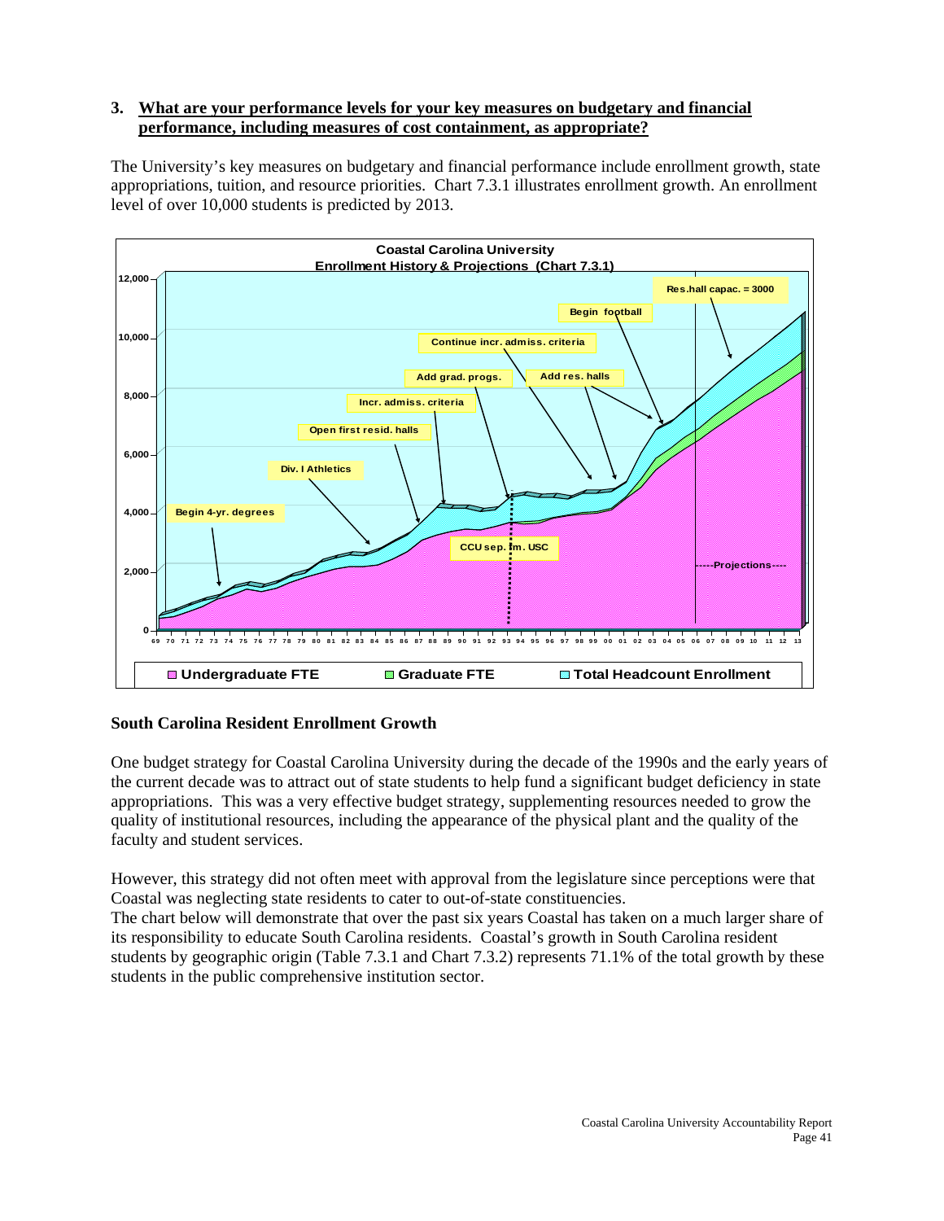3. **What are your performance levels for your key measures on budgetary and financial performance, including measures of cost containment, as appropriate?**

The University's key measures on budgetary and financial performance include enrollment growth, state appropriations, tuition, and resource priorities. Chart 7.3.1 illustrates enrollment growth. An enrollment level of over 10,000 students is predicted by 2013.

**Coastal Carolina University**
**Enrollment History & Projections (Chart 7.3.1)**

### South Carolina Resident Enrollment Growth

One budget strategy for Coastal Carolina University during the decade of the 1990s and the early years of the current decade was to attract out of state students to help fund a significant budget deficiency in state appropriations. This was a very effective budget strategy, supplementing resources needed to grow the quality of institutional resources, including the appearance of the physical plant and the quality of the faculty and student services.

However, this strategy did not often meet with approval from the legislature since perceptions were that Coastal was neglecting state residents to cater to out-of-state constituencies.
The chart below will demonstrate that over the past six years Coastal has taken on a much larger share of its responsibility to educate South Carolina residents. Coastal's growth in South Carolina resident students by geographic origin (Table 7.3.1 and Chart 7.3.2) represents 71.1% of the total growth by these students in the public comprehensive institution sector.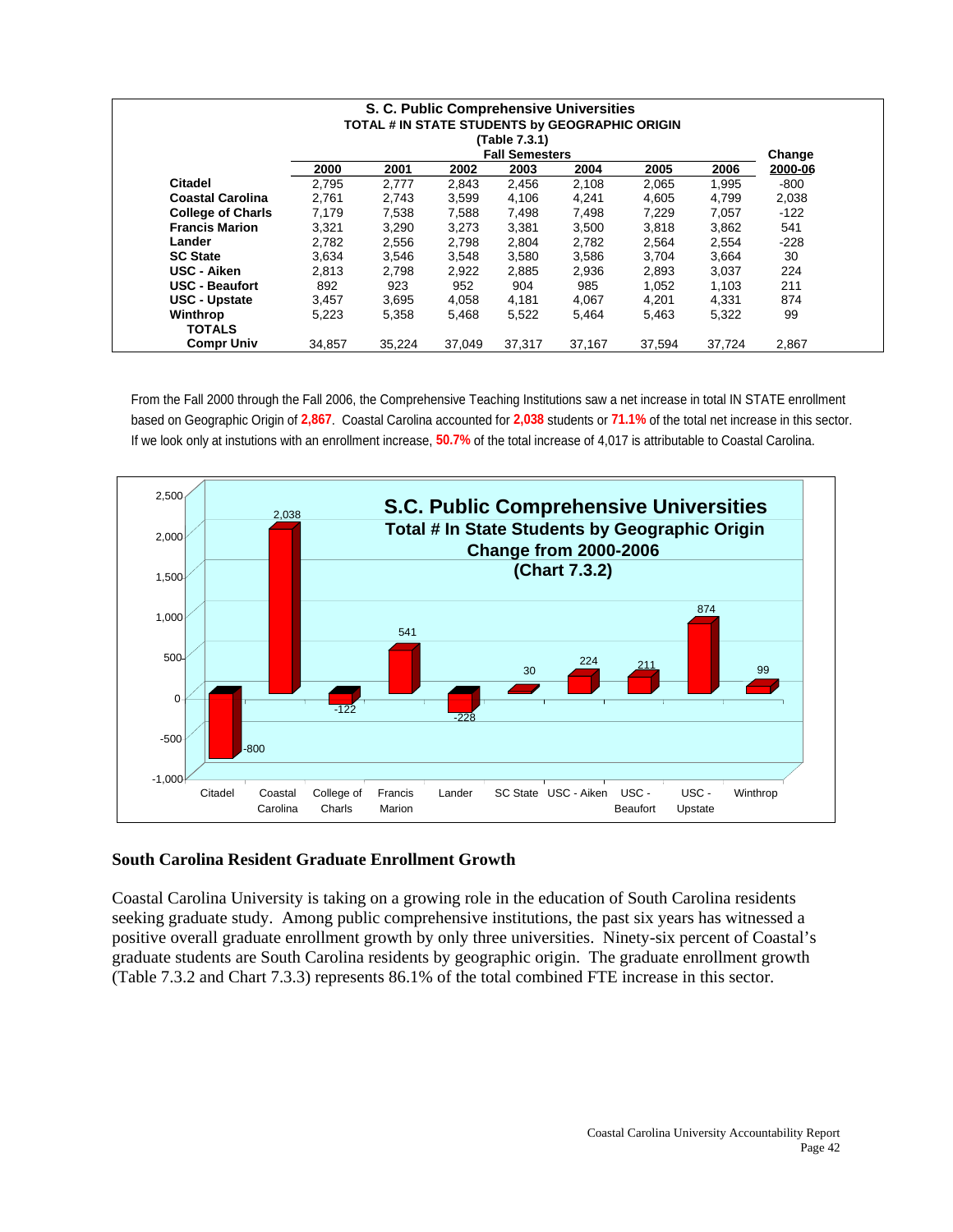**S. C. Public Comprehensive Universities**
**TOTAL # IN STATE STUDENTS by GEOGRAPHIC ORIGIN**
**(Table 7.3.1)**

| | Fall Semesters | | | | | | | Change |
|---|---|---|---|---|---|---|---|---|
| | **2000** | **2001** | **2002** | **2003** | **2004** | **2005** | **2006** | **2000-06** |
| **Citadel** | 2,795 | 2,777 | 2,843 | 2,456 | 2,108 | 2,065 | 1,995 | -800 |
| **Coastal Carolina** | 2,761 | 2,743 | 3,599 | 4,106 | 4,241 | 4,605 | 4,799 | 2,038 |
| **College of Charls** | 7,179 | 7,538 | 7,588 | 7,498 | 7,498 | 7,229 | 7,057 | -122 |
| **Francis Marion** | 3,321 | 3,290 | 3,273 | 3,381 | 3,500 | 3,818 | 3,862 | 541 |
| **Lander** | 2,782 | 2,556 | 2,798 | 2,804 | 2,782 | 2,564 | 2,554 | -228 |
| **SC State** | 3,634 | 3,546 | 3,548 | 3,580 | 3,586 | 3,704 | 3,664 | 30 |
| **USC - Aiken** | 2,813 | 2,798 | 2,922 | 2,885 | 2,936 | 2,893 | 3,037 | 224 |
| **USC - Beaufort** | 892 | 923 | 952 | 904 | 985 | 1,052 | 1,103 | 211 |
| **USC - Upstate** | 3,457 | 3,695 | 4,058 | 4,181 | 4,067 | 4,201 | 4,331 | 874 |
| **Winthrop** | 5,223 | 5,358 | 5,468 | 5,522 | 5,464 | 5,463 | 5,322 | 99 |
| **TOTALS Compr Univ** | 34,857 | 35,224 | 37,049 | 37,317 | 37,167 | 37,594 | 37,724 | 2,867 |

From the Fall 2000 through the Fall 2006, the Comprehensive Teaching Institutions saw a net increase in total IN STATE enrollment based on Geographic Origin of **2,867**. Coastal Carolina accounted for **2,038** students or **71.1%** of the total net increase in this sector. If we look only at instutions with an enrollment increase, **50.7%** of the total increase of 4,017 is attributable to Coastal Carolina.

**S.C. Public Comprehensive Universities**
**Total # In State Students by Geographic Origin**
**Change from 2000-2006**
**(Chart 7.3.2)**

| Institution | Change |
|---|---|
| Citadel | -800 |
| Coastal Carolina | 2,038 |
| College of Charls | -122 |
| Francis Marion | 541 |
| Lander | -228 |
| SC State | 30 |
| USC - Aiken | 224 |
| USC - Beaufort | 211 |
| USC - Upstate | 874 |
| Winthrop | 99 |

## South Carolina Resident Graduate Enrollment Growth

Coastal Carolina University is taking on a growing role in the education of South Carolina residents seeking graduate study. Among public comprehensive institutions, the past six years has witnessed a positive overall graduate enrollment growth by only three universities. Ninety-six percent of Coastal's graduate students are South Carolina residents by geographic origin. The graduate enrollment growth (Table 7.3.2 and Chart 7.3.3) represents 86.1% of the total combined FTE increase in this sector.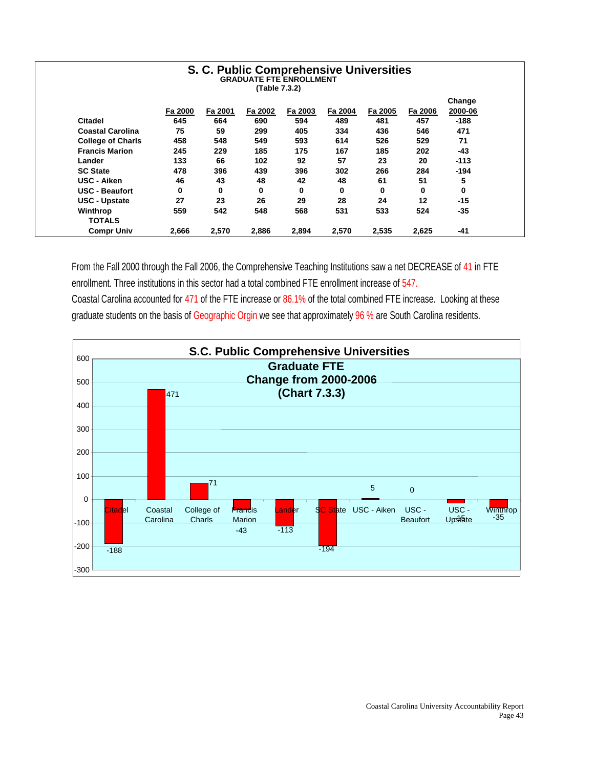# S. C. Public Comprehensive Universities

**GRADUATE FTE ENROLLMENT**

**(Table 7.3.2)**

| | Fa 2000 | Fa 2001 | Fa 2002 | Fa 2003 | Fa 2004 | Fa 2005 | Fa 2006 | Change 2000-06 |
|---|---|---|---|---|---|---|---|---|
| Citadel | 645 | 664 | 690 | 594 | 489 | 481 | 457 | -188 |
| Coastal Carolina | 75 | 59 | 299 | 405 | 334 | 436 | 546 | 471 |
| College of Charls | 458 | 548 | 549 | 593 | 614 | 526 | 529 | 71 |
| Francis Marion | 245 | 229 | 185 | 175 | 167 | 185 | 202 | -43 |
| Lander | 133 | 66 | 102 | 92 | 57 | 23 | 20 | -113 |
| SC State | 478 | 396 | 439 | 396 | 302 | 266 | 284 | -194 |
| USC - Aiken | 46 | 43 | 48 | 42 | 48 | 61 | 51 | 5 |
| USC - Beaufort | 0 | 0 | 0 | 0 | 0 | 0 | 0 | 0 |
| USC - Upstate | 27 | 23 | 26 | 29 | 28 | 24 | 12 | -15 |
| Winthrop | 559 | 542 | 548 | 568 | 531 | 533 | 524 | -35 |
| TOTALS Compr Univ | 2,666 | 2,570 | 2,886 | 2,894 | 2,570 | 2,535 | 2,625 | -41 |

From the Fall 2000 through the Fall 2006, the Comprehensive Teaching Institutions saw a net DECREASE of 41 in FTE enrollment. Three institutions in this sector had a total combined FTE enrollment increase of 547. Coastal Carolina accounted for 471 of the FTE increase or 86.1% of the total combined FTE increase. Looking at these graduate students on the basis of Geographic Orgin we see that approximately 96 % are South Carolina residents.

**S.C. Public Comprehensive Universities**
**Graduate FTE**
**Change from 2000-2006**
**(Chart 7.3.3)**

| Institution | Change |
|---|---|
| Citadel | -188 |
| Coastal Carolina | 471 |
| College of Charls | 71 |
| Francis Marion | -43 |
| Lander | -113 |
| SC State | -194 |
| USC - Aiken | 5 |
| USC - Beaufort | 0 |
| USC - Upstate | -15 |
| Winthrop | -35 |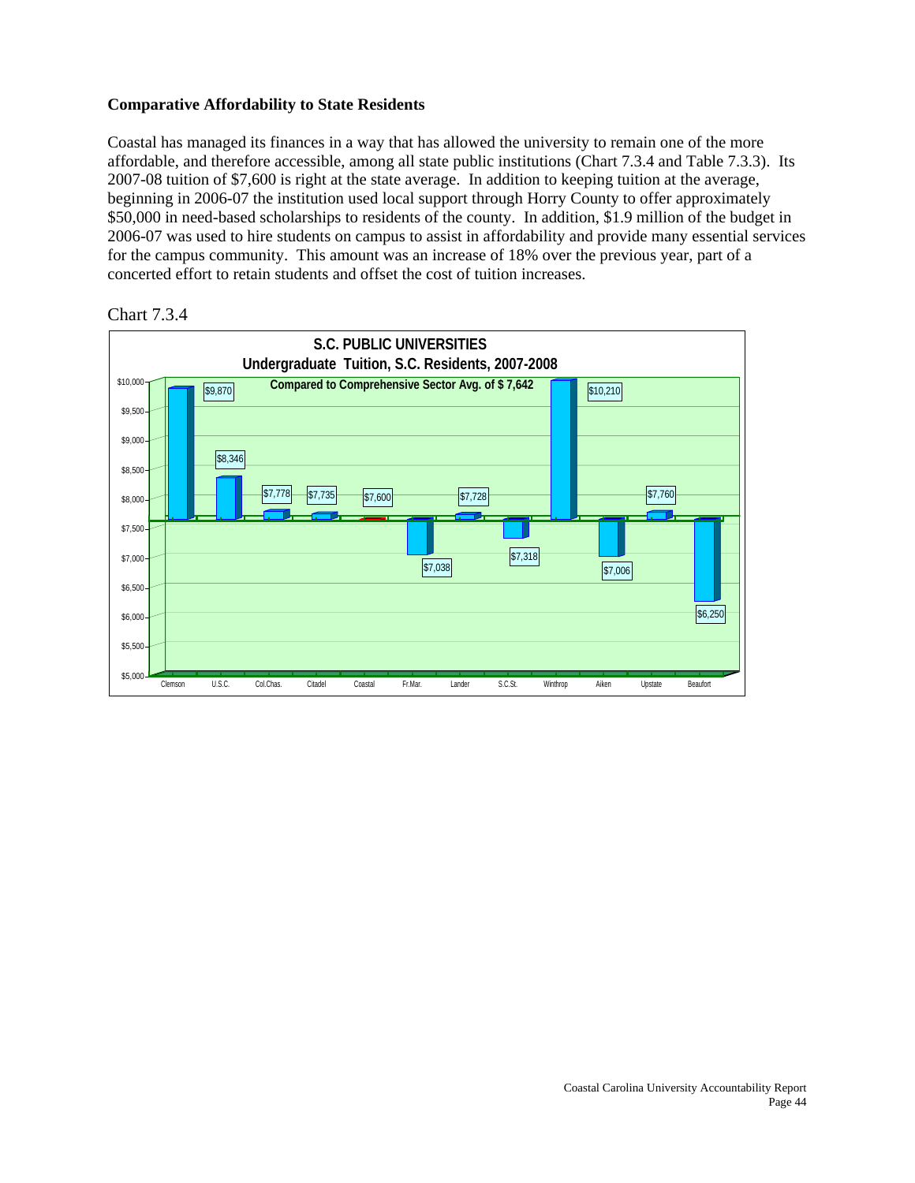**Comparative Affordability to State Residents**

Coastal has managed its finances in a way that has allowed the university to remain one of the more affordable, and therefore accessible, among all state public institutions (Chart 7.3.4 and Table 7.3.3). Its 2007-08 tuition of $7,600 is right at the state average. In addition to keeping tuition at the average, beginning in 2006-07 the institution used local support through Horry County to offer approximately $50,000 in need-based scholarships to residents of the county. In addition, $1.9 million of the budget in 2006-07 was used to hire students on campus to assist in affordability and provide many essential services for the campus community. This amount was an increase of 18% over the previous year, part of a concerted effort to retain students and offset the cost of tuition increases.

Chart 7.3.4

**S.C. PUBLIC UNIVERSITIES**
**Undergraduate Tuition, S.C. Residents, 2007-2008**
**Compared to Comprehensive Sector Avg. of $ 7,642**

| Institution | Tuition |
|---|---|
| Clemson | $9,870 |
| U.S.C. | $8,346 |
| Col.Chas. | $7,778 |
| Citadel | $7,735 |
| Coastal | $7,600 |
| Fr.Mar. | $7,038 |
| Lander | $7,728 |
| S.C.St. | $7,318 |
| Winthrop | $10,210 |
| Aiken | $7,006 |
| Upstate | $7,760 |
| Beaufort | $6,250 |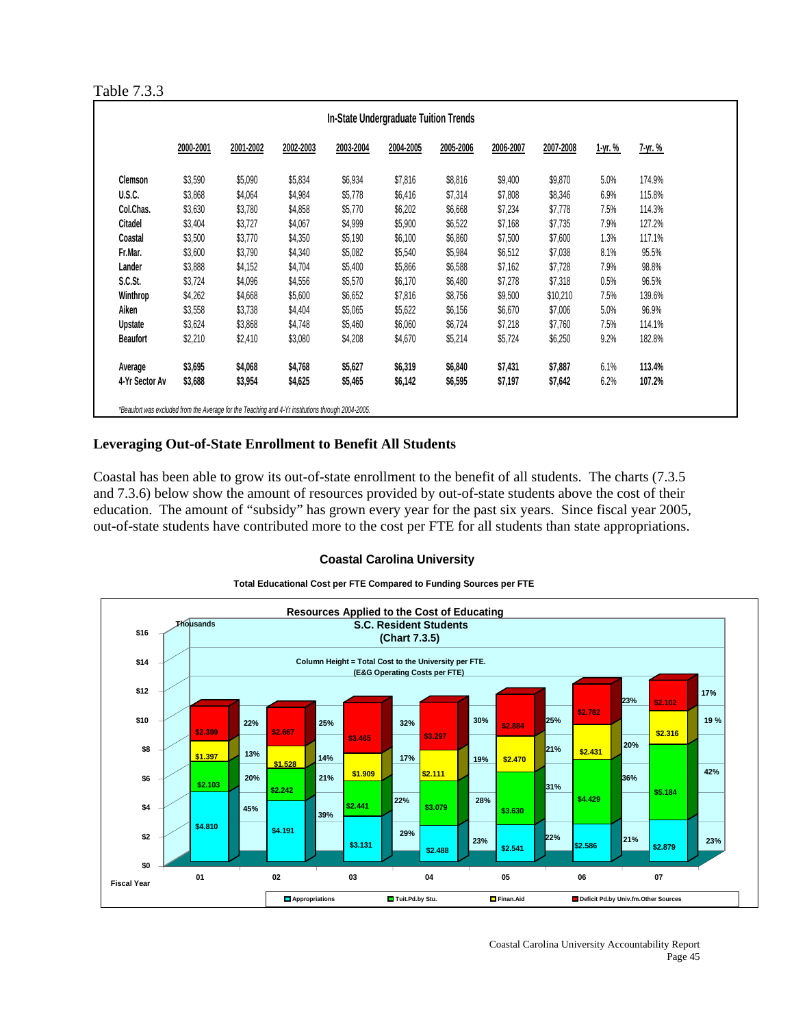Table 7.3.3

| In-State Undergraduate Tuition Trends | | | | | | | | | | |
|---|---|---|---|---|---|---|---|---|---|---|
| | 2000-2001 | 2001-2002 | 2002-2003 | 2003-2004 | 2004-2005 | 2005-2006 | 2006-2007 | 2007-2008 | 1-yr. % | 7-yr. % |
| **Clemson** | $3,590 | $5,090 | $5,834 | $6,934 | $7,816 | $8,816 | $9,400 | $9,870 | 5.0% | 174.9% |
| **U.S.C.** | $3,868 | $4,064 | $4,984 | $5,778 | $6,416 | $7,314 | $7,808 | $8,346 | 6.9% | 115.8% |
| **Col.Chas.** | $3,630 | $3,780 | $4,858 | $5,770 | $6,202 | $6,668 | $7,234 | $7,778 | 7.5% | 114.3% |
| **Citadel** | $3,404 | $3,727 | $4,067 | $4,999 | $5,900 | $6,522 | $7,168 | $7,735 | 7.9% | 127.2% |
| **Coastal** | $3,500 | $3,770 | $4,350 | $5,190 | $6,100 | $6,860 | $7,500 | $7,600 | 1.3% | 117.1% |
| **Fr.Mar.** | $3,600 | $3,790 | $4,340 | $5,082 | $5,540 | $5,984 | $6,512 | $7,038 | 8.1% | 95.5% |
| **Lander** | $3,888 | $4,152 | $4,704 | $5,400 | $5,866 | $6,588 | $7,162 | $7,728 | 7.9% | 98.8% |
| **S.C.St.** | $3,724 | $4,096 | $4,556 | $5,570 | $6,170 | $6,480 | $7,278 | $7,318 | 0.5% | 96.5% |
| **Winthrop** | $4,262 | $4,668 | $5,600 | $6,652 | $7,816 | $8,756 | $9,500 | $10,210 | 7.5% | 139.6% |
| **Aiken** | $3,558 | $3,738 | $4,404 | $5,065 | $5,622 | $6,156 | $6,670 | $7,006 | 5.0% | 96.9% |
| **Upstate** | $3,624 | $3,868 | $4,748 | $5,460 | $6,060 | $6,724 | $7,218 | $7,760 | 7.5% | 114.1% |
| **Beaufort** | $2,210 | $2,410 | $3,080 | $4,208 | $4,670 | $5,214 | $5,724 | $6,250 | 9.2% | 182.8% |
| **Average** | **$3,695** | **$4,068** | **$4,768** | **$5,627** | **$6,319** | **$6,840** | **$7,431** | **$7,887** | 6.1% | **113.4%** |
| **4-Yr Sector Av** | **$3,688** | **$3,954** | **$4,625** | **$5,465** | **$6,142** | **$6,595** | **$7,197** | **$7,642** | 6.2% | **107.2%** |

*Beaufort was excluded from the Average for the Teaching and 4-Yr institutions through 2004-2005.*

## Leveraging Out-of-State Enrollment to Benefit All Students

Coastal has been able to grow its out-of-state enrollment to the benefit of all students. The charts (7.3.5 and 7.3.6) below show the amount of resources provided by out-of-state students above the cost of their education. The amount of "subsidy" has grown every year for the past six years. Since fiscal year 2005, out-of-state students have contributed more to the cost per FTE for all students than state appropriations.

**Coastal Carolina University**

**Total Educational Cost per FTE Compared to Funding Sources per FTE**

**Resources Applied to the Cost of Educating S.C. Resident Students (Chart 7.3.5)**

Column Height = Total Cost to the University per FTE. (E&G Operating Costs per FTE)

Thousands

| Fiscal Year | Appropriations | Tuit.Pd.by Stu. | Finan.Aid | Deficit Pd.by Univ.fm.Other Sources |
|---|---|---|---|---|
| 01 | $4.810 (45%) | $2.103 (20%) | $1.397 (13%) | $2.399 (22%) |
| 02 | $4.191 (39%) | $2.242 (21%) | $1.528 (14%) | $2.667 (25%) |
| 03 | $3.131 (29%) | $2.441 (22%) | $1.909 (17%) | $3.465 (32%) |
| 04 | $2.488 (23%) | $3.079 (28%) | $2.111 (19%) | $3.297 (30%) |
| 05 | $2.541 (22%) | $3.630 (31%) | $2.470 (21%) | $2.884 (25%) |
| 06 | $2.586 (21%) | $4.429 (36%) | $2.431 (20%) | $2.782 (23%) |
| 07 | $2.879 (23%) | $5.184 (42%) | $2.316 (19 %) | $2.102 (17%) |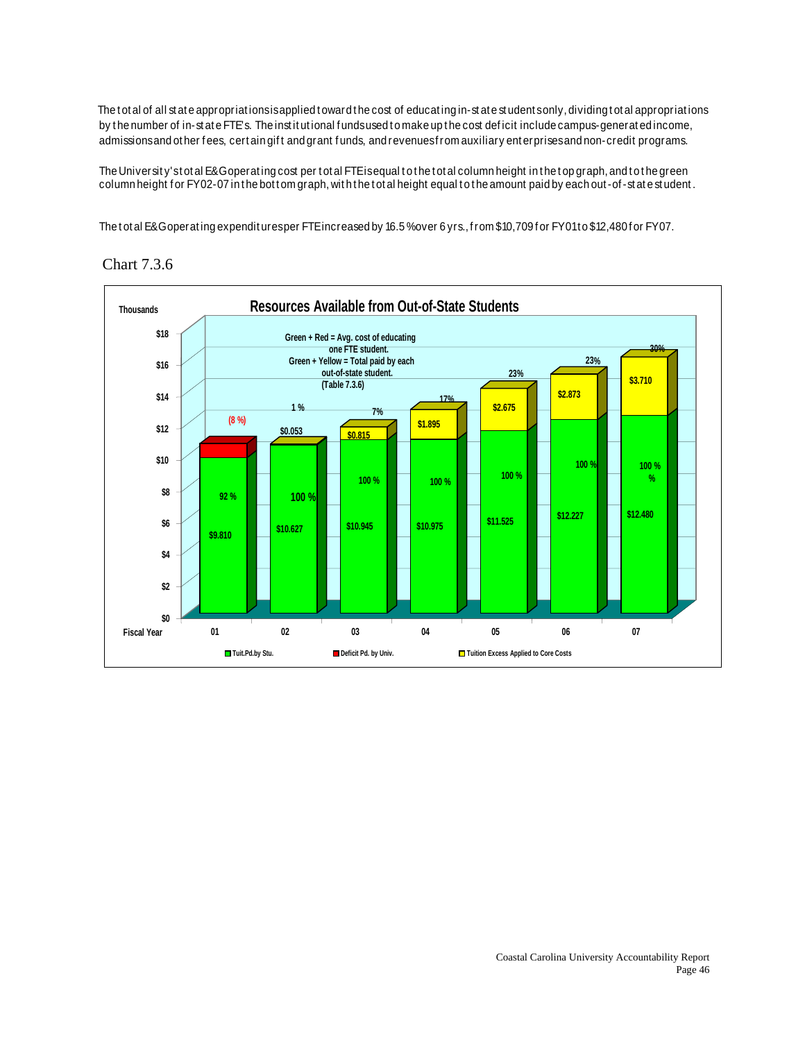The total of all state appropriations is applied toward the cost of educating in-state students only, dividing total appropriations by the number of in-state FTE's. The institutional funds used to make up the cost deficit include campus-generated income, admissions and other fees, certain gift and grant funds, and revenues from auxiliary enterprises and non-credit programs.

The University's total E&G operating cost per total FTE is equal to the total column height in the top graph, and to the green column height for FY02-07 in the bottom graph, with the total height equal to the amount paid by each out-of-state student.

The total E&G operating expenditures per FTE increased by 16.5% over 6 yrs., from $10,709 for FY01 to $12,480 for FY07.

Chart 7.3.6

**Resources Available from Out-of-State Students**

Thousands

Green + Red = Avg. cost of educating one FTE student.
Green + Yellow = Total paid by each out-of-state student.
(Table 7.3.6)

| Fiscal Year | Tuit.Pd.by Stu. | % | Deficit Pd. by Univ. | Tuition Excess Applied to Core Costs | Excess % |
|---|---|---|---|---|---|
| 01 | $9.810 | 92 % | (8 %) | | |
| 02 | $10.627 | 100 % | | $0.053 | 1 % |
| 03 | $10.945 | 100 % | | $0.815 | 7% |
| 04 | $10.975 | 100 % | | $1.895 | 17% |
| 05 | $11.525 | 100 % | | $2.675 | 23% |
| 06 | $12.227 | 100 % | | $2.873 | 23% |
| 07 | $12.480 | 100 % | | $3.710 | 30% |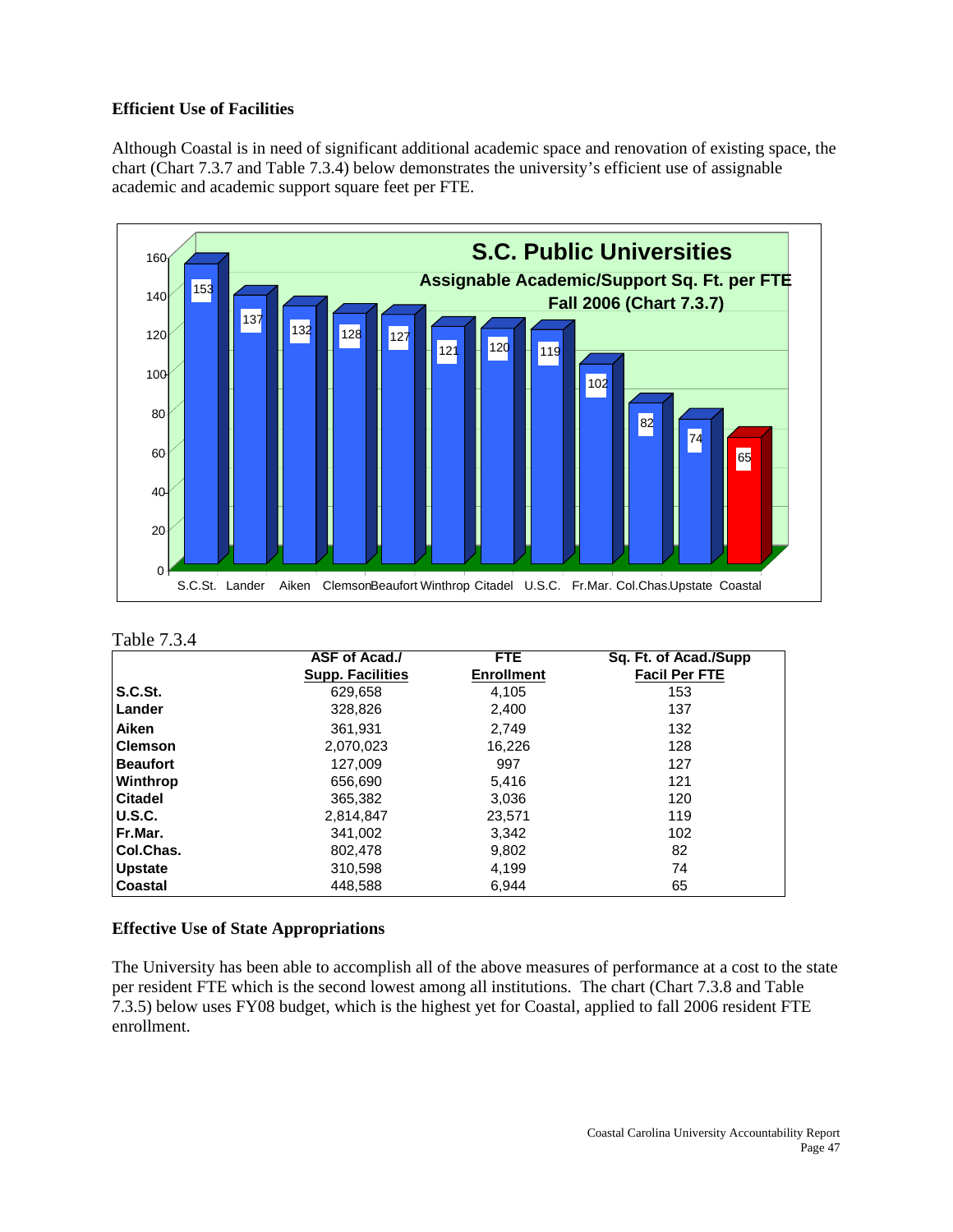**Efficient Use of Facilities**

Although Coastal is in need of significant additional academic space and renovation of existing space, the chart (Chart 7.3.7 and Table 7.3.4) below demonstrates the university's efficient use of assignable academic and academic support square feet per FTE.

Table 7.3.4

| | ASF of Acad./ Supp. Facilities | FTE Enrollment | Sq. Ft. of Acad./Supp Facil Per FTE |
|---|---|---|---|
| **S.C.St.** | 629,658 | 4,105 | 153 |
| **Lander** | 328,826 | 2,400 | 137 |
| **Aiken** | 361,931 | 2,749 | 132 |
| **Clemson** | 2,070,023 | 16,226 | 128 |
| **Beaufort** | 127,009 | 997 | 127 |
| **Winthrop** | 656,690 | 5,416 | 121 |
| **Citadel** | 365,382 | 3,036 | 120 |
| **U.S.C.** | 2,814,847 | 23,571 | 119 |
| **Fr.Mar.** | 341,002 | 3,342 | 102 |
| **Col.Chas.** | 802,478 | 9,802 | 82 |
| **Upstate** | 310,598 | 4,199 | 74 |
| **Coastal** | 448,588 | 6,944 | 65 |

**Effective Use of State Appropriations**

The University has been able to accomplish all of the above measures of performance at a cost to the state per resident FTE which is the second lowest among all institutions. The chart (Chart 7.3.8 and Table 7.3.5) below uses FY08 budget, which is the highest yet for Coastal, applied to fall 2006 resident FTE enrollment.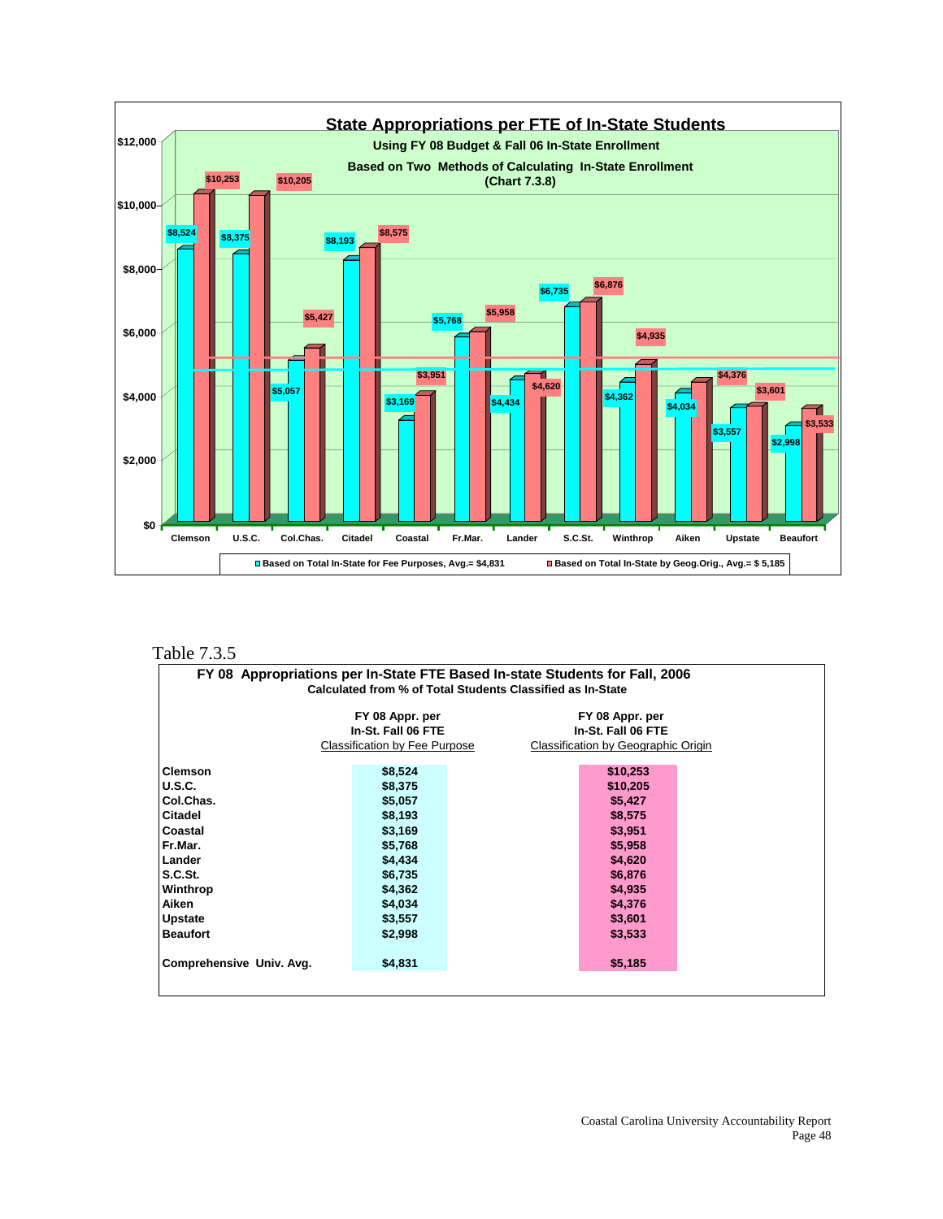## State Appropriations per FTE of In-State Students

**Using FY 08 Budget & Fall 06 In-State Enrollment**

**Based on Two Methods of Calculating In-State Enrollment (Chart 7.3.8)**

| Institution | Based on Total In-State for Fee Purposes, Avg.= $4,831 | Based on Total In-State by Geog.Orig., Avg.= $ 5,185 |
|---|---|---|
| Clemson | $8,524 | $10,253 |
| U.S.C. | $8,375 | $10,205 |
| Col.Chas. | $5,057 | $5,427 |
| Citadel | $8,193 | $8,575 |
| Coastal | $3,169 | $3,951 |
| Fr.Mar. | $5,768 | $5,958 |
| Lander | $4,434 | $4,620 |
| S.C.St. | $6,735 | $6,876 |
| Winthrop | $4,362 | $4,935 |
| Aiken | $4,034 | $4,376 |
| Upstate | $3,557 | $3,601 |
| Beaufort | $2,998 | $3,533 |

Table 7.3.5

**FY 08 Appropriations per In-State FTE Based In-state Students for Fall, 2006**

**Calculated from % of Total Students Classified as In-State**

| | FY 08 Appr. per In-St. Fall 06 FTE <u>Classification by Fee Purpose</u> | FY 08 Appr. per In-St. Fall 06 FTE <u>Classification by Geographic Origin</u> |
|---|---|---|
| **Clemson** | $8,524 | $10,253 |
| **U.S.C.** | $8,375 | $10,205 |
| **Col.Chas.** | $5,057 | $5,427 |
| **Citadel** | $8,193 | $8,575 |
| **Coastal** | $3,169 | $3,951 |
| **Fr.Mar.** | $5,768 | $5,958 |
| **Lander** | $4,434 | $4,620 |
| **S.C.St.** | $6,735 | $6,876 |
| **Winthrop** | $4,362 | $4,935 |
| **Aiken** | $4,034 | $4,376 |
| **Upstate** | $3,557 | $3,601 |
| **Beaufort** | $2,998 | $3,533 |
| **Comprehensive Univ. Avg.** | $4,831 | $5,185 |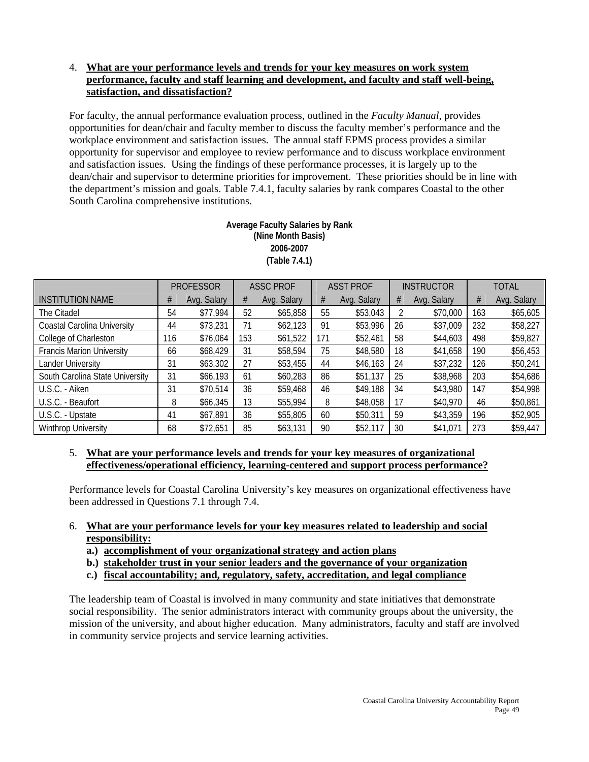4. **What are your performance levels and trends for your key measures on work system performance, faculty and staff learning and development, and faculty and staff well-being, satisfaction, and dissatisfaction?**

For faculty, the annual performance evaluation process, outlined in the *Faculty Manual*, provides opportunities for dean/chair and faculty member to discuss the faculty member's performance and the workplace environment and satisfaction issues. The annual staff EPMS process provides a similar opportunity for supervisor and employee to review performance and to discuss workplace environment and satisfaction issues. Using the findings of these performance processes, it is largely up to the dean/chair and supervisor to determine priorities for improvement. These priorities should be in line with the department's mission and goals. Table 7.4.1, faculty salaries by rank compares Coastal to the other South Carolina comprehensive institutions.

**Average Faculty Salaries by Rank**
**(Nine Month Basis)**
**2006-2007**
**(Table 7.4.1)**

| | PROFESSOR | | ASSC PROF | | ASST PROF | | INSTRUCTOR | | TOTAL | |
|---|---|---|---|---|---|---|---|---|---|---|
| INSTITUTION NAME | # | Avg. Salary | # | Avg. Salary | # | Avg. Salary | # | Avg. Salary | # | Avg. Salary |
| The Citadel | 54 | $77,994 | 52 | $65,858 | 55 | $53,043 | 2 | $70,000 | 163 | $65,605 |
| Coastal Carolina University | 44 | $73,231 | 71 | $62,123 | 91 | $53,996 | 26 | $37,009 | 232 | $58,227 |
| College of Charleston | 116 | $76,064 | 153 | $61,522 | 171 | $52,461 | 58 | $44,603 | 498 | $59,827 |
| Francis Marion University | 66 | $68,429 | 31 | $58,594 | 75 | $48,580 | 18 | $41,658 | 190 | $56,453 |
| Lander University | 31 | $63,302 | 27 | $53,455 | 44 | $46,163 | 24 | $37,232 | 126 | $50,241 |
| South Carolina State University | 31 | $66,193 | 61 | $60,283 | 86 | $51,137 | 25 | $38,968 | 203 | $54,686 |
| U.S.C. - Aiken | 31 | $70,514 | 36 | $59,468 | 46 | $49,188 | 34 | $43,980 | 147 | $54,998 |
| U.S.C. - Beaufort | 8 | $66,345 | 13 | $55,994 | 8 | $48,058 | 17 | $40,970 | 46 | $50,861 |
| U.S.C. - Upstate | 41 | $67,891 | 36 | $55,805 | 60 | $50,311 | 59 | $43,359 | 196 | $52,905 |
| Winthrop University | 68 | $72,651 | 85 | $63,131 | 90 | $52,117 | 30 | $41,071 | 273 | $59,447 |

5. **What are your performance levels and trends for your key measures of organizational effectiveness/operational efficiency, learning-centered and support process performance?**

Performance levels for Coastal Carolina University's key measures on organizational effectiveness have been addressed in Questions 7.1 through 7.4.

6. **What are your performance levels for your key measures related to leadership and social responsibility:**
   **a.) accomplishment of your organizational strategy and action plans**
   **b.) stakeholder trust in your senior leaders and the governance of your organization**
   **c.) fiscal accountability; and, regulatory, safety, accreditation, and legal compliance**

The leadership team of Coastal is involved in many community and state initiatives that demonstrate social responsibility. The senior administrators interact with community groups about the university, the mission of the university, and about higher education. Many administrators, faculty and staff are involved in community service projects and service learning activities.